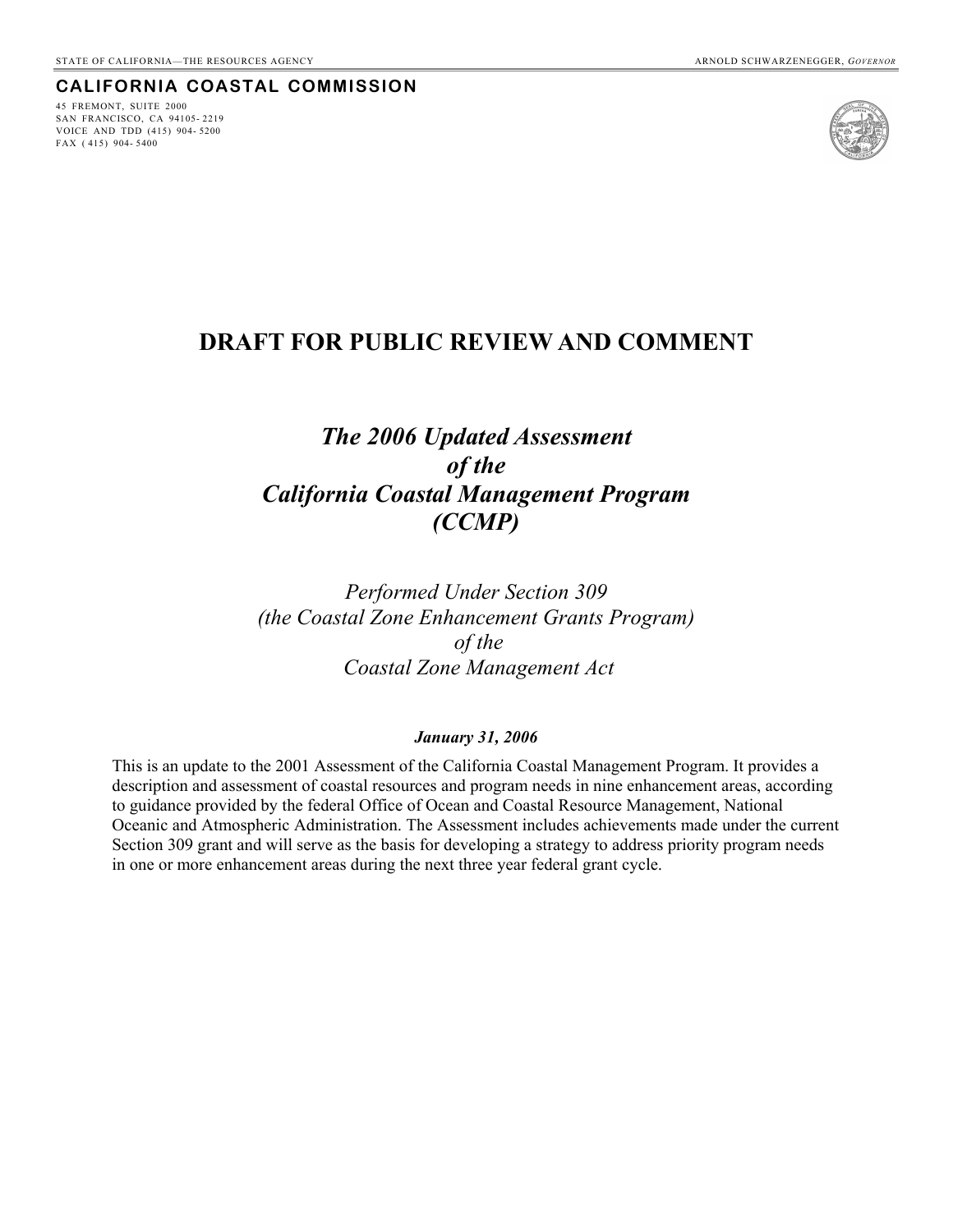STATE OF CALIFORNIA—THE RESOURCES AGENCY — ARNOLD SCHWARZENEGGER, *GOVERNOR*

**CALIFORNIA COASTAL COMMISSION**

45 FREMONT, SUITE 2000
SAN FRANCISCO, CA 94105-2219
VOICE AND TDD (415) 904-5200
FAX (415) 904-5400

# DRAFT FOR PUBLIC REVIEW AND COMMENT

## *The 2006 Updated Assessment of the California Coastal Management Program (CCMP)*

*Performed Under Section 309*
*(the Coastal Zone Enhancement Grants Program)*
*of the*
*Coastal Zone Management Act*

***January 31, 2006***

This is an update to the 2001 Assessment of the California Coastal Management Program. It provides a description and assessment of coastal resources and program needs in nine enhancement areas, according to guidance provided by the federal Office of Ocean and Coastal Resource Management, National Oceanic and Atmospheric Administration. The Assessment includes achievements made under the current Section 309 grant and will serve as the basis for developing a strategy to address priority program needs in one or more enhancement areas during the next three year federal grant cycle.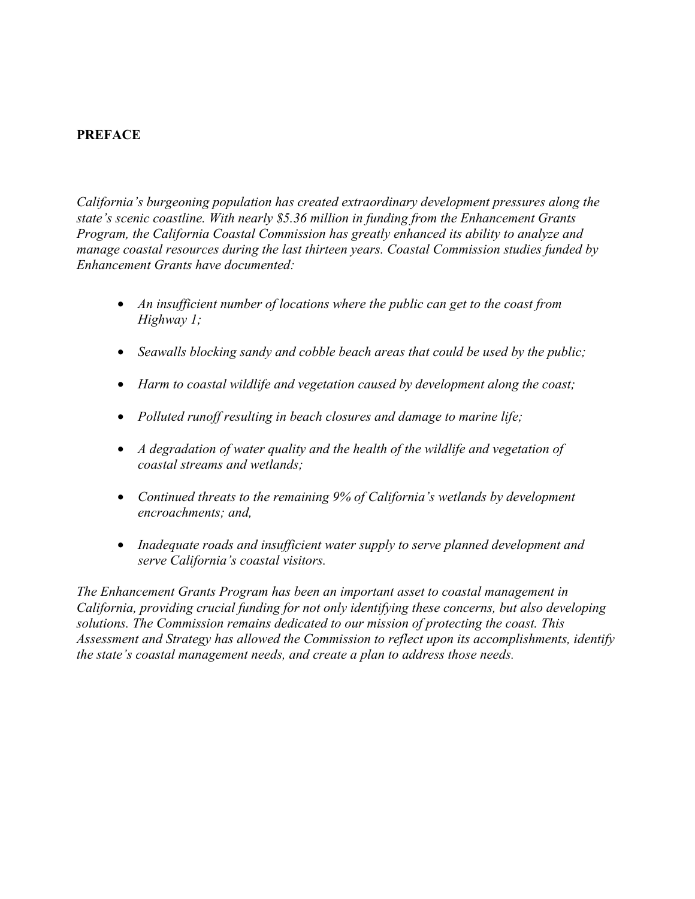## PREFACE

*California's burgeoning population has created extraordinary development pressures along the state's scenic coastline. With nearly $5.36 million in funding from the Enhancement Grants Program, the California Coastal Commission has greatly enhanced its ability to analyze and manage coastal resources during the last thirteen years. Coastal Commission studies funded by Enhancement Grants have documented:*

- *An insufficient number of locations where the public can get to the coast from Highway 1;*
- *Seawalls blocking sandy and cobble beach areas that could be used by the public;*
- *Harm to coastal wildlife and vegetation caused by development along the coast;*
- *Polluted runoff resulting in beach closures and damage to marine life;*
- *A degradation of water quality and the health of the wildlife and vegetation of coastal streams and wetlands;*
- *Continued threats to the remaining 9% of California's wetlands by development encroachments; and,*
- *Inadequate roads and insufficient water supply to serve planned development and serve California's coastal visitors.*

*The Enhancement Grants Program has been an important asset to coastal management in California, providing crucial funding for not only identifying these concerns, but also developing solutions. The Commission remains dedicated to our mission of protecting the coast. This Assessment and Strategy has allowed the Commission to reflect upon its accomplishments, identify the state's coastal management needs, and create a plan to address those needs.*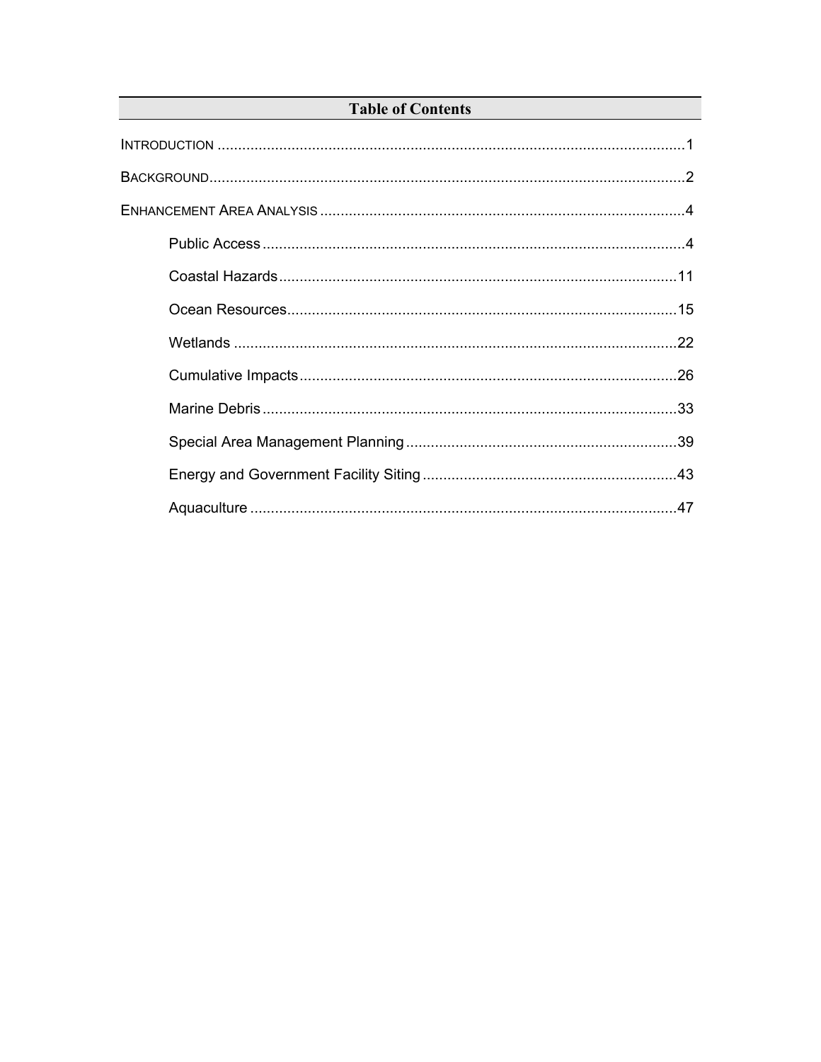## Table of Contents

INTRODUCTION .................................................................................................................1

BACKGROUND..................................................................................................................2

ENHANCEMENT AREA ANALYSIS ........................................................................................4

- Public Access .......................................................................................................4
- Coastal Hazards ................................................................................................11
- Ocean Resources...............................................................................................15
- Wetlands ............................................................................................................22
- Cumulative Impacts ...........................................................................................26
- Marine Debris .....................................................................................................33
- Special Area Management Planning ..................................................................39
- Energy and Government Facility Siting .............................................................43
- Aquaculture ........................................................................................................47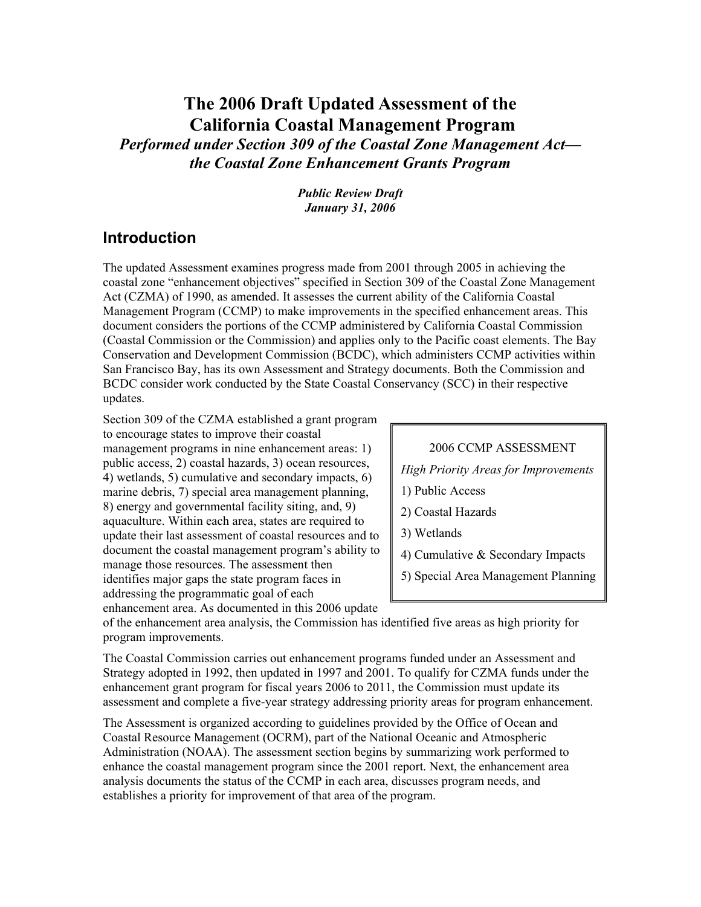# The 2006 Draft Updated Assessment of the California Coastal Management Program

***Performed under Section 309 of the Coastal Zone Management Act— the Coastal Zone Enhancement Grants Program***

***Public Review Draft***
***January 31, 2006***

## Introduction

The updated Assessment examines progress made from 2001 through 2005 in achieving the coastal zone "enhancement objectives" specified in Section 309 of the Coastal Zone Management Act (CZMA) of 1990, as amended. It assesses the current ability of the California Coastal Management Program (CCMP) to make improvements in the specified enhancement areas. This document considers the portions of the CCMP administered by California Coastal Commission (Coastal Commission or the Commission) and applies only to the Pacific coast elements. The Bay Conservation and Development Commission (BCDC), which administers CCMP activities within San Francisco Bay, has its own Assessment and Strategy documents. Both the Commission and BCDC consider work conducted by the State Coastal Conservancy (SCC) in their respective updates.

Section 309 of the CZMA established a grant program to encourage states to improve their coastal management programs in nine enhancement areas: 1) public access, 2) coastal hazards, 3) ocean resources, 4) wetlands, 5) cumulative and secondary impacts, 6) marine debris, 7) special area management planning, 8) energy and governmental facility siting, and, 9) aquaculture. Within each area, states are required to update their last assessment of coastal resources and to document the coastal management program's ability to manage those resources. The assessment then identifies major gaps the state program faces in addressing the programmatic goal of each enhancement area. As documented in this 2006 update of the enhancement area analysis, the Commission has identified five areas as high priority for program improvements.

> 2006 CCMP ASSESSMENT
>
> *High Priority Areas for Improvements*
>
> 1) Public Access
>
> 2) Coastal Hazards
>
> 3) Wetlands
>
> 4) Cumulative & Secondary Impacts
>
> 5) Special Area Management Planning

The Coastal Commission carries out enhancement programs funded under an Assessment and Strategy adopted in 1992, then updated in 1997 and 2001. To qualify for CZMA funds under the enhancement grant program for fiscal years 2006 to 2011, the Commission must update its assessment and complete a five-year strategy addressing priority areas for program enhancement.

The Assessment is organized according to guidelines provided by the Office of Ocean and Coastal Resource Management (OCRM), part of the National Oceanic and Atmospheric Administration (NOAA). The assessment section begins by summarizing work performed to enhance the coastal management program since the 2001 report. Next, the enhancement area analysis documents the status of the CCMP in each area, discusses program needs, and establishes a priority for improvement of that area of the program.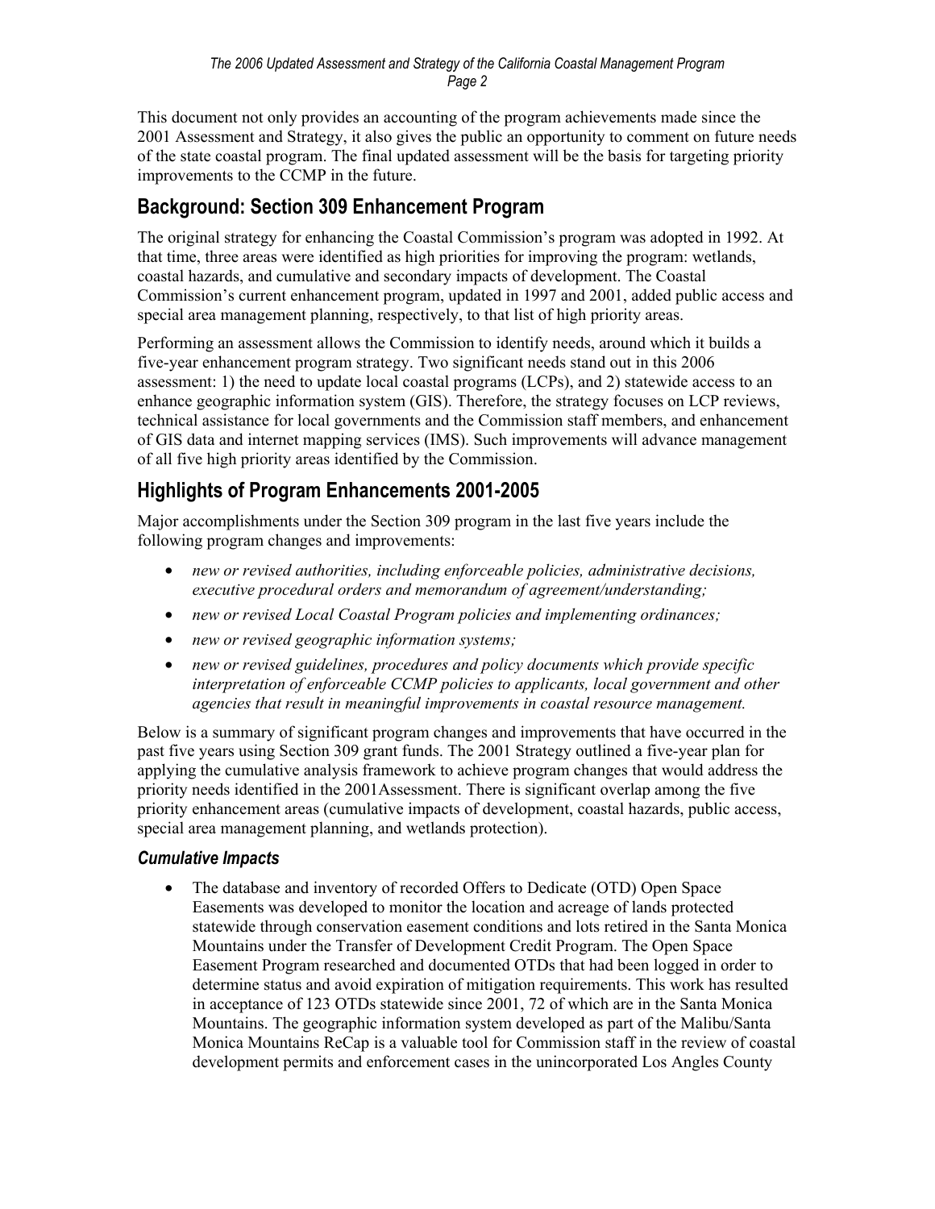This document not only provides an accounting of the program achievements made since the 2001 Assessment and Strategy, it also gives the public an opportunity to comment on future needs of the state coastal program. The final updated assessment will be the basis for targeting priority improvements to the CCMP in the future.

## Background: Section 309 Enhancement Program

The original strategy for enhancing the Coastal Commission's program was adopted in 1992. At that time, three areas were identified as high priorities for improving the program: wetlands, coastal hazards, and cumulative and secondary impacts of development. The Coastal Commission's current enhancement program, updated in 1997 and 2001, added public access and special area management planning, respectively, to that list of high priority areas.

Performing an assessment allows the Commission to identify needs, around which it builds a five-year enhancement program strategy. Two significant needs stand out in this 2006 assessment: 1) the need to update local coastal programs (LCPs), and 2) statewide access to an enhance geographic information system (GIS). Therefore, the strategy focuses on LCP reviews, technical assistance for local governments and the Commission staff members, and enhancement of GIS data and internet mapping services (IMS). Such improvements will advance management of all five high priority areas identified by the Commission.

## Highlights of Program Enhancements 2001-2005

Major accomplishments under the Section 309 program in the last five years include the following program changes and improvements:

- *new or revised authorities, including enforceable policies, administrative decisions, executive procedural orders and memorandum of agreement/understanding;*
- *new or revised Local Coastal Program policies and implementing ordinances;*
- *new or revised geographic information systems;*
- *new or revised guidelines, procedures and policy documents which provide specific interpretation of enforceable CCMP policies to applicants, local government and other agencies that result in meaningful improvements in coastal resource management.*

Below is a summary of significant program changes and improvements that have occurred in the past five years using Section 309 grant funds. The 2001 Strategy outlined a five-year plan for applying the cumulative analysis framework to achieve program changes that would address the priority needs identified in the 2001Assessment. There is significant overlap among the five priority enhancement areas (cumulative impacts of development, coastal hazards, public access, special area management planning, and wetlands protection).

### *Cumulative Impacts*

- The database and inventory of recorded Offers to Dedicate (OTD) Open Space Easements was developed to monitor the location and acreage of lands protected statewide through conservation easement conditions and lots retired in the Santa Monica Mountains under the Transfer of Development Credit Program. The Open Space Easement Program researched and documented OTDs that had been logged in order to determine status and avoid expiration of mitigation requirements. This work has resulted in acceptance of 123 OTDs statewide since 2001, 72 of which are in the Santa Monica Mountains. The geographic information system developed as part of the Malibu/Santa Monica Mountains ReCap is a valuable tool for Commission staff in the review of coastal development permits and enforcement cases in the unincorporated Los Angles County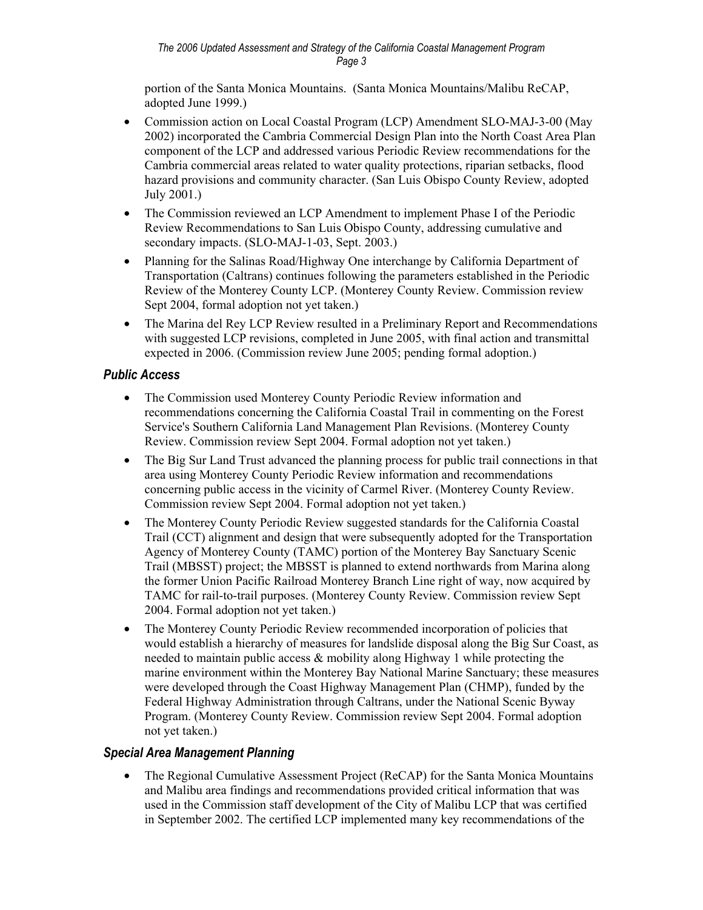portion of the Santa Monica Mountains. (Santa Monica Mountains/Malibu ReCAP, adopted June 1999.)

- Commission action on Local Coastal Program (LCP) Amendment SLO-MAJ-3-00 (May 2002) incorporated the Cambria Commercial Design Plan into the North Coast Area Plan component of the LCP and addressed various Periodic Review recommendations for the Cambria commercial areas related to water quality protections, riparian setbacks, flood hazard provisions and community character. (San Luis Obispo County Review, adopted July 2001.)
- The Commission reviewed an LCP Amendment to implement Phase I of the Periodic Review Recommendations to San Luis Obispo County, addressing cumulative and secondary impacts. (SLO-MAJ-1-03, Sept. 2003.)
- Planning for the Salinas Road/Highway One interchange by California Department of Transportation (Caltrans) continues following the parameters established in the Periodic Review of the Monterey County LCP. (Monterey County Review. Commission review Sept 2004, formal adoption not yet taken.)
- The Marina del Rey LCP Review resulted in a Preliminary Report and Recommendations with suggested LCP revisions, completed in June 2005, with final action and transmittal expected in 2006. (Commission review June 2005; pending formal adoption.)

### *Public Access*

- The Commission used Monterey County Periodic Review information and recommendations concerning the California Coastal Trail in commenting on the Forest Service's Southern California Land Management Plan Revisions. (Monterey County Review. Commission review Sept 2004. Formal adoption not yet taken.)
- The Big Sur Land Trust advanced the planning process for public trail connections in that area using Monterey County Periodic Review information and recommendations concerning public access in the vicinity of Carmel River. (Monterey County Review. Commission review Sept 2004. Formal adoption not yet taken.)
- The Monterey County Periodic Review suggested standards for the California Coastal Trail (CCT) alignment and design that were subsequently adopted for the Transportation Agency of Monterey County (TAMC) portion of the Monterey Bay Sanctuary Scenic Trail (MBSST) project; the MBSST is planned to extend northwards from Marina along the former Union Pacific Railroad Monterey Branch Line right of way, now acquired by TAMC for rail-to-trail purposes. (Monterey County Review. Commission review Sept 2004. Formal adoption not yet taken.)
- The Monterey County Periodic Review recommended incorporation of policies that would establish a hierarchy of measures for landslide disposal along the Big Sur Coast, as needed to maintain public access & mobility along Highway 1 while protecting the marine environment within the Monterey Bay National Marine Sanctuary; these measures were developed through the Coast Highway Management Plan (CHMP), funded by the Federal Highway Administration through Caltrans, under the National Scenic Byway Program. (Monterey County Review. Commission review Sept 2004. Formal adoption not yet taken.)

### *Special Area Management Planning*

- The Regional Cumulative Assessment Project (ReCAP) for the Santa Monica Mountains and Malibu area findings and recommendations provided critical information that was used in the Commission staff development of the City of Malibu LCP that was certified in September 2002. The certified LCP implemented many key recommendations of the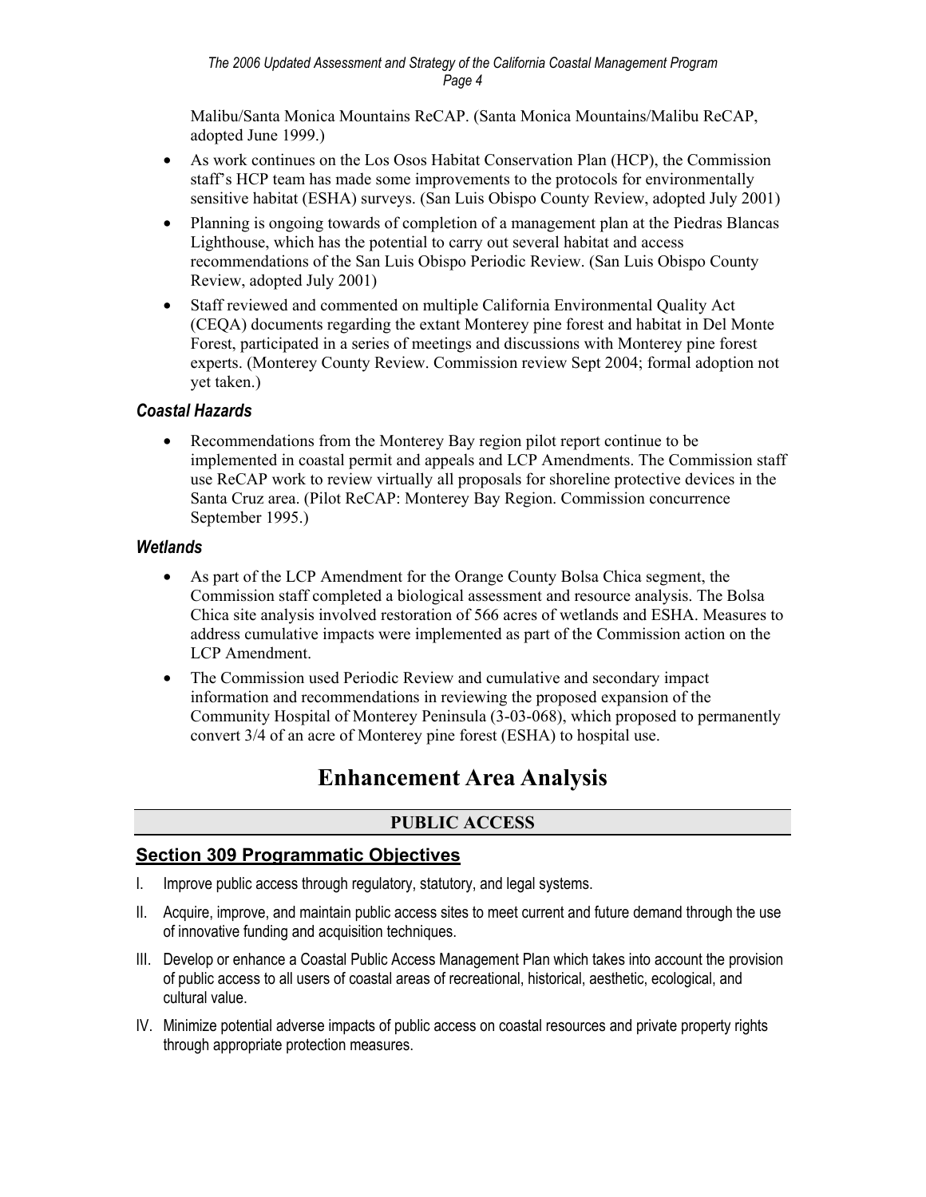Malibu/Santa Monica Mountains ReCAP. (Santa Monica Mountains/Malibu ReCAP, adopted June 1999.)

- As work continues on the Los Osos Habitat Conservation Plan (HCP), the Commission staff's HCP team has made some improvements to the protocols for environmentally sensitive habitat (ESHA) surveys. (San Luis Obispo County Review, adopted July 2001)
- Planning is ongoing towards of completion of a management plan at the Piedras Blancas Lighthouse, which has the potential to carry out several habitat and access recommendations of the San Luis Obispo Periodic Review. (San Luis Obispo County Review, adopted July 2001)
- Staff reviewed and commented on multiple California Environmental Quality Act (CEQA) documents regarding the extant Monterey pine forest and habitat in Del Monte Forest, participated in a series of meetings and discussions with Monterey pine forest experts. (Monterey County Review. Commission review Sept 2004; formal adoption not yet taken.)

### *Coastal Hazards*

- Recommendations from the Monterey Bay region pilot report continue to be implemented in coastal permit and appeals and LCP Amendments. The Commission staff use ReCAP work to review virtually all proposals for shoreline protective devices in the Santa Cruz area. (Pilot ReCAP: Monterey Bay Region. Commission concurrence September 1995.)

### *Wetlands*

- As part of the LCP Amendment for the Orange County Bolsa Chica segment, the Commission staff completed a biological assessment and resource analysis. The Bolsa Chica site analysis involved restoration of 566 acres of wetlands and ESHA. Measures to address cumulative impacts were implemented as part of the Commission action on the LCP Amendment.
- The Commission used Periodic Review and cumulative and secondary impact information and recommendations in reviewing the proposed expansion of the Community Hospital of Monterey Peninsula (3-03-068), which proposed to permanently convert 3/4 of an acre of Monterey pine forest (ESHA) to hospital use.

# Enhancement Area Analysis

## PUBLIC ACCESS

### Section 309 Programmatic Objectives

I. Improve public access through regulatory, statutory, and legal systems.

II. Acquire, improve, and maintain public access sites to meet current and future demand through the use of innovative funding and acquisition techniques.

III. Develop or enhance a Coastal Public Access Management Plan which takes into account the provision of public access to all users of coastal areas of recreational, historical, aesthetic, ecological, and cultural value.

IV. Minimize potential adverse impacts of public access on coastal resources and private property rights through appropriate protection measures.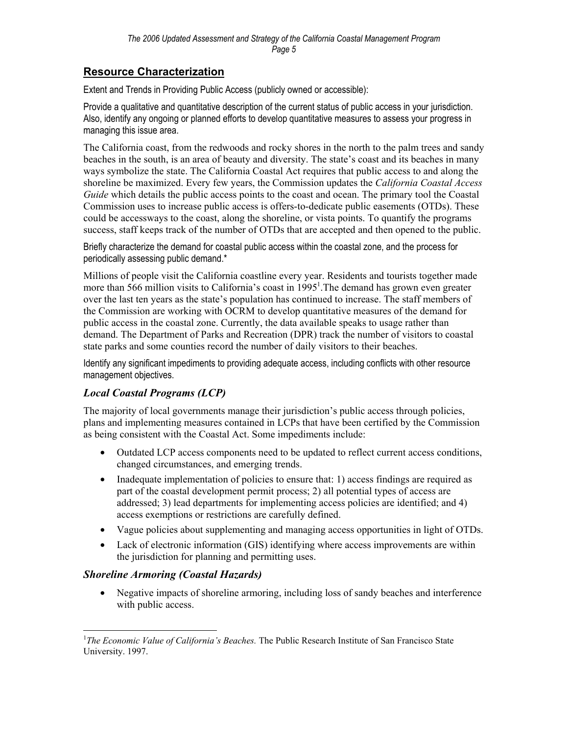## Resource Characterization

Extent and Trends in Providing Public Access (publicly owned or accessible):

Provide a qualitative and quantitative description of the current status of public access in your jurisdiction. Also, identify any ongoing or planned efforts to develop quantitative measures to assess your progress in managing this issue area.

The California coast, from the redwoods and rocky shores in the north to the palm trees and sandy beaches in the south, is an area of beauty and diversity. The state's coast and its beaches in many ways symbolize the state. The California Coastal Act requires that public access to and along the shoreline be maximized. Every few years, the Commission updates the *California Coastal Access Guide* which details the public access points to the coast and ocean. The primary tool the Coastal Commission uses to increase public access is offers-to-dedicate public easements (OTDs). These could be accessways to the coast, along the shoreline, or vista points. To quantify the programs success, staff keeps track of the number of OTDs that are accepted and then opened to the public.

Briefly characterize the demand for coastal public access within the coastal zone, and the process for periodically assessing public demand.*

Millions of people visit the California coastline every year. Residents and tourists together made more than 566 million visits to California's coast in 1995[1].The demand has grown even greater over the last ten years as the state's population has continued to increase. The staff members of the Commission are working with OCRM to develop quantitative measures of the demand for public access in the coastal zone. Currently, the data available speaks to usage rather than demand. The Department of Parks and Recreation (DPR) track the number of visitors to coastal state parks and some counties record the number of daily visitors to their beaches.

Identify any significant impediments to providing adequate access, including conflicts with other resource management objectives.

### *Local Coastal Programs (LCP)*

The majority of local governments manage their jurisdiction's public access through policies, plans and implementing measures contained in LCPs that have been certified by the Commission as being consistent with the Coastal Act. Some impediments include:

- Outdated LCP access components need to be updated to reflect current access conditions, changed circumstances, and emerging trends.
- Inadequate implementation of policies to ensure that: 1) access findings are required as part of the coastal development permit process; 2) all potential types of access are addressed; 3) lead departments for implementing access policies are identified; and 4) access exemptions or restrictions are carefully defined.
- Vague policies about supplementing and managing access opportunities in light of OTDs.
- Lack of electronic information (GIS) identifying where access improvements are within the jurisdiction for planning and permitting uses.

### *Shoreline Armoring (Coastal Hazards)*

- Negative impacts of shoreline armoring, including loss of sandy beaches and interference with public access.

[1] *The Economic Value of California's Beaches.* The Public Research Institute of San Francisco State University. 1997.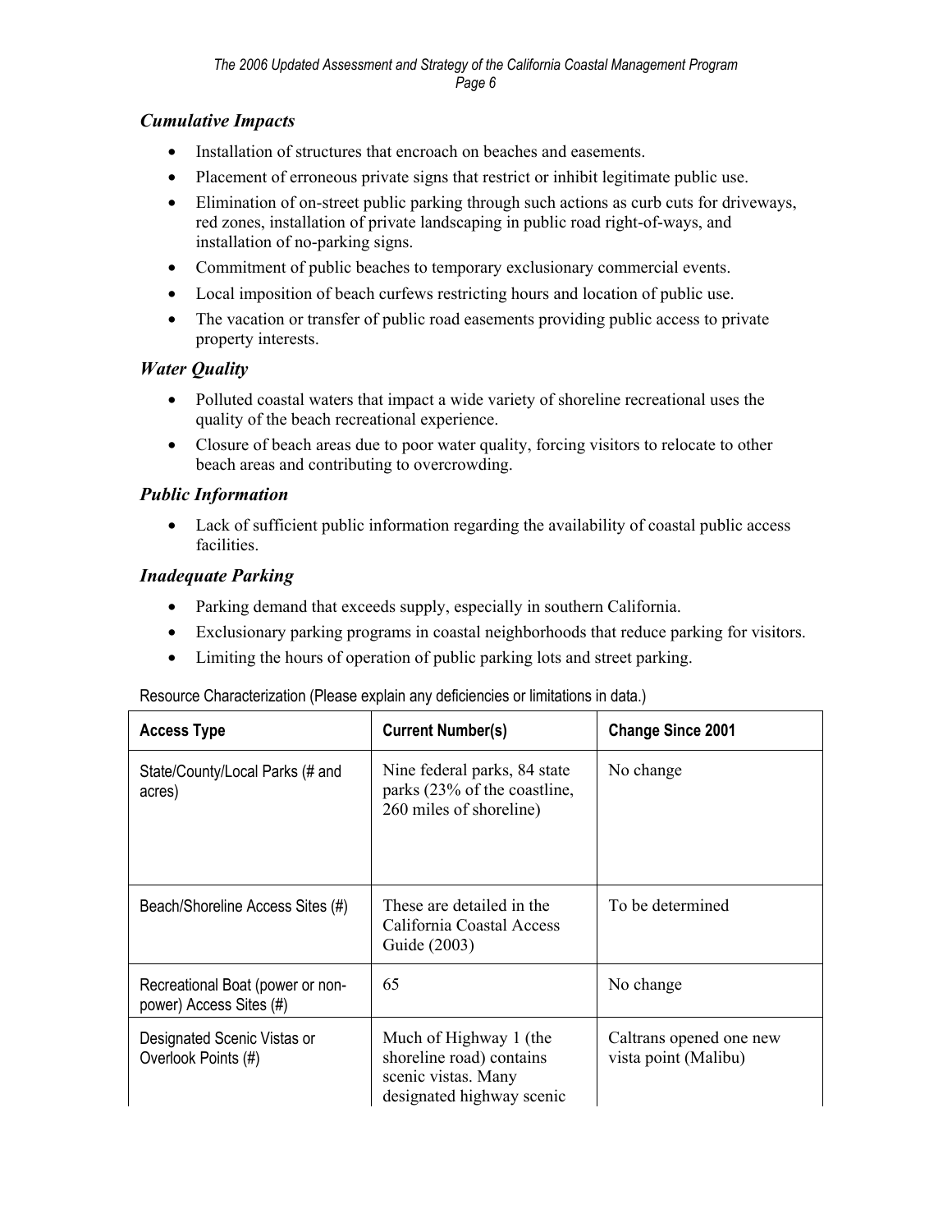### *Cumulative Impacts*

- Installation of structures that encroach on beaches and easements.
- Placement of erroneous private signs that restrict or inhibit legitimate public use.
- Elimination of on-street public parking through such actions as curb cuts for driveways, red zones, installation of private landscaping in public road right-of-ways, and installation of no-parking signs.
- Commitment of public beaches to temporary exclusionary commercial events.
- Local imposition of beach curfews restricting hours and location of public use.
- The vacation or transfer of public road easements providing public access to private property interests.

### *Water Quality*

- Polluted coastal waters that impact a wide variety of shoreline recreational uses the quality of the beach recreational experience.
- Closure of beach areas due to poor water quality, forcing visitors to relocate to other beach areas and contributing to overcrowding.

### *Public Information*

- Lack of sufficient public information regarding the availability of coastal public access facilities.

### *Inadequate Parking*

- Parking demand that exceeds supply, especially in southern California.
- Exclusionary parking programs in coastal neighborhoods that reduce parking for visitors.
- Limiting the hours of operation of public parking lots and street parking.

Resource Characterization (Please explain any deficiencies or limitations in data.)

| Access Type | Current Number(s) | Change Since 2001 |
|---|---|---|
| State/County/Local Parks (# and acres) | Nine federal parks, 84 state parks (23% of the coastline, 260 miles of shoreline) | No change |
| Beach/Shoreline Access Sites (#) | These are detailed in the California Coastal Access Guide (2003) | To be determined |
| Recreational Boat (power or non-power) Access Sites (#) | 65 | No change |
| Designated Scenic Vistas or Overlook Points (#) | Much of Highway 1 (the shoreline road) contains scenic vistas. Many designated highway scenic | Caltrans opened one new vista point (Malibu) |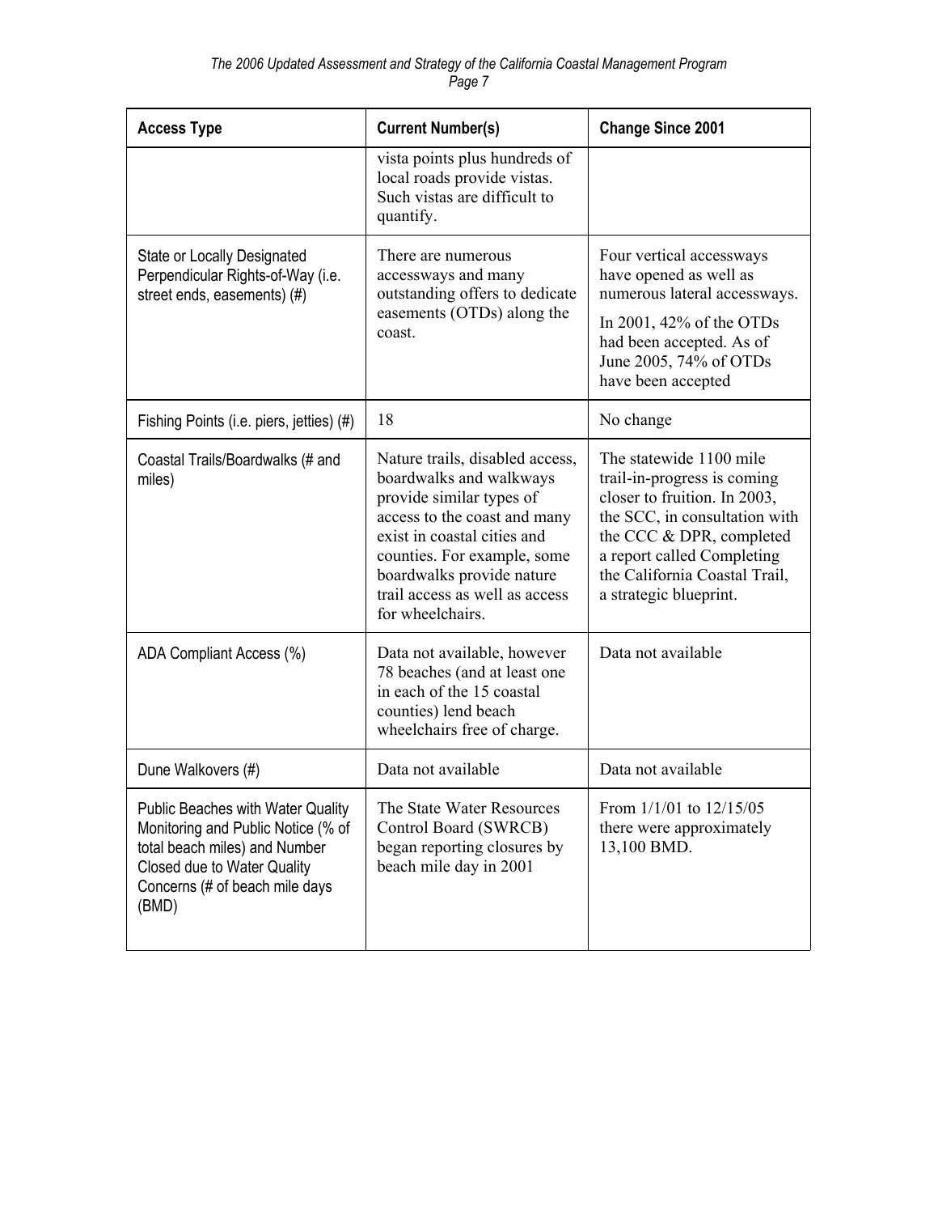| Access Type | Current Number(s) | Change Since 2001 |
| --- | --- | --- |
| | vista points plus hundreds of local roads provide vistas. Such vistas are difficult to quantify. | |
| State or Locally Designated Perpendicular Rights-of-Way (i.e. street ends, easements) (#) | There are numerous accessways and many outstanding offers to dedicate easements (OTDs) along the coast. | Four vertical accessways have opened as well as numerous lateral accessways. In 2001, 42% of the OTDs had been accepted. As of June 2005, 74% of OTDs have been accepted |
| Fishing Points (i.e. piers, jetties) (#) | 18 | No change |
| Coastal Trails/Boardwalks (# and miles) | Nature trails, disabled access, boardwalks and walkways provide similar types of access to the coast and many exist in coastal cities and counties. For example, some boardwalks provide nature trail access as well as access for wheelchairs. | The statewide 1100 mile trail-in-progress is coming closer to fruition. In 2003, the SCC, in consultation with the CCC & DPR, completed a report called Completing the California Coastal Trail, a strategic blueprint. |
| ADA Compliant Access (%) | Data not available, however 78 beaches (and at least one in each of the 15 coastal counties) lend beach wheelchairs free of charge. | Data not available |
| Dune Walkovers (#) | Data not available | Data not available |
| Public Beaches with Water Quality Monitoring and Public Notice (% of total beach miles) and Number Closed due to Water Quality Concerns (# of beach mile days (BMD) | The State Water Resources Control Board (SWRCB) began reporting closures by beach mile day in 2001 | From 1/1/01 to 12/15/05 there were approximately 13,100 BMD. |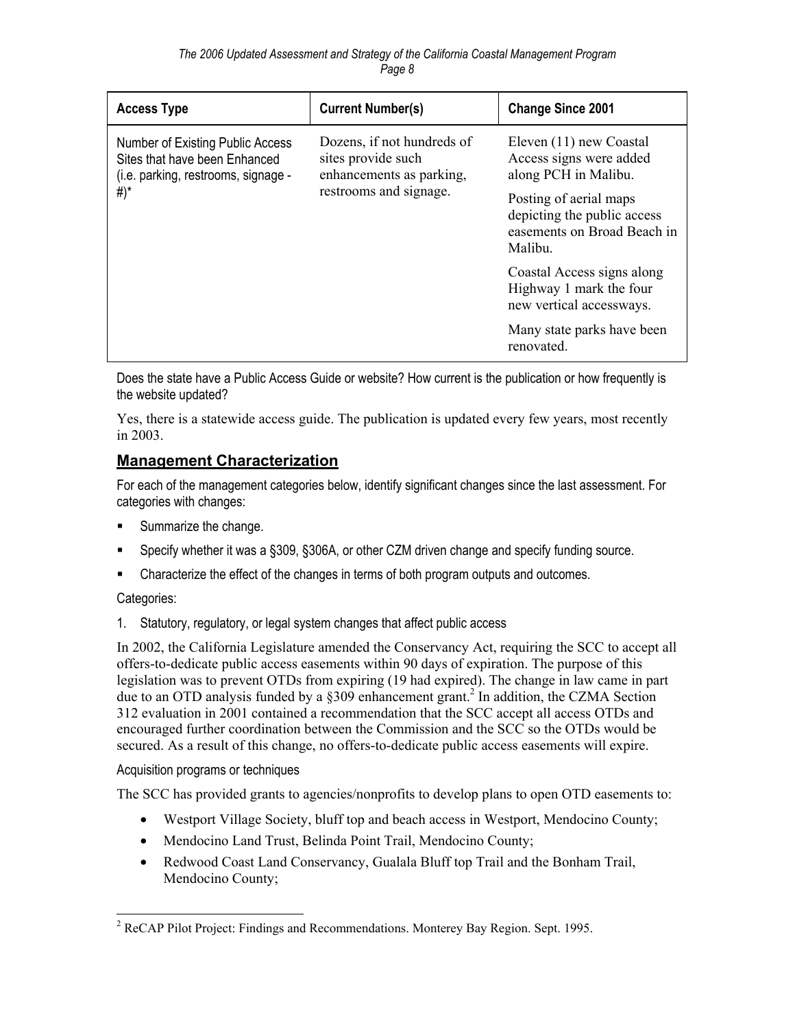| Access Type | Current Number(s) | Change Since 2001 |
|---|---|---|
| Number of Existing Public Access Sites that have been Enhanced (i.e. parking, restrooms, signage - #)* | Dozens, if not hundreds of sites provide such enhancements as parking, restrooms and signage. | Eleven (11) new Coastal Access signs were added along PCH in Malibu.<br><br>Posting of aerial maps depicting the public access easements on Broad Beach in Malibu.<br><br>Coastal Access signs along Highway 1 mark the four new vertical accessways.<br><br>Many state parks have been renovated. |

Does the state have a Public Access Guide or website? How current is the publication or how frequently is the website updated?

Yes, there is a statewide access guide. The publication is updated every few years, most recently in 2003.

## Management Characterization

For each of the management categories below, identify significant changes since the last assessment. For categories with changes:

- Summarize the change.
- Specify whether it was a §309, §306A, or other CZM driven change and specify funding source.
- Characterize the effect of the changes in terms of both program outputs and outcomes.

Categories:

1. Statutory, regulatory, or legal system changes that affect public access

In 2002, the California Legislature amended the Conservancy Act, requiring the SCC to accept all offers-to-dedicate public access easements within 90 days of expiration. The purpose of this legislation was to prevent OTDs from expiring (19 had expired). The change in law came in part due to an OTD analysis funded by a §309 enhancement grant.[2] In addition, the CZMA Section 312 evaluation in 2001 contained a recommendation that the SCC accept all access OTDs and encouraged further coordination between the Commission and the SCC so the OTDs would be secured. As a result of this change, no offers-to-dedicate public access easements will expire.

Acquisition programs or techniques

The SCC has provided grants to agencies/nonprofits to develop plans to open OTD easements to:

- Westport Village Society, bluff top and beach access in Westport, Mendocino County;
- Mendocino Land Trust, Belinda Point Trail, Mendocino County;
- Redwood Coast Land Conservancy, Gualala Bluff top Trail and the Bonham Trail, Mendocino County;

[2] ReCAP Pilot Project: Findings and Recommendations. Monterey Bay Region. Sept. 1995.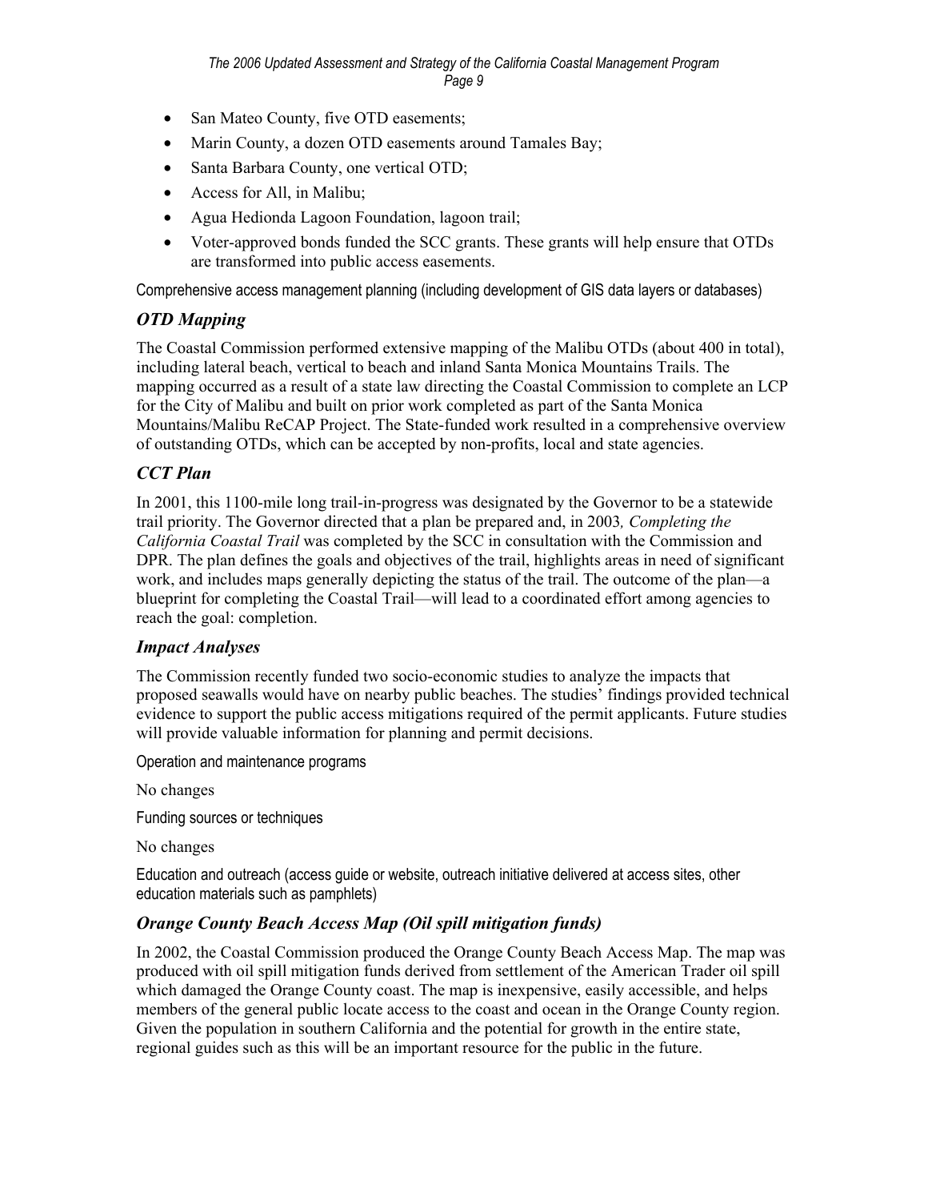- San Mateo County, five OTD easements;
- Marin County, a dozen OTD easements around Tamales Bay;
- Santa Barbara County, one vertical OTD;
- Access for All, in Malibu;
- Agua Hedionda Lagoon Foundation, lagoon trail;
- Voter-approved bonds funded the SCC grants. These grants will help ensure that OTDs are transformed into public access easements.

Comprehensive access management planning (including development of GIS data layers or databases)

### *OTD Mapping*

The Coastal Commission performed extensive mapping of the Malibu OTDs (about 400 in total), including lateral beach, vertical to beach and inland Santa Monica Mountains Trails. The mapping occurred as a result of a state law directing the Coastal Commission to complete an LCP for the City of Malibu and built on prior work completed as part of the Santa Monica Mountains/Malibu ReCAP Project. The State-funded work resulted in a comprehensive overview of outstanding OTDs, which can be accepted by non-profits, local and state agencies.

### *CCT Plan*

In 2001, this 1100-mile long trail-in-progress was designated by the Governor to be a statewide trail priority. The Governor directed that a plan be prepared and, in 2003, *Completing the California Coastal Trail* was completed by the SCC in consultation with the Commission and DPR. The plan defines the goals and objectives of the trail, highlights areas in need of significant work, and includes maps generally depicting the status of the trail. The outcome of the plan—a blueprint for completing the Coastal Trail—will lead to a coordinated effort among agencies to reach the goal: completion.

### *Impact Analyses*

The Commission recently funded two socio-economic studies to analyze the impacts that proposed seawalls would have on nearby public beaches. The studies' findings provided technical evidence to support the public access mitigations required of the permit applicants. Future studies will provide valuable information for planning and permit decisions.

Operation and maintenance programs

No changes

Funding sources or techniques

No changes

Education and outreach (access guide or website, outreach initiative delivered at access sites, other education materials such as pamphlets)

### *Orange County Beach Access Map (Oil spill mitigation funds)*

In 2002, the Coastal Commission produced the Orange County Beach Access Map. The map was produced with oil spill mitigation funds derived from settlement of the American Trader oil spill which damaged the Orange County coast. The map is inexpensive, easily accessible, and helps members of the general public locate access to the coast and ocean in the Orange County region. Given the population in southern California and the potential for growth in the entire state, regional guides such as this will be an important resource for the public in the future.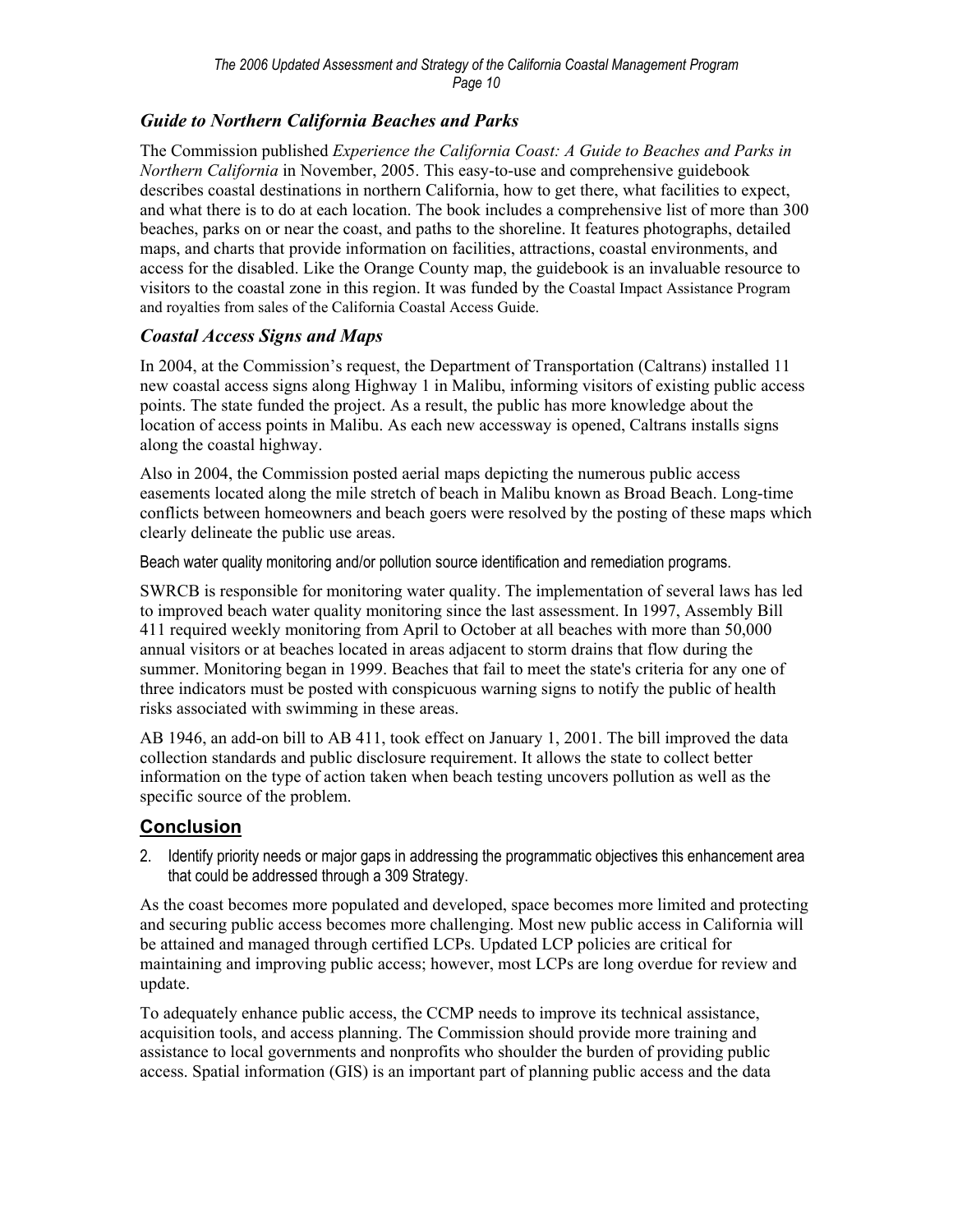### *Guide to Northern California Beaches and Parks*

The Commission published *Experience the California Coast: A Guide to Beaches and Parks in Northern California* in November, 2005. This easy-to-use and comprehensive guidebook describes coastal destinations in northern California, how to get there, what facilities to expect, and what there is to do at each location. The book includes a comprehensive list of more than 300 beaches, parks on or near the coast, and paths to the shoreline. It features photographs, detailed maps, and charts that provide information on facilities, attractions, coastal environments, and access for the disabled. Like the Orange County map, the guidebook is an invaluable resource to visitors to the coastal zone in this region. It was funded by the Coastal Impact Assistance Program and royalties from sales of the California Coastal Access Guide.

### *Coastal Access Signs and Maps*

In 2004, at the Commission's request, the Department of Transportation (Caltrans) installed 11 new coastal access signs along Highway 1 in Malibu, informing visitors of existing public access points. The state funded the project. As a result, the public has more knowledge about the location of access points in Malibu. As each new accessway is opened, Caltrans installs signs along the coastal highway.

Also in 2004, the Commission posted aerial maps depicting the numerous public access easements located along the mile stretch of beach in Malibu known as Broad Beach. Long-time conflicts between homeowners and beach goers were resolved by the posting of these maps which clearly delineate the public use areas.

Beach water quality monitoring and/or pollution source identification and remediation programs.

SWRCB is responsible for monitoring water quality. The implementation of several laws has led to improved beach water quality monitoring since the last assessment. In 1997, Assembly Bill 411 required weekly monitoring from April to October at all beaches with more than 50,000 annual visitors or at beaches located in areas adjacent to storm drains that flow during the summer. Monitoring began in 1999. Beaches that fail to meet the state's criteria for any one of three indicators must be posted with conspicuous warning signs to notify the public of health risks associated with swimming in these areas.

AB 1946, an add-on bill to AB 411, took effect on January 1, 2001. The bill improved the data collection standards and public disclosure requirement. It allows the state to collect better information on the type of action taken when beach testing uncovers pollution as well as the specific source of the problem.

## Conclusion

2. Identify priority needs or major gaps in addressing the programmatic objectives this enhancement area that could be addressed through a 309 Strategy.

As the coast becomes more populated and developed, space becomes more limited and protecting and securing public access becomes more challenging. Most new public access in California will be attained and managed through certified LCPs. Updated LCP policies are critical for maintaining and improving public access; however, most LCPs are long overdue for review and update.

To adequately enhance public access, the CCMP needs to improve its technical assistance, acquisition tools, and access planning. The Commission should provide more training and assistance to local governments and nonprofits who shoulder the burden of providing public access. Spatial information (GIS) is an important part of planning public access and the data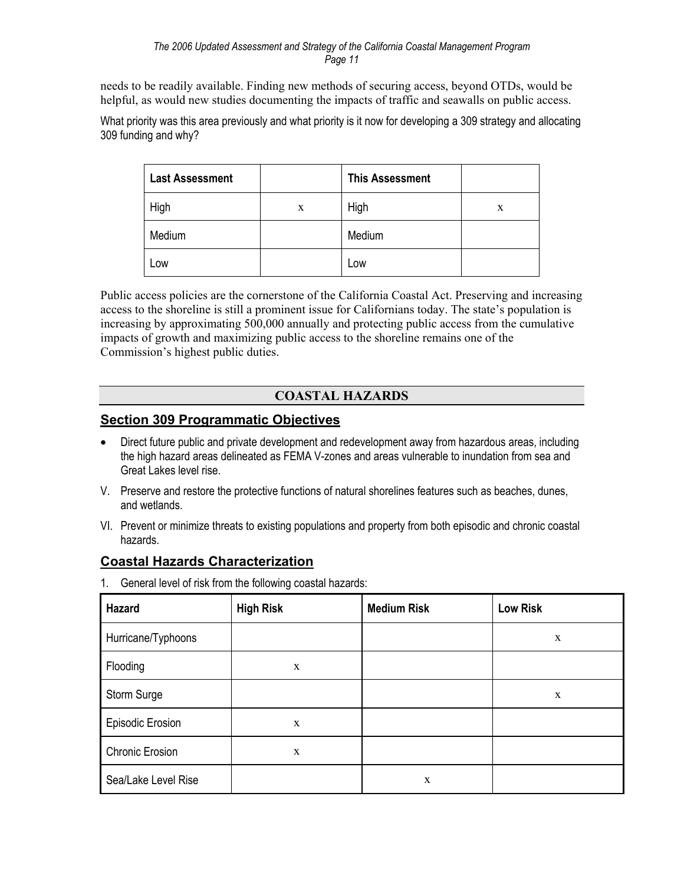needs to be readily available. Finding new methods of securing access, beyond OTDs, would be helpful, as would new studies documenting the impacts of traffic and seawalls on public access.

What priority was this area previously and what priority is it now for developing a 309 strategy and allocating 309 funding and why?

| Last Assessment | | This Assessment | |
|---|---|---|---|
| High | x | High | x |
| Medium | | Medium | |
| Low | | Low | |

Public access policies are the cornerstone of the California Coastal Act. Preserving and increasing access to the shoreline is still a prominent issue for Californians today. The state's population is increasing by approximating 500,000 annually and protecting public access from the cumulative impacts of growth and maximizing public access to the shoreline remains one of the Commission's highest public duties.

## COASTAL HAZARDS

### Section 309 Programmatic Objectives

- Direct future public and private development and redevelopment away from hazardous areas, including the high hazard areas delineated as FEMA V-zones and areas vulnerable to inundation from sea and Great Lakes level rise.

V. Preserve and restore the protective functions of natural shorelines features such as beaches, dunes, and wetlands.

VI. Prevent or minimize threats to existing populations and property from both episodic and chronic coastal hazards.

### Coastal Hazards Characterization

1. General level of risk from the following coastal hazards:

| Hazard | High Risk | Medium Risk | Low Risk |
|---|---|---|---|
| Hurricane/Typhoons | | | x |
| Flooding | x | | |
| Storm Surge | | | x |
| Episodic Erosion | x | | |
| Chronic Erosion | x | | |
| Sea/Lake Level Rise | | x | |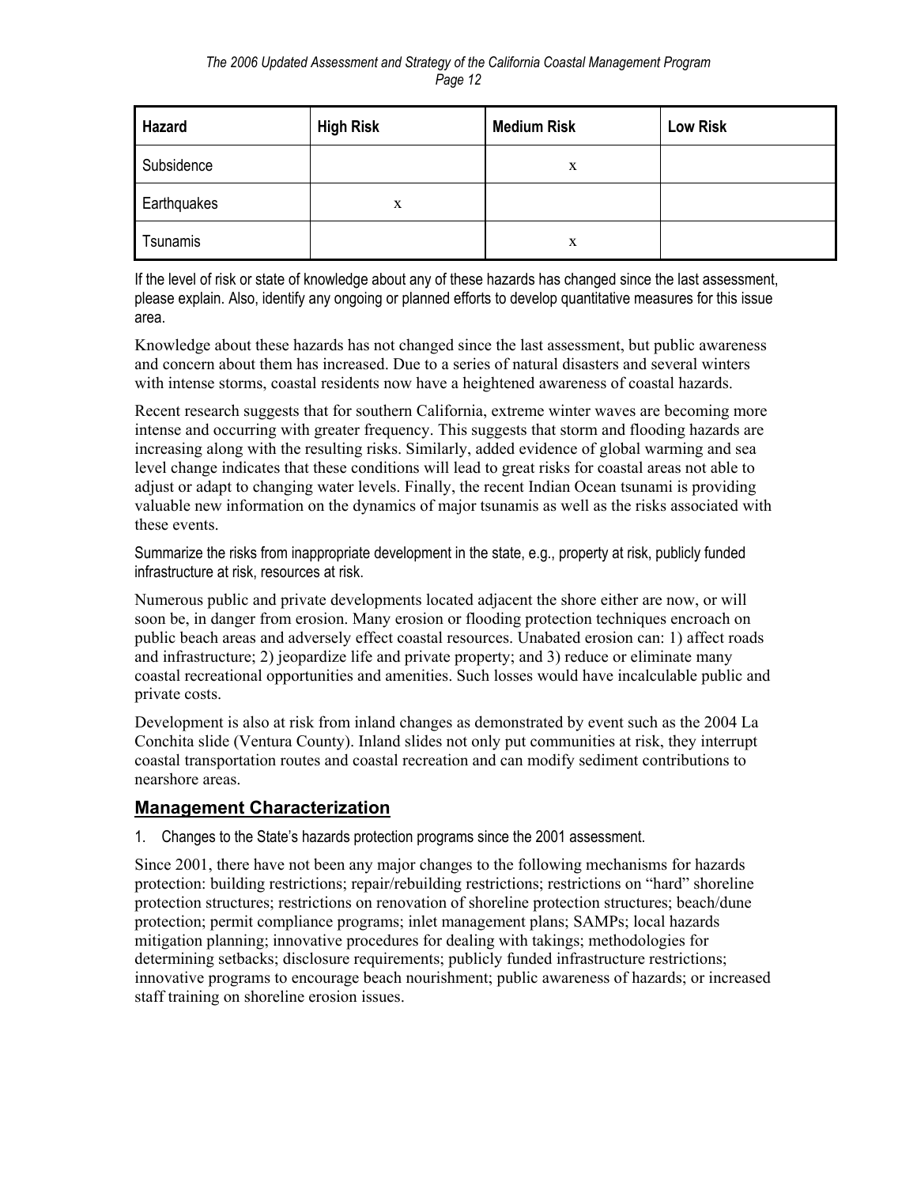| Hazard | High Risk | Medium Risk | Low Risk |
| --- | --- | --- | --- |
| Subsidence | | x | |
| Earthquakes | x | | |
| Tsunamis | | x | |

If the level of risk or state of knowledge about any of these hazards has changed since the last assessment, please explain. Also, identify any ongoing or planned efforts to develop quantitative measures for this issue area.

Knowledge about these hazards has not changed since the last assessment, but public awareness and concern about them has increased. Due to a series of natural disasters and several winters with intense storms, coastal residents now have a heightened awareness of coastal hazards.

Recent research suggests that for southern California, extreme winter waves are becoming more intense and occurring with greater frequency. This suggests that storm and flooding hazards are increasing along with the resulting risks. Similarly, added evidence of global warming and sea level change indicates that these conditions will lead to great risks for coastal areas not able to adjust or adapt to changing water levels. Finally, the recent Indian Ocean tsunami is providing valuable new information on the dynamics of major tsunamis as well as the risks associated with these events.

Summarize the risks from inappropriate development in the state, e.g., property at risk, publicly funded infrastructure at risk, resources at risk.

Numerous public and private developments located adjacent the shore either are now, or will soon be, in danger from erosion. Many erosion or flooding protection techniques encroach on public beach areas and adversely effect coastal resources. Unabated erosion can: 1) affect roads and infrastructure; 2) jeopardize life and private property; and 3) reduce or eliminate many coastal recreational opportunities and amenities. Such losses would have incalculable public and private costs.

Development is also at risk from inland changes as demonstrated by event such as the 2004 La Conchita slide (Ventura County). Inland slides not only put communities at risk, they interrupt coastal transportation routes and coastal recreation and can modify sediment contributions to nearshore areas.

## Management Characterization

1. Changes to the State's hazards protection programs since the 2001 assessment.

Since 2001, there have not been any major changes to the following mechanisms for hazards protection: building restrictions; repair/rebuilding restrictions; restrictions on "hard" shoreline protection structures; restrictions on renovation of shoreline protection structures; beach/dune protection; permit compliance programs; inlet management plans; SAMPs; local hazards mitigation planning; innovative procedures for dealing with takings; methodologies for determining setbacks; disclosure requirements; publicly funded infrastructure restrictions; innovative programs to encourage beach nourishment; public awareness of hazards; or increased staff training on shoreline erosion issues.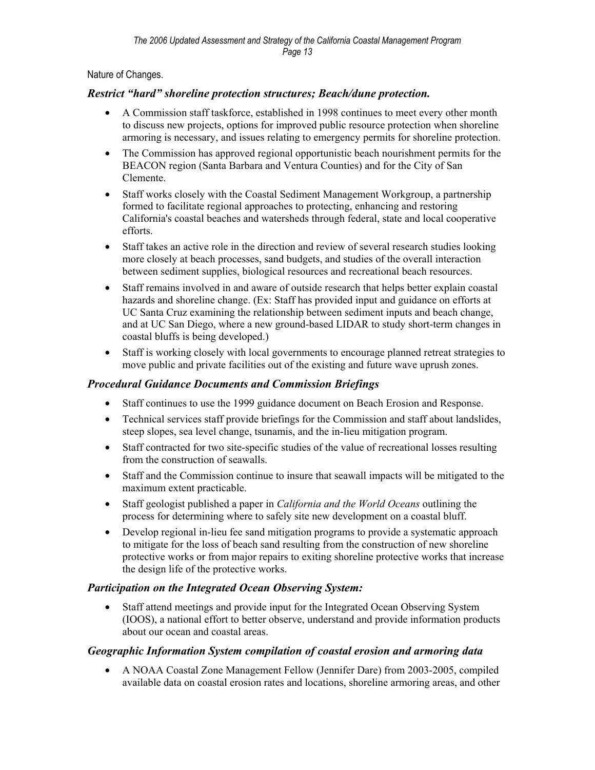Nature of Changes.

### *Restrict "hard" shoreline protection structures; Beach/dune protection.*

- A Commission staff taskforce, established in 1998 continues to meet every other month to discuss new projects, options for improved public resource protection when shoreline armoring is necessary, and issues relating to emergency permits for shoreline protection.
- The Commission has approved regional opportunistic beach nourishment permits for the BEACON region (Santa Barbara and Ventura Counties) and for the City of San Clemente.
- Staff works closely with the Coastal Sediment Management Workgroup, a partnership formed to facilitate regional approaches to protecting, enhancing and restoring California's coastal beaches and watersheds through federal, state and local cooperative efforts.
- Staff takes an active role in the direction and review of several research studies looking more closely at beach processes, sand budgets, and studies of the overall interaction between sediment supplies, biological resources and recreational beach resources.
- Staff remains involved in and aware of outside research that helps better explain coastal hazards and shoreline change. (Ex: Staff has provided input and guidance on efforts at UC Santa Cruz examining the relationship between sediment inputs and beach change, and at UC San Diego, where a new ground-based LIDAR to study short-term changes in coastal bluffs is being developed.)
- Staff is working closely with local governments to encourage planned retreat strategies to move public and private facilities out of the existing and future wave uprush zones.

### *Procedural Guidance Documents and Commission Briefings*

- Staff continues to use the 1999 guidance document on Beach Erosion and Response.
- Technical services staff provide briefings for the Commission and staff about landslides, steep slopes, sea level change, tsunamis, and the in-lieu mitigation program.
- Staff contracted for two site-specific studies of the value of recreational losses resulting from the construction of seawalls.
- Staff and the Commission continue to insure that seawall impacts will be mitigated to the maximum extent practicable.
- Staff geologist published a paper in *California and the World Oceans* outlining the process for determining where to safely site new development on a coastal bluff.
- Develop regional in-lieu fee sand mitigation programs to provide a systematic approach to mitigate for the loss of beach sand resulting from the construction of new shoreline protective works or from major repairs to exiting shoreline protective works that increase the design life of the protective works.

### *Participation on the Integrated Ocean Observing System:*

- Staff attend meetings and provide input for the Integrated Ocean Observing System (IOOS), a national effort to better observe, understand and provide information products about our ocean and coastal areas.

### *Geographic Information System compilation of coastal erosion and armoring data*

- A NOAA Coastal Zone Management Fellow (Jennifer Dare) from 2003-2005, compiled available data on coastal erosion rates and locations, shoreline armoring areas, and other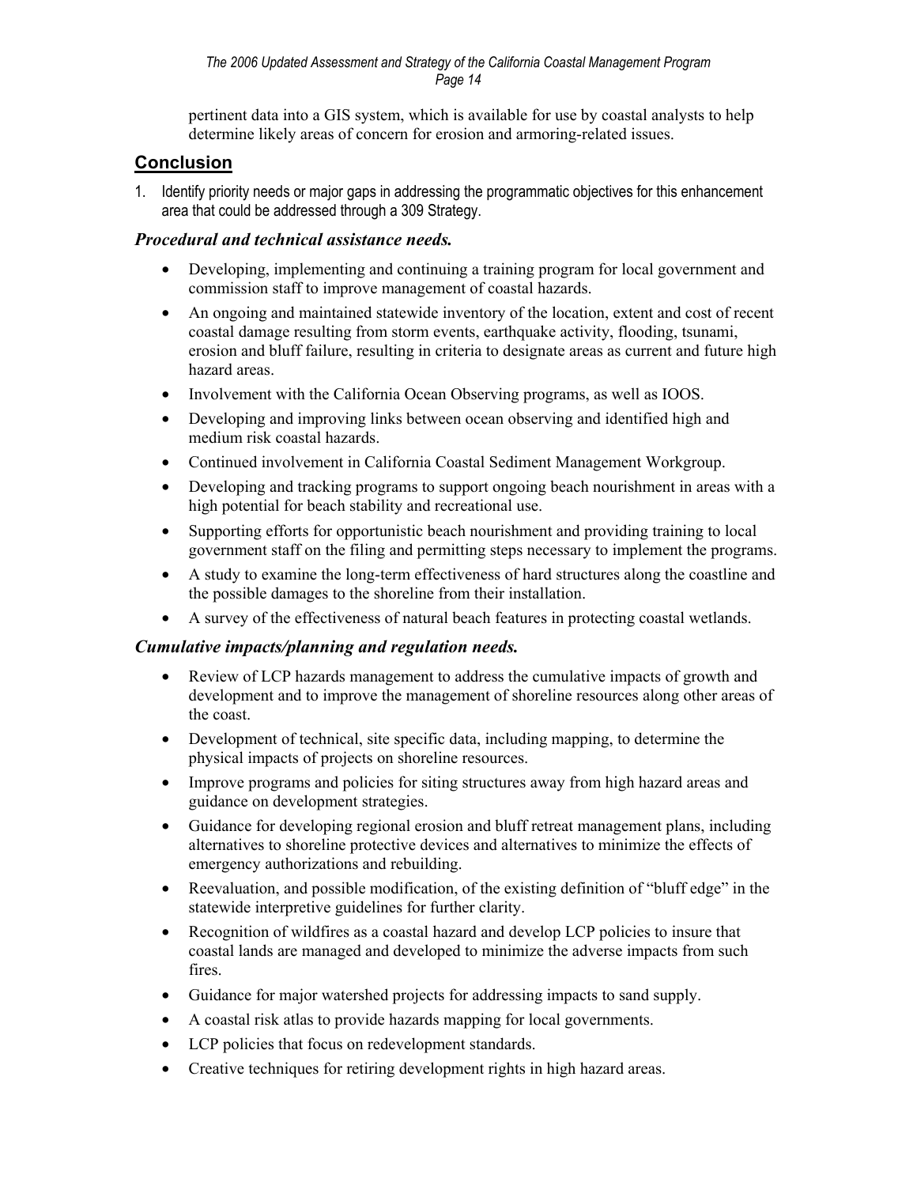pertinent data into a GIS system, which is available for use by coastal analysts to help determine likely areas of concern for erosion and armoring-related issues.

## Conclusion

1. Identify priority needs or major gaps in addressing the programmatic objectives for this enhancement area that could be addressed through a 309 Strategy.

### *Procedural and technical assistance needs.*

- Developing, implementing and continuing a training program for local government and commission staff to improve management of coastal hazards.
- An ongoing and maintained statewide inventory of the location, extent and cost of recent coastal damage resulting from storm events, earthquake activity, flooding, tsunami, erosion and bluff failure, resulting in criteria to designate areas as current and future high hazard areas.
- Involvement with the California Ocean Observing programs, as well as IOOS.
- Developing and improving links between ocean observing and identified high and medium risk coastal hazards.
- Continued involvement in California Coastal Sediment Management Workgroup.
- Developing and tracking programs to support ongoing beach nourishment in areas with a high potential for beach stability and recreational use.
- Supporting efforts for opportunistic beach nourishment and providing training to local government staff on the filing and permitting steps necessary to implement the programs.
- A study to examine the long-term effectiveness of hard structures along the coastline and the possible damages to the shoreline from their installation.
- A survey of the effectiveness of natural beach features in protecting coastal wetlands.

### *Cumulative impacts/planning and regulation needs.*

- Review of LCP hazards management to address the cumulative impacts of growth and development and to improve the management of shoreline resources along other areas of the coast.
- Development of technical, site specific data, including mapping, to determine the physical impacts of projects on shoreline resources.
- Improve programs and policies for siting structures away from high hazard areas and guidance on development strategies.
- Guidance for developing regional erosion and bluff retreat management plans, including alternatives to shoreline protective devices and alternatives to minimize the effects of emergency authorizations and rebuilding.
- Reevaluation, and possible modification, of the existing definition of "bluff edge" in the statewide interpretive guidelines for further clarity.
- Recognition of wildfires as a coastal hazard and develop LCP policies to insure that coastal lands are managed and developed to minimize the adverse impacts from such fires.
- Guidance for major watershed projects for addressing impacts to sand supply.
- A coastal risk atlas to provide hazards mapping for local governments.
- LCP policies that focus on redevelopment standards.
- Creative techniques for retiring development rights in high hazard areas.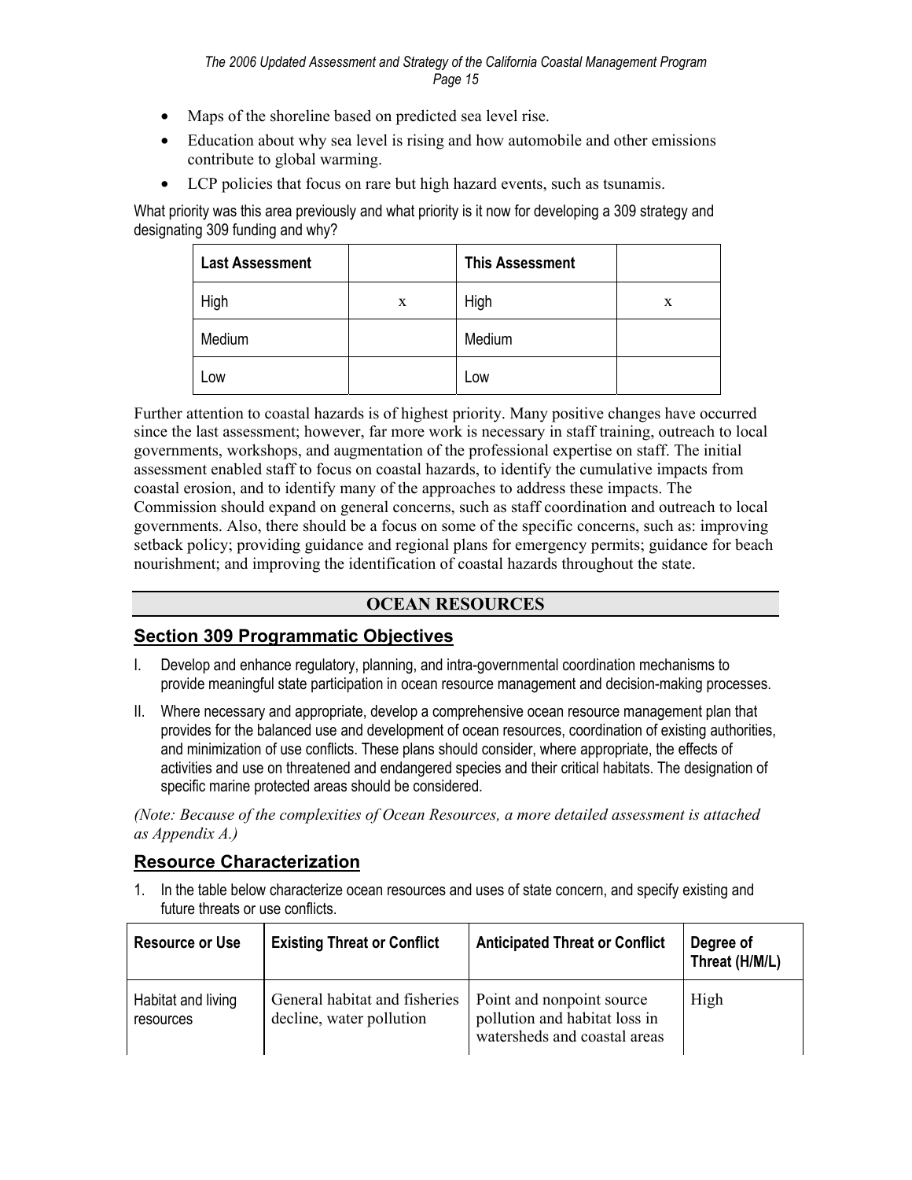- Maps of the shoreline based on predicted sea level rise.
- Education about why sea level is rising and how automobile and other emissions contribute to global warming.
- LCP policies that focus on rare but high hazard events, such as tsunamis.

What priority was this area previously and what priority is it now for developing a 309 strategy and designating 309 funding and why?

| Last Assessment | | This Assessment | |
|---|---|---|---|
| High | x | High | x |
| Medium | | Medium | |
| Low | | Low | |

Further attention to coastal hazards is of highest priority. Many positive changes have occurred since the last assessment; however, far more work is necessary in staff training, outreach to local governments, workshops, and augmentation of the professional expertise on staff. The initial assessment enabled staff to focus on coastal hazards, to identify the cumulative impacts from coastal erosion, and to identify many of the approaches to address these impacts. The Commission should expand on general concerns, such as staff coordination and outreach to local governments. Also, there should be a focus on some of the specific concerns, such as: improving setback policy; providing guidance and regional plans for emergency permits; guidance for beach nourishment; and improving the identification of coastal hazards throughout the state.

## OCEAN RESOURCES

### Section 309 Programmatic Objectives

I. Develop and enhance regulatory, planning, and intra-governmental coordination mechanisms to provide meaningful state participation in ocean resource management and decision-making processes.

II. Where necessary and appropriate, develop a comprehensive ocean resource management plan that provides for the balanced use and development of ocean resources, coordination of existing authorities, and minimization of use conflicts. These plans should consider, where appropriate, the effects of activities and use on threatened and endangered species and their critical habitats. The designation of specific marine protected areas should be considered.

*(Note: Because of the complexities of Ocean Resources, a more detailed assessment is attached as Appendix A.)*

### Resource Characterization

1. In the table below characterize ocean resources and uses of state concern, and specify existing and future threats or use conflicts.

| Resource or Use | Existing Threat or Conflict | Anticipated Threat or Conflict | Degree of Threat (H/M/L) |
|---|---|---|---|
| Habitat and living resources | General habitat and fisheries decline, water pollution | Point and nonpoint source pollution and habitat loss in watersheds and coastal areas | High |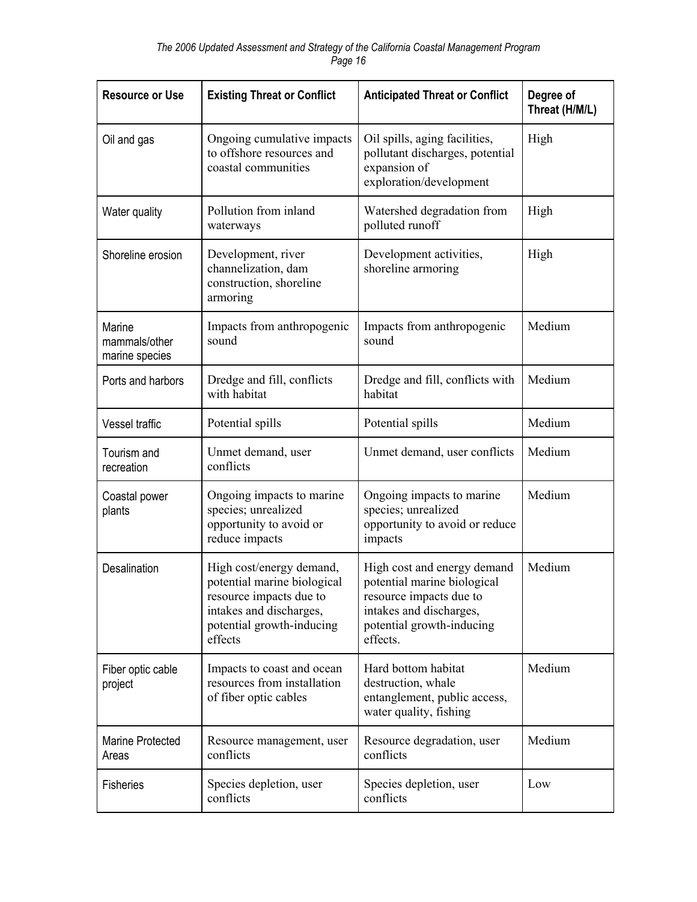| Resource or Use | Existing Threat or Conflict | Anticipated Threat or Conflict | Degree of Threat (H/M/L) |
|---|---|---|---|
| Oil and gas | Ongoing cumulative impacts to offshore resources and coastal communities | Oil spills, aging facilities, pollutant discharges, potential expansion of exploration/development | High |
| Water quality | Pollution from inland waterways | Watershed degradation from polluted runoff | High |
| Shoreline erosion | Development, river channelization, dam construction, shoreline armoring | Development activities, shoreline armoring | High |
| Marine mammals/other marine species | Impacts from anthropogenic sound | Impacts from anthropogenic sound | Medium |
| Ports and harbors | Dredge and fill, conflicts with habitat | Dredge and fill, conflicts with habitat | Medium |
| Vessel traffic | Potential spills | Potential spills | Medium |
| Tourism and recreation | Unmet demand, user conflicts | Unmet demand, user conflicts | Medium |
| Coastal power plants | Ongoing impacts to marine species; unrealized opportunity to avoid or reduce impacts | Ongoing impacts to marine species; unrealized opportunity to avoid or reduce impacts | Medium |
| Desalination | High cost/energy demand, potential marine biological resource impacts due to intakes and discharges, potential growth-inducing effects | High cost and energy demand potential marine biological resource impacts due to intakes and discharges, potential growth-inducing effects. | Medium |
| Fiber optic cable project | Impacts to coast and ocean resources from installation of fiber optic cables | Hard bottom habitat destruction, whale entanglement, public access, water quality, fishing | Medium |
| Marine Protected Areas | Resource management, user conflicts | Resource degradation, user conflicts | Medium |
| Fisheries | Species depletion, user conflicts | Species depletion, user conflicts | Low |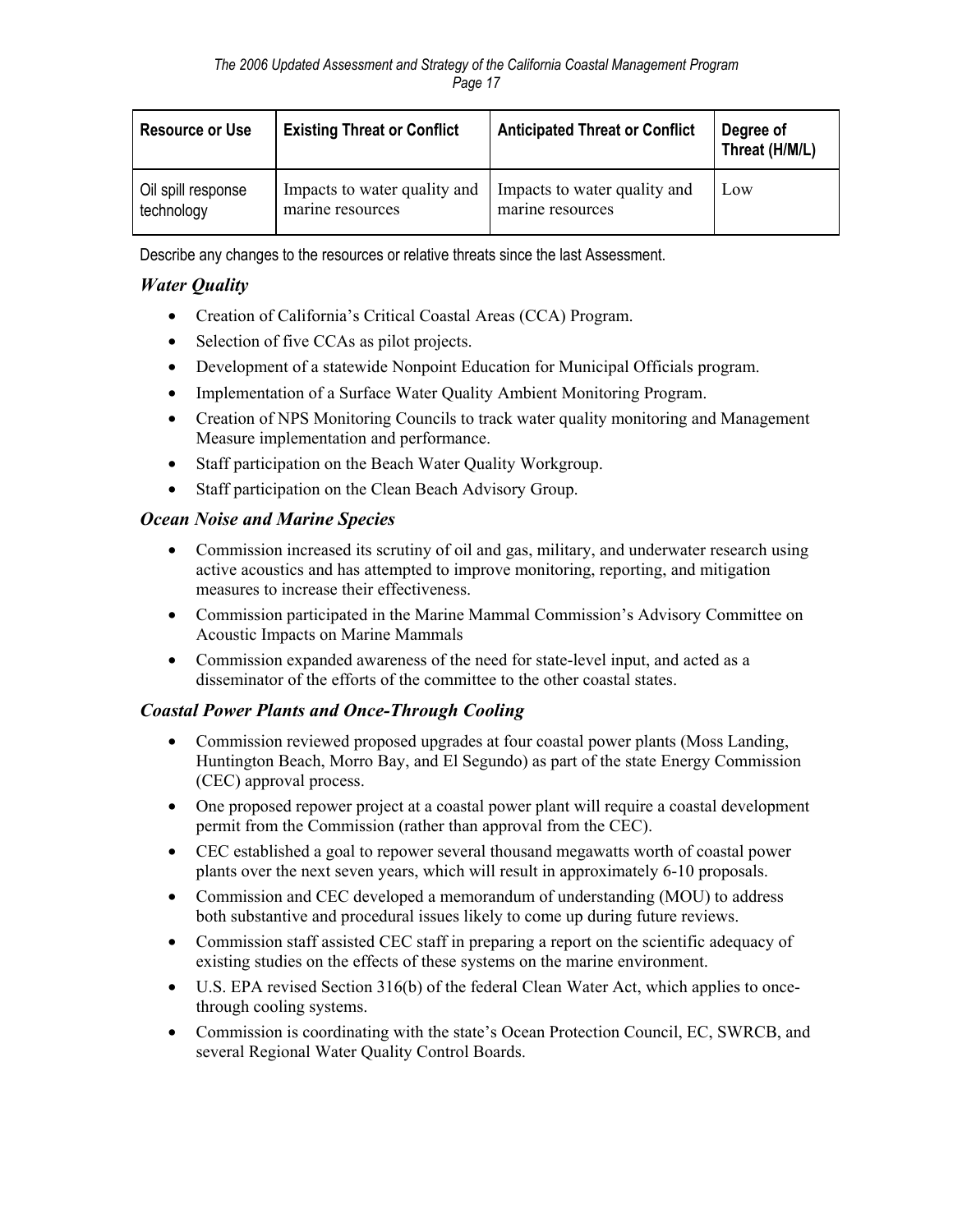| Resource or Use | Existing Threat or Conflict | Anticipated Threat or Conflict | Degree of Threat (H/M/L) |
|---|---|---|---|
| Oil spill response technology | Impacts to water quality and marine resources | Impacts to water quality and marine resources | Low |

Describe any changes to the resources or relative threats since the last Assessment.

### *Water Quality*

- Creation of California's Critical Coastal Areas (CCA) Program.
- Selection of five CCAs as pilot projects.
- Development of a statewide Nonpoint Education for Municipal Officials program.
- Implementation of a Surface Water Quality Ambient Monitoring Program.
- Creation of NPS Monitoring Councils to track water quality monitoring and Management Measure implementation and performance.
- Staff participation on the Beach Water Quality Workgroup.
- Staff participation on the Clean Beach Advisory Group.

### *Ocean Noise and Marine Species*

- Commission increased its scrutiny of oil and gas, military, and underwater research using active acoustics and has attempted to improve monitoring, reporting, and mitigation measures to increase their effectiveness.
- Commission participated in the Marine Mammal Commission's Advisory Committee on Acoustic Impacts on Marine Mammals
- Commission expanded awareness of the need for state-level input, and acted as a disseminator of the efforts of the committee to the other coastal states.

### *Coastal Power Plants and Once-Through Cooling*

- Commission reviewed proposed upgrades at four coastal power plants (Moss Landing, Huntington Beach, Morro Bay, and El Segundo) as part of the state Energy Commission (CEC) approval process.
- One proposed repower project at a coastal power plant will require a coastal development permit from the Commission (rather than approval from the CEC).
- CEC established a goal to repower several thousand megawatts worth of coastal power plants over the next seven years, which will result in approximately 6-10 proposals.
- Commission and CEC developed a memorandum of understanding (MOU) to address both substantive and procedural issues likely to come up during future reviews.
- Commission staff assisted CEC staff in preparing a report on the scientific adequacy of existing studies on the effects of these systems on the marine environment.
- U.S. EPA revised Section 316(b) of the federal Clean Water Act, which applies to once-through cooling systems.
- Commission is coordinating with the state's Ocean Protection Council, EC, SWRCB, and several Regional Water Quality Control Boards.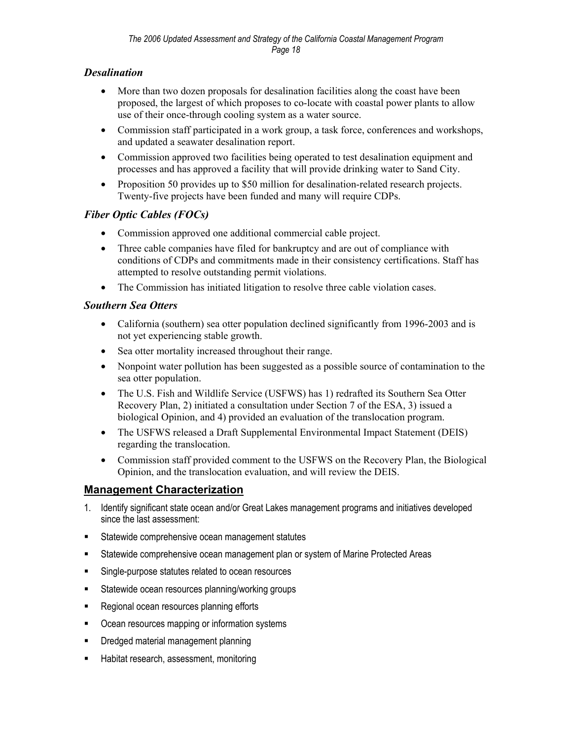### *Desalination*

- More than two dozen proposals for desalination facilities along the coast have been proposed, the largest of which proposes to co-locate with coastal power plants to allow use of their once-through cooling system as a water source.
- Commission staff participated in a work group, a task force, conferences and workshops, and updated a seawater desalination report.
- Commission approved two facilities being operated to test desalination equipment and processes and has approved a facility that will provide drinking water to Sand City.
- Proposition 50 provides up to $50 million for desalination-related research projects. Twenty-five projects have been funded and many will require CDPs.

### *Fiber Optic Cables (FOCs)*

- Commission approved one additional commercial cable project.
- Three cable companies have filed for bankruptcy and are out of compliance with conditions of CDPs and commitments made in their consistency certifications. Staff has attempted to resolve outstanding permit violations.
- The Commission has initiated litigation to resolve three cable violation cases.

### *Southern Sea Otters*

- California (southern) sea otter population declined significantly from 1996-2003 and is not yet experiencing stable growth.
- Sea otter mortality increased throughout their range.
- Nonpoint water pollution has been suggested as a possible source of contamination to the sea otter population.
- The U.S. Fish and Wildlife Service (USFWS) has 1) redrafted its Southern Sea Otter Recovery Plan, 2) initiated a consultation under Section 7 of the ESA, 3) issued a biological Opinion, and 4) provided an evaluation of the translocation program.
- The USFWS released a Draft Supplemental Environmental Impact Statement (DEIS) regarding the translocation.
- Commission staff provided comment to the USFWS on the Recovery Plan, the Biological Opinion, and the translocation evaluation, and will review the DEIS.

## Management Characterization

1. Identify significant state ocean and/or Great Lakes management programs and initiatives developed since the last assessment:

- Statewide comprehensive ocean management statutes
- Statewide comprehensive ocean management plan or system of Marine Protected Areas
- Single-purpose statutes related to ocean resources
- Statewide ocean resources planning/working groups
- Regional ocean resources planning efforts
- Ocean resources mapping or information systems
- Dredged material management planning
- Habitat research, assessment, monitoring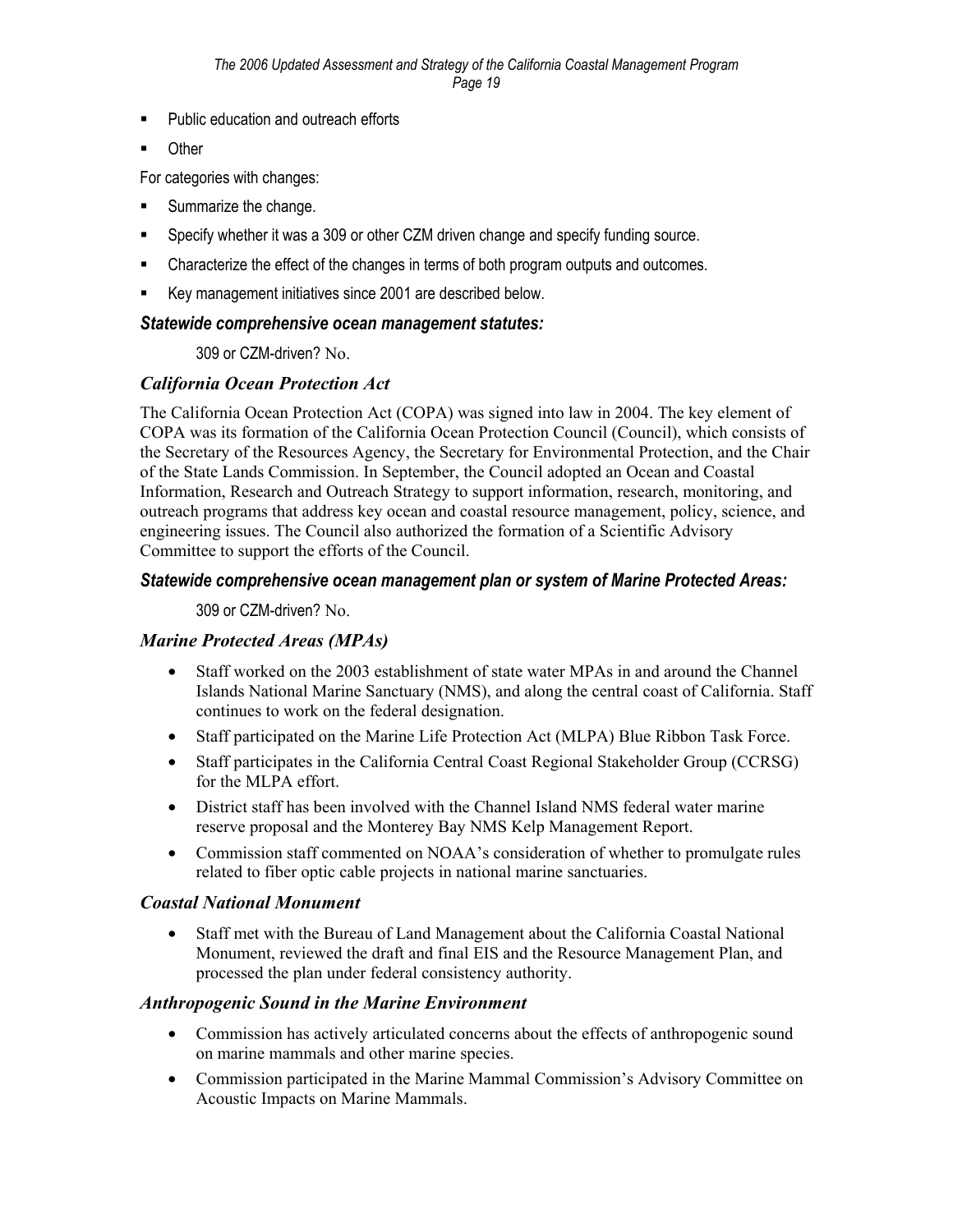- Public education and outreach efforts
- Other

For categories with changes:

- Summarize the change.
- Specify whether it was a 309 or other CZM driven change and specify funding source.
- Characterize the effect of the changes in terms of both program outputs and outcomes.
- Key management initiatives since 2001 are described below.

### *Statewide comprehensive ocean management statutes:*

309 or CZM-driven? No.

### *California Ocean Protection Act*

The California Ocean Protection Act (COPA) was signed into law in 2004. The key element of COPA was its formation of the California Ocean Protection Council (Council), which consists of the Secretary of the Resources Agency, the Secretary for Environmental Protection, and the Chair of the State Lands Commission. In September, the Council adopted an Ocean and Coastal Information, Research and Outreach Strategy to support information, research, monitoring, and outreach programs that address key ocean and coastal resource management, policy, science, and engineering issues. The Council also authorized the formation of a Scientific Advisory Committee to support the efforts of the Council.

### *Statewide comprehensive ocean management plan or system of Marine Protected Areas:*

309 or CZM-driven? No.

### *Marine Protected Areas (MPAs)*

- Staff worked on the 2003 establishment of state water MPAs in and around the Channel Islands National Marine Sanctuary (NMS), and along the central coast of California. Staff continues to work on the federal designation.
- Staff participated on the Marine Life Protection Act (MLPA) Blue Ribbon Task Force.
- Staff participates in the California Central Coast Regional Stakeholder Group (CCRSG) for the MLPA effort.
- District staff has been involved with the Channel Island NMS federal water marine reserve proposal and the Monterey Bay NMS Kelp Management Report.
- Commission staff commented on NOAA's consideration of whether to promulgate rules related to fiber optic cable projects in national marine sanctuaries.

### *Coastal National Monument*

- Staff met with the Bureau of Land Management about the California Coastal National Monument, reviewed the draft and final EIS and the Resource Management Plan, and processed the plan under federal consistency authority.

### *Anthropogenic Sound in the Marine Environment*

- Commission has actively articulated concerns about the effects of anthropogenic sound on marine mammals and other marine species.
- Commission participated in the Marine Mammal Commission's Advisory Committee on Acoustic Impacts on Marine Mammals.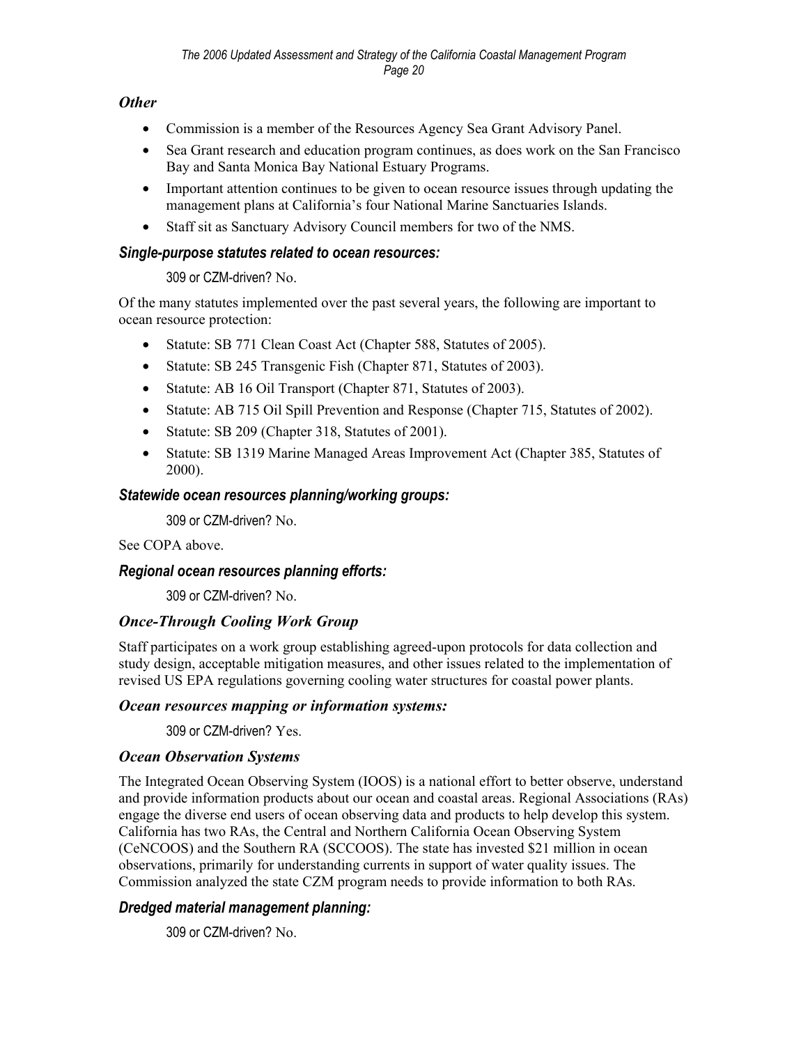### *Other*

- Commission is a member of the Resources Agency Sea Grant Advisory Panel.
- Sea Grant research and education program continues, as does work on the San Francisco Bay and Santa Monica Bay National Estuary Programs.
- Important attention continues to be given to ocean resource issues through updating the management plans at California's four National Marine Sanctuaries Islands.
- Staff sit as Sanctuary Advisory Council members for two of the NMS.

### *Single-purpose statutes related to ocean resources:*

309 or CZM-driven? No.

Of the many statutes implemented over the past several years, the following are important to ocean resource protection:

- Statute: SB 771 Clean Coast Act (Chapter 588, Statutes of 2005).
- Statute: SB 245 Transgenic Fish (Chapter 871, Statutes of 2003).
- Statute: AB 16 Oil Transport (Chapter 871, Statutes of 2003).
- Statute: AB 715 Oil Spill Prevention and Response (Chapter 715, Statutes of 2002).
- Statute: SB 209 (Chapter 318, Statutes of 2001).
- Statute: SB 1319 Marine Managed Areas Improvement Act (Chapter 385, Statutes of 2000).

### *Statewide ocean resources planning/working groups:*

309 or CZM-driven? No.

See COPA above.

### *Regional ocean resources planning efforts:*

309 or CZM-driven? No.

### *Once-Through Cooling Work Group*

Staff participates on a work group establishing agreed-upon protocols for data collection and study design, acceptable mitigation measures, and other issues related to the implementation of revised US EPA regulations governing cooling water structures for coastal power plants.

### *Ocean resources mapping or information systems:*

309 or CZM-driven? Yes.

### *Ocean Observation Systems*

The Integrated Ocean Observing System (IOOS) is a national effort to better observe, understand and provide information products about our ocean and coastal areas. Regional Associations (RAs) engage the diverse end users of ocean observing data and products to help develop this system. California has two RAs, the Central and Northern California Ocean Observing System (CeNCOOS) and the Southern RA (SCCOOS). The state has invested $21 million in ocean observations, primarily for understanding currents in support of water quality issues. The Commission analyzed the state CZM program needs to provide information to both RAs.

### *Dredged material management planning:*

309 or CZM-driven? No.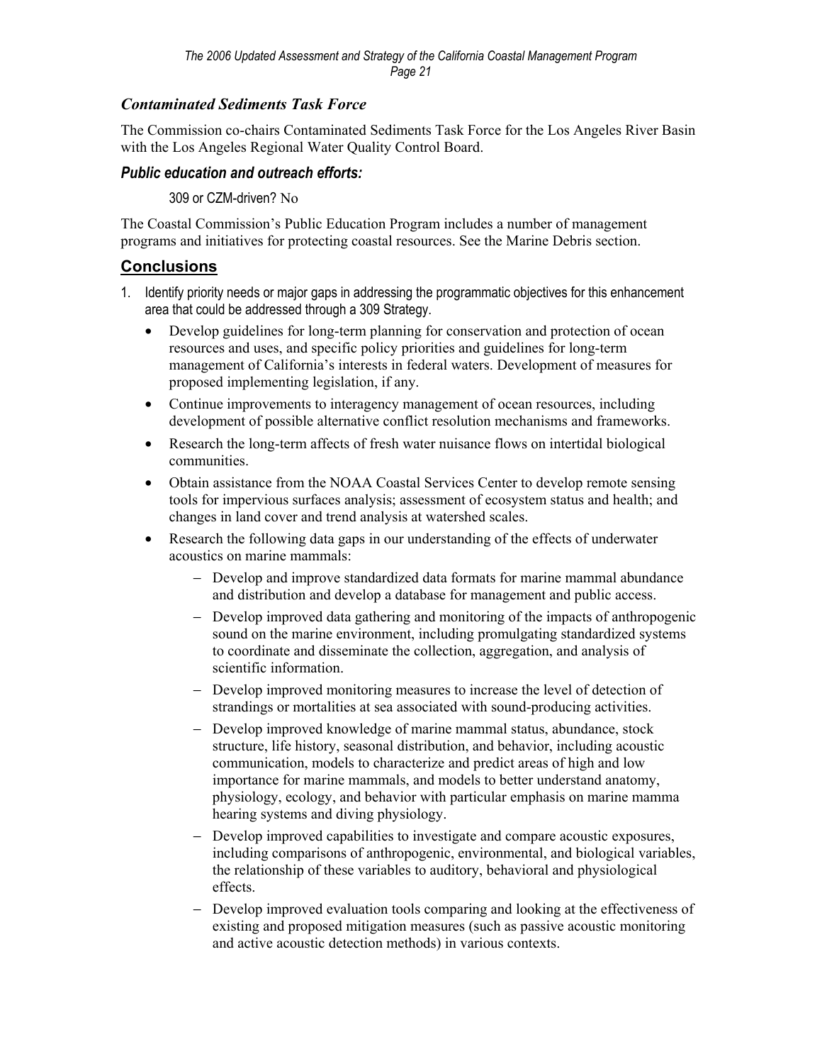### *Contaminated Sediments Task Force*

The Commission co-chairs Contaminated Sediments Task Force for the Los Angeles River Basin with the Los Angeles Regional Water Quality Control Board.

#### ***Public education and outreach efforts:***

309 or CZM-driven? No

The Coastal Commission's Public Education Program includes a number of management programs and initiatives for protecting coastal resources. See the Marine Debris section.

## Conclusions

1. Identify priority needs or major gaps in addressing the programmatic objectives for this enhancement area that could be addressed through a 309 Strategy.
   - Develop guidelines for long-term planning for conservation and protection of ocean resources and uses, and specific policy priorities and guidelines for long-term management of California's interests in federal waters. Development of measures for proposed implementing legislation, if any.
   - Continue improvements to interagency management of ocean resources, including development of possible alternative conflict resolution mechanisms and frameworks.
   - Research the long-term affects of fresh water nuisance flows on intertidal biological communities.
   - Obtain assistance from the NOAA Coastal Services Center to develop remote sensing tools for impervious surfaces analysis; assessment of ecosystem status and health; and changes in land cover and trend analysis at watershed scales.
   - Research the following data gaps in our understanding of the effects of underwater acoustics on marine mammals:
     - Develop and improve standardized data formats for marine mammal abundance and distribution and develop a database for management and public access.
     - Develop improved data gathering and monitoring of the impacts of anthropogenic sound on the marine environment, including promulgating standardized systems to coordinate and disseminate the collection, aggregation, and analysis of scientific information.
     - Develop improved monitoring measures to increase the level of detection of strandings or mortalities at sea associated with sound-producing activities.
     - Develop improved knowledge of marine mammal status, abundance, stock structure, life history, seasonal distribution, and behavior, including acoustic communication, models to characterize and predict areas of high and low importance for marine mammals, and models to better understand anatomy, physiology, ecology, and behavior with particular emphasis on marine mamma hearing systems and diving physiology.
     - Develop improved capabilities to investigate and compare acoustic exposures, including comparisons of anthropogenic, environmental, and biological variables, the relationship of these variables to auditory, behavioral and physiological effects.
     - Develop improved evaluation tools comparing and looking at the effectiveness of existing and proposed mitigation measures (such as passive acoustic monitoring and active acoustic detection methods) in various contexts.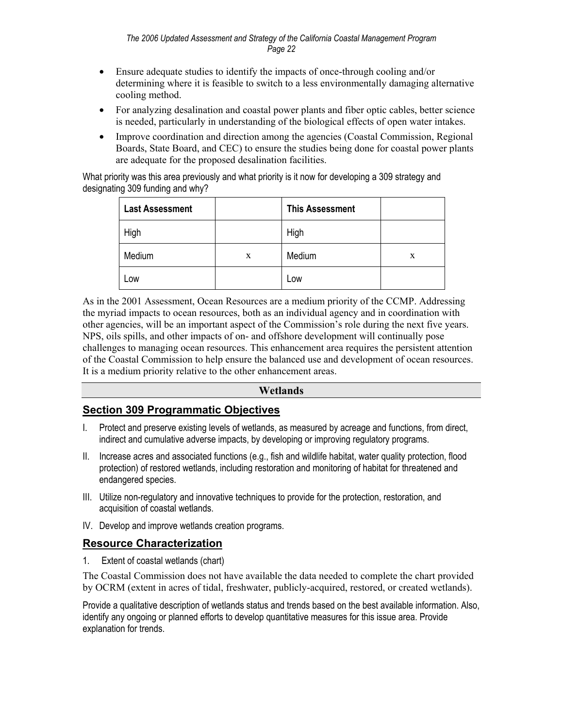- Ensure adequate studies to identify the impacts of once-through cooling and/or determining where it is feasible to switch to a less environmentally damaging alternative cooling method.
- For analyzing desalination and coastal power plants and fiber optic cables, better science is needed, particularly in understanding of the biological effects of open water intakes.
- Improve coordination and direction among the agencies (Coastal Commission, Regional Boards, State Board, and CEC) to ensure the studies being done for coastal power plants are adequate for the proposed desalination facilities.

What priority was this area previously and what priority is it now for developing a 309 strategy and designating 309 funding and why?

| Last Assessment | | This Assessment | |
|---|---|---|---|
| High | | High | |
| Medium | x | Medium | x |
| Low | | Low | |

As in the 2001 Assessment, Ocean Resources are a medium priority of the CCMP. Addressing the myriad impacts to ocean resources, both as an individual agency and in coordination with other agencies, will be an important aspect of the Commission's role during the next five years. NPS, oils spills, and other impacts of on- and offshore development will continually pose challenges to managing ocean resources. This enhancement area requires the persistent attention of the Coastal Commission to help ensure the balanced use and development of ocean resources. It is a medium priority relative to the other enhancement areas.

## Wetlands

## Section 309 Programmatic Objectives

I. Protect and preserve existing levels of wetlands, as measured by acreage and functions, from direct, indirect and cumulative adverse impacts, by developing or improving regulatory programs.

II. Increase acres and associated functions (e.g., fish and wildlife habitat, water quality protection, flood protection) of restored wetlands, including restoration and monitoring of habitat for threatened and endangered species.

III. Utilize non-regulatory and innovative techniques to provide for the protection, restoration, and acquisition of coastal wetlands.

IV. Develop and improve wetlands creation programs.

## Resource Characterization

1. Extent of coastal wetlands (chart)

The Coastal Commission does not have available the data needed to complete the chart provided by OCRM (extent in acres of tidal, freshwater, publicly-acquired, restored, or created wetlands).

Provide a qualitative description of wetlands status and trends based on the best available information. Also, identify any ongoing or planned efforts to develop quantitative measures for this issue area. Provide explanation for trends.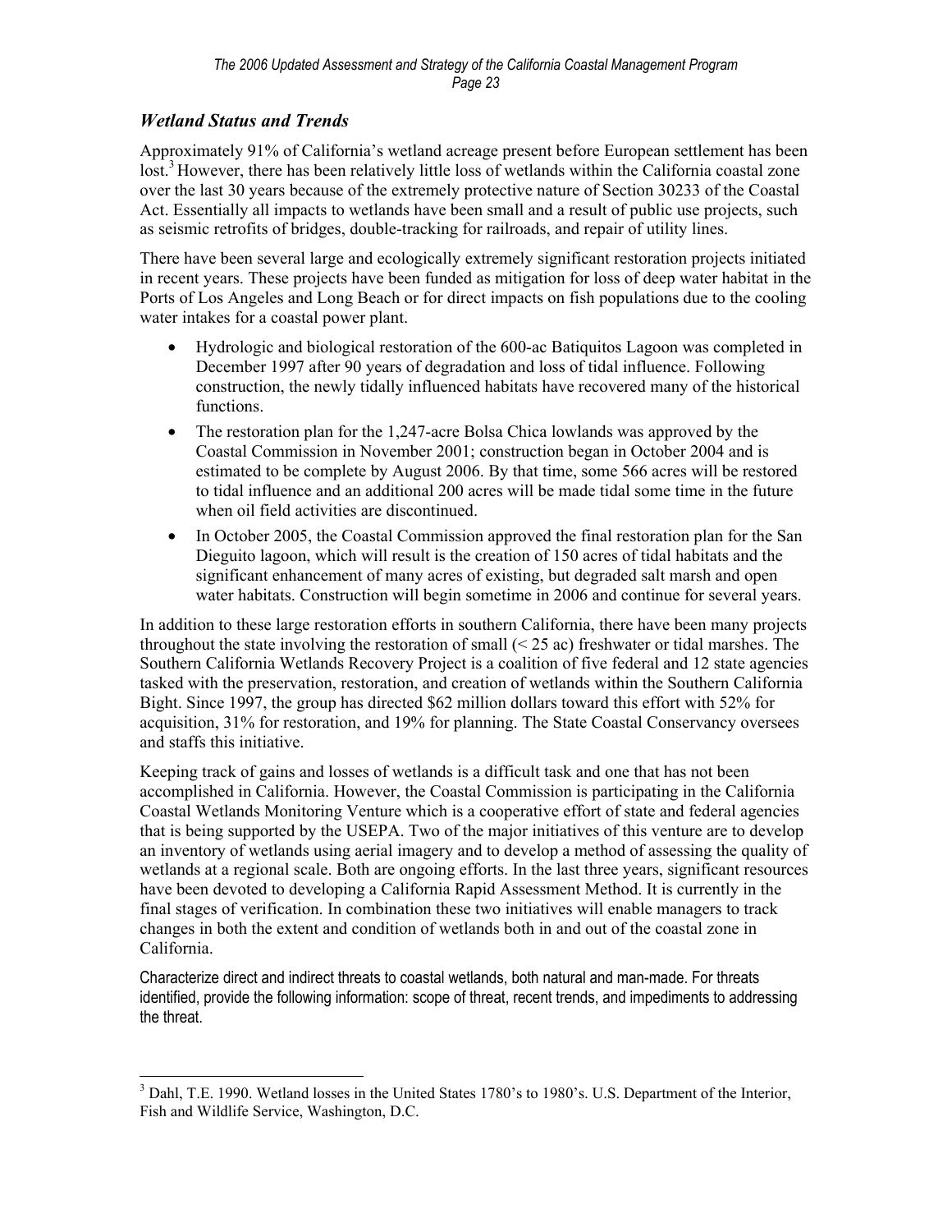### *Wetland Status and Trends*

Approximately 91% of California's wetland acreage present before European settlement has been lost.[3] However, there has been relatively little loss of wetlands within the California coastal zone over the last 30 years because of the extremely protective nature of Section 30233 of the Coastal Act. Essentially all impacts to wetlands have been small and a result of public use projects, such as seismic retrofits of bridges, double-tracking for railroads, and repair of utility lines.

There have been several large and ecologically extremely significant restoration projects initiated in recent years. These projects have been funded as mitigation for loss of deep water habitat in the Ports of Los Angeles and Long Beach or for direct impacts on fish populations due to the cooling water intakes for a coastal power plant.

- Hydrologic and biological restoration of the 600-ac Batiquitos Lagoon was completed in December 1997 after 90 years of degradation and loss of tidal influence. Following construction, the newly tidally influenced habitats have recovered many of the historical functions.
- The restoration plan for the 1,247-acre Bolsa Chica lowlands was approved by the Coastal Commission in November 2001; construction began in October 2004 and is estimated to be complete by August 2006. By that time, some 566 acres will be restored to tidal influence and an additional 200 acres will be made tidal some time in the future when oil field activities are discontinued.
- In October 2005, the Coastal Commission approved the final restoration plan for the San Dieguito lagoon, which will result is the creation of 150 acres of tidal habitats and the significant enhancement of many acres of existing, but degraded salt marsh and open water habitats. Construction will begin sometime in 2006 and continue for several years.

In addition to these large restoration efforts in southern California, there have been many projects throughout the state involving the restoration of small (< 25 ac) freshwater or tidal marshes. The Southern California Wetlands Recovery Project is a coalition of five federal and 12 state agencies tasked with the preservation, restoration, and creation of wetlands within the Southern California Bight. Since 1997, the group has directed $62 million dollars toward this effort with 52% for acquisition, 31% for restoration, and 19% for planning. The State Coastal Conservancy oversees and staffs this initiative.

Keeping track of gains and losses of wetlands is a difficult task and one that has not been accomplished in California. However, the Coastal Commission is participating in the California Coastal Wetlands Monitoring Venture which is a cooperative effort of state and federal agencies that is being supported by the USEPA. Two of the major initiatives of this venture are to develop an inventory of wetlands using aerial imagery and to develop a method of assessing the quality of wetlands at a regional scale. Both are ongoing efforts. In the last three years, significant resources have been devoted to developing a California Rapid Assessment Method. It is currently in the final stages of verification. In combination these two initiatives will enable managers to track changes in both the extent and condition of wetlands both in and out of the coastal zone in California.

Characterize direct and indirect threats to coastal wetlands, both natural and man-made. For threats identified, provide the following information: scope of threat, recent trends, and impediments to addressing the threat.

[3] Dahl, T.E. 1990. Wetland losses in the United States 1780's to 1980's. U.S. Department of the Interior, Fish and Wildlife Service, Washington, D.C.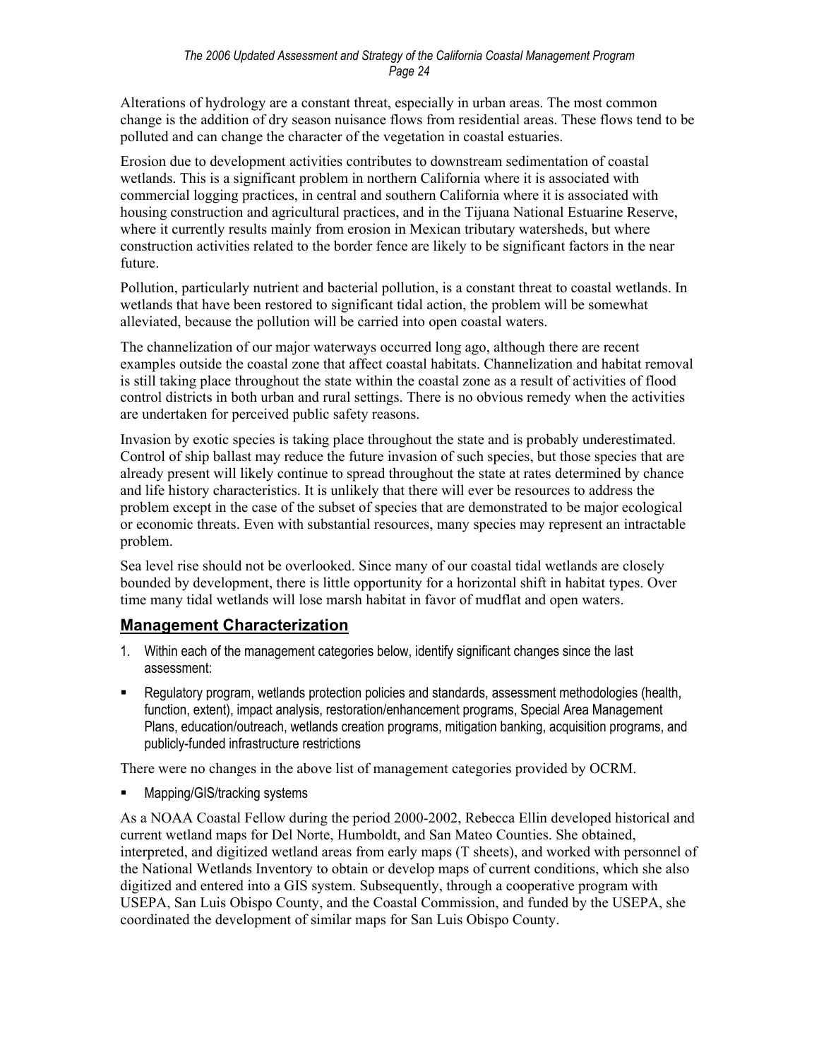Alterations of hydrology are a constant threat, especially in urban areas. The most common change is the addition of dry season nuisance flows from residential areas. These flows tend to be polluted and can change the character of the vegetation in coastal estuaries.

Erosion due to development activities contributes to downstream sedimentation of coastal wetlands. This is a significant problem in northern California where it is associated with commercial logging practices, in central and southern California where it is associated with housing construction and agricultural practices, and in the Tijuana National Estuarine Reserve, where it currently results mainly from erosion in Mexican tributary watersheds, but where construction activities related to the border fence are likely to be significant factors in the near future.

Pollution, particularly nutrient and bacterial pollution, is a constant threat to coastal wetlands. In wetlands that have been restored to significant tidal action, the problem will be somewhat alleviated, because the pollution will be carried into open coastal waters.

The channelization of our major waterways occurred long ago, although there are recent examples outside the coastal zone that affect coastal habitats. Channelization and habitat removal is still taking place throughout the state within the coastal zone as a result of activities of flood control districts in both urban and rural settings. There is no obvious remedy when the activities are undertaken for perceived public safety reasons.

Invasion by exotic species is taking place throughout the state and is probably underestimated. Control of ship ballast may reduce the future invasion of such species, but those species that are already present will likely continue to spread throughout the state at rates determined by chance and life history characteristics. It is unlikely that there will ever be resources to address the problem except in the case of the subset of species that are demonstrated to be major ecological or economic threats. Even with substantial resources, many species may represent an intractable problem.

Sea level rise should not be overlooked. Since many of our coastal tidal wetlands are closely bounded by development, there is little opportunity for a horizontal shift in habitat types. Over time many tidal wetlands will lose marsh habitat in favor of mudflat and open waters.

## Management Characterization

1. Within each of the management categories below, identify significant changes since the last assessment:

- Regulatory program, wetlands protection policies and standards, assessment methodologies (health, function, extent), impact analysis, restoration/enhancement programs, Special Area Management Plans, education/outreach, wetlands creation programs, mitigation banking, acquisition programs, and publicly-funded infrastructure restrictions

There were no changes in the above list of management categories provided by OCRM.

- Mapping/GIS/tracking systems

As a NOAA Coastal Fellow during the period 2000-2002, Rebecca Ellin developed historical and current wetland maps for Del Norte, Humboldt, and San Mateo Counties. She obtained, interpreted, and digitized wetland areas from early maps (T sheets), and worked with personnel of the National Wetlands Inventory to obtain or develop maps of current conditions, which she also digitized and entered into a GIS system. Subsequently, through a cooperative program with USEPA, San Luis Obispo County, and the Coastal Commission, and funded by the USEPA, she coordinated the development of similar maps for San Luis Obispo County.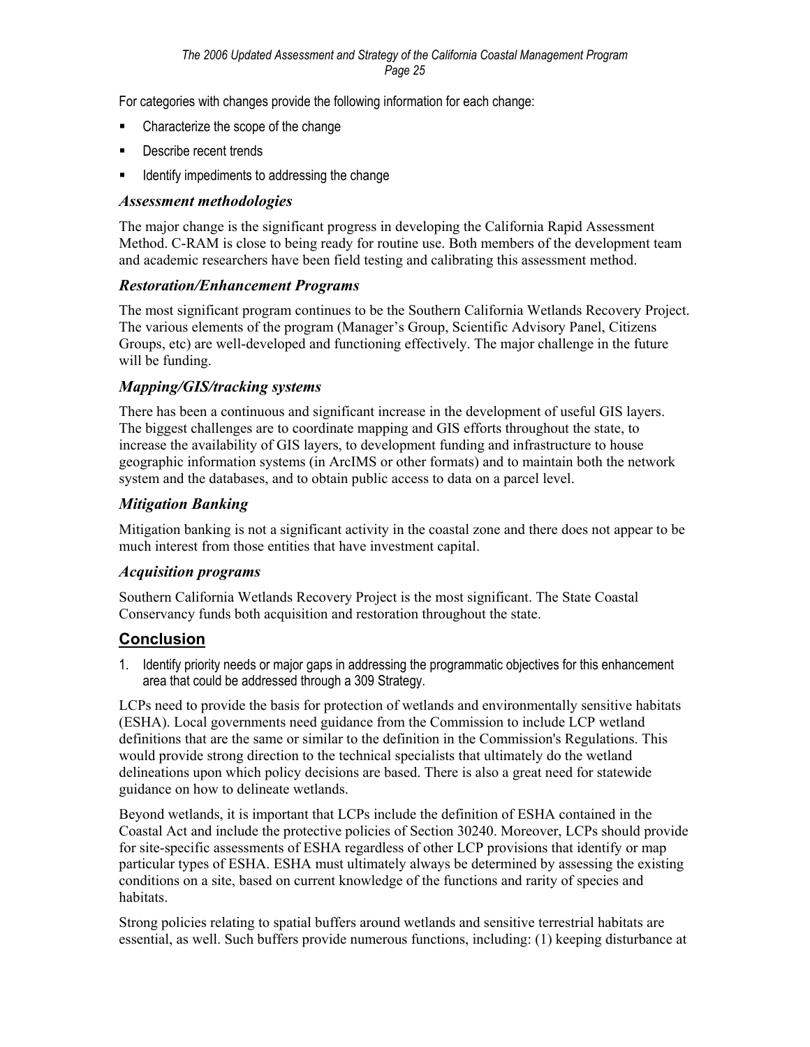For categories with changes provide the following information for each change:

- Characterize the scope of the change
- Describe recent trends
- Identify impediments to addressing the change

### *Assessment methodologies*

The major change is the significant progress in developing the California Rapid Assessment Method. C-RAM is close to being ready for routine use. Both members of the development team and academic researchers have been field testing and calibrating this assessment method.

### *Restoration/Enhancement Programs*

The most significant program continues to be the Southern California Wetlands Recovery Project. The various elements of the program (Manager's Group, Scientific Advisory Panel, Citizens Groups, etc) are well-developed and functioning effectively. The major challenge in the future will be funding.

### *Mapping/GIS/tracking systems*

There has been a continuous and significant increase in the development of useful GIS layers. The biggest challenges are to coordinate mapping and GIS efforts throughout the state, to increase the availability of GIS layers, to development funding and infrastructure to house geographic information systems (in ArcIMS or other formats) and to maintain both the network system and the databases, and to obtain public access to data on a parcel level.

### *Mitigation Banking*

Mitigation banking is not a significant activity in the coastal zone and there does not appear to be much interest from those entities that have investment capital.

### *Acquisition programs*

Southern California Wetlands Recovery Project is the most significant. The State Coastal Conservancy funds both acquisition and restoration throughout the state.

## Conclusion

1. Identify priority needs or major gaps in addressing the programmatic objectives for this enhancement area that could be addressed through a 309 Strategy.

LCPs need to provide the basis for protection of wetlands and environmentally sensitive habitats (ESHA). Local governments need guidance from the Commission to include LCP wetland definitions that are the same or similar to the definition in the Commission's Regulations. This would provide strong direction to the technical specialists that ultimately do the wetland delineations upon which policy decisions are based. There is also a great need for statewide guidance on how to delineate wetlands.

Beyond wetlands, it is important that LCPs include the definition of ESHA contained in the Coastal Act and include the protective policies of Section 30240. Moreover, LCPs should provide for site-specific assessments of ESHA regardless of other LCP provisions that identify or map particular types of ESHA. ESHA must ultimately always be determined by assessing the existing conditions on a site, based on current knowledge of the functions and rarity of species and habitats.

Strong policies relating to spatial buffers around wetlands and sensitive terrestrial habitats are essential, as well. Such buffers provide numerous functions, including: (1) keeping disturbance at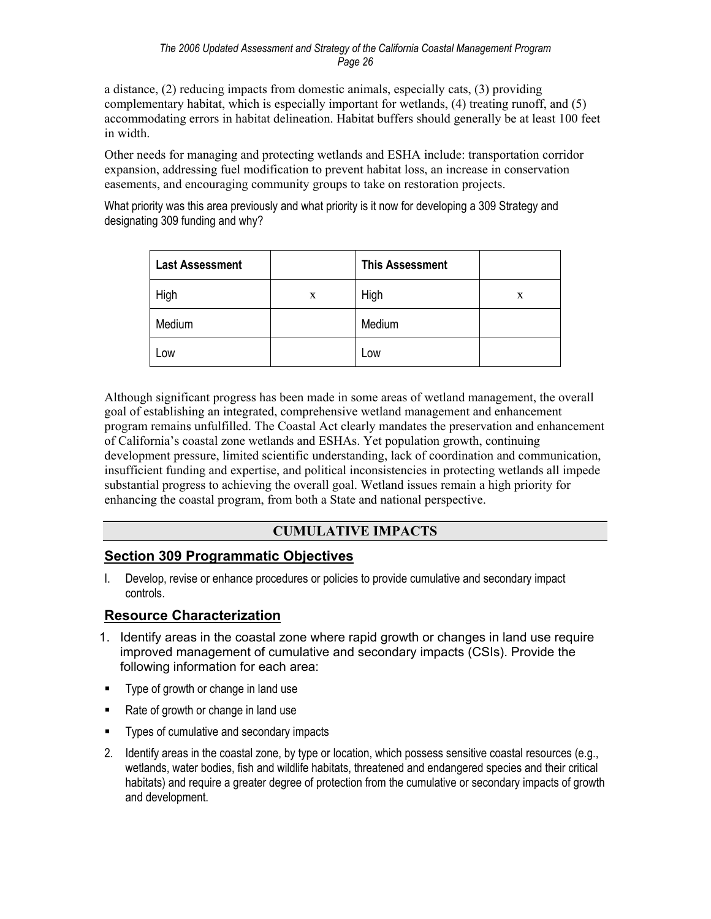a distance, (2) reducing impacts from domestic animals, especially cats, (3) providing complementary habitat, which is especially important for wetlands, (4) treating runoff, and (5) accommodating errors in habitat delineation. Habitat buffers should generally be at least 100 feet in width.

Other needs for managing and protecting wetlands and ESHA include: transportation corridor expansion, addressing fuel modification to prevent habitat loss, an increase in conservation easements, and encouraging community groups to take on restoration projects.

What priority was this area previously and what priority is it now for developing a 309 Strategy and designating 309 funding and why?

| Last Assessment | | This Assessment | |
|---|---|---|---|
| High | x | High | x |
| Medium | | Medium | |
| Low | | Low | |

Although significant progress has been made in some areas of wetland management, the overall goal of establishing an integrated, comprehensive wetland management and enhancement program remains unfulfilled. The Coastal Act clearly mandates the preservation and enhancement of California's coastal zone wetlands and ESHAs. Yet population growth, continuing development pressure, limited scientific understanding, lack of coordination and communication, insufficient funding and expertise, and political inconsistencies in protecting wetlands all impede substantial progress to achieving the overall goal. Wetland issues remain a high priority for enhancing the coastal program, from both a State and national perspective.

## CUMULATIVE IMPACTS

### Section 309 Programmatic Objectives

I. Develop, revise or enhance procedures or policies to provide cumulative and secondary impact controls.

### Resource Characterization

1. Identify areas in the coastal zone where rapid growth or changes in land use require improved management of cumulative and secondary impacts (CSIs). Provide the following information for each area:

- Type of growth or change in land use
- Rate of growth or change in land use
- Types of cumulative and secondary impacts

2. Identify areas in the coastal zone, by type or location, which possess sensitive coastal resources (e.g., wetlands, water bodies, fish and wildlife habitats, threatened and endangered species and their critical habitats) and require a greater degree of protection from the cumulative or secondary impacts of growth and development.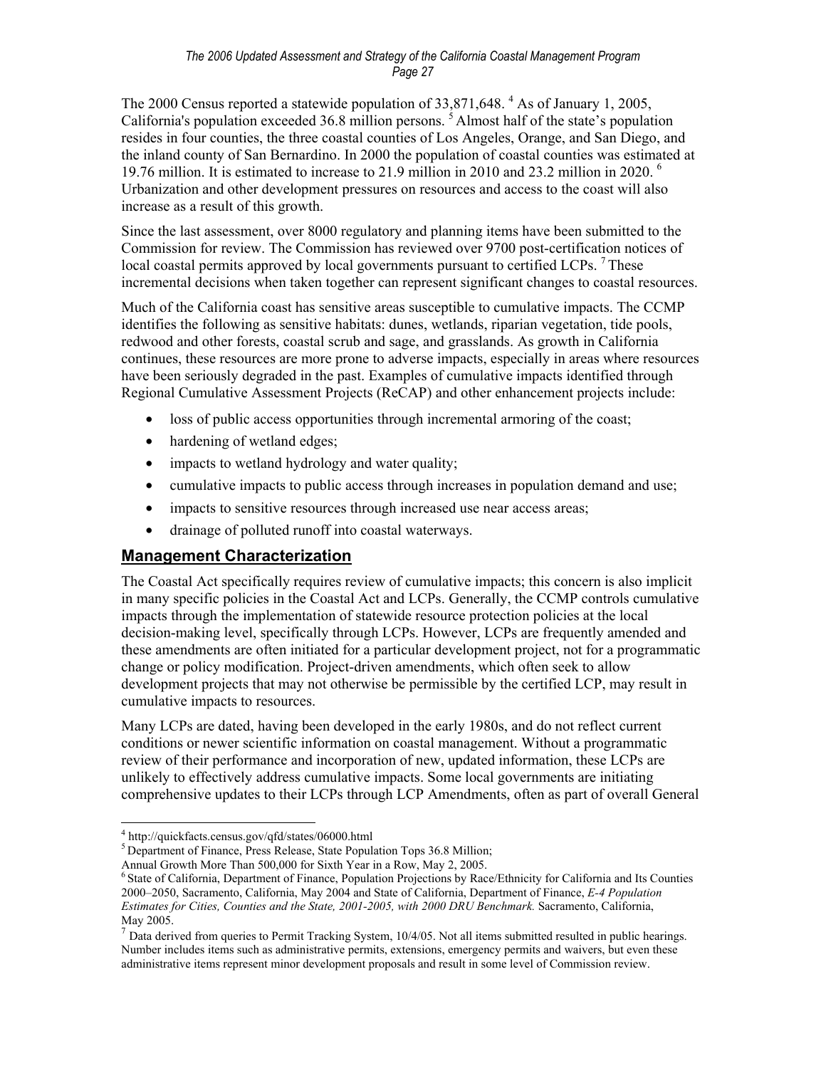The 2000 Census reported a statewide population of 33,871,648. [4] As of January 1, 2005, California's population exceeded 36.8 million persons. [5] Almost half of the state's population resides in four counties, the three coastal counties of Los Angeles, Orange, and San Diego, and the inland county of San Bernardino. In 2000 the population of coastal counties was estimated at 19.76 million. It is estimated to increase to 21.9 million in 2010 and 23.2 million in 2020. [6] Urbanization and other development pressures on resources and access to the coast will also increase as a result of this growth.

Since the last assessment, over 8000 regulatory and planning items have been submitted to the Commission for review. The Commission has reviewed over 9700 post-certification notices of local coastal permits approved by local governments pursuant to certified LCPs. [7] These incremental decisions when taken together can represent significant changes to coastal resources.

Much of the California coast has sensitive areas susceptible to cumulative impacts. The CCMP identifies the following as sensitive habitats: dunes, wetlands, riparian vegetation, tide pools, redwood and other forests, coastal scrub and sage, and grasslands. As growth in California continues, these resources are more prone to adverse impacts, especially in areas where resources have been seriously degraded in the past. Examples of cumulative impacts identified through Regional Cumulative Assessment Projects (ReCAP) and other enhancement projects include:

- loss of public access opportunities through incremental armoring of the coast;
- hardening of wetland edges;
- impacts to wetland hydrology and water quality;
- cumulative impacts to public access through increases in population demand and use;
- impacts to sensitive resources through increased use near access areas;
- drainage of polluted runoff into coastal waterways.

## Management Characterization

The Coastal Act specifically requires review of cumulative impacts; this concern is also implicit in many specific policies in the Coastal Act and LCPs. Generally, the CCMP controls cumulative impacts through the implementation of statewide resource protection policies at the local decision-making level, specifically through LCPs. However, LCPs are frequently amended and these amendments are often initiated for a particular development project, not for a programmatic change or policy modification. Project-driven amendments, which often seek to allow development projects that may not otherwise be permissible by the certified LCP, may result in cumulative impacts to resources.

Many LCPs are dated, having been developed in the early 1980s, and do not reflect current conditions or newer scientific information on coastal management. Without a programmatic review of their performance and incorporation of new, updated information, these LCPs are unlikely to effectively address cumulative impacts. Some local governments are initiating comprehensive updates to their LCPs through LCP Amendments, often as part of overall General

---

[4] http://quickfacts.census.gov/qfd/states/06000.html

[5] Department of Finance, Press Release, State Population Tops 36.8 Million; Annual Growth More Than 500,000 for Sixth Year in a Row, May 2, 2005.

[6] State of California, Department of Finance, Population Projections by Race/Ethnicity for California and Its Counties 2000–2050, Sacramento, California, May 2004 and State of California, Department of Finance, *E-4 Population Estimates for Cities, Counties and the State, 2001-2005, with 2000 DRU Benchmark.* Sacramento, California, May 2005.

[7] Data derived from queries to Permit Tracking System, 10/4/05. Not all items submitted resulted in public hearings. Number includes items such as administrative permits, extensions, emergency permits and waivers, but even these administrative items represent minor development proposals and result in some level of Commission review.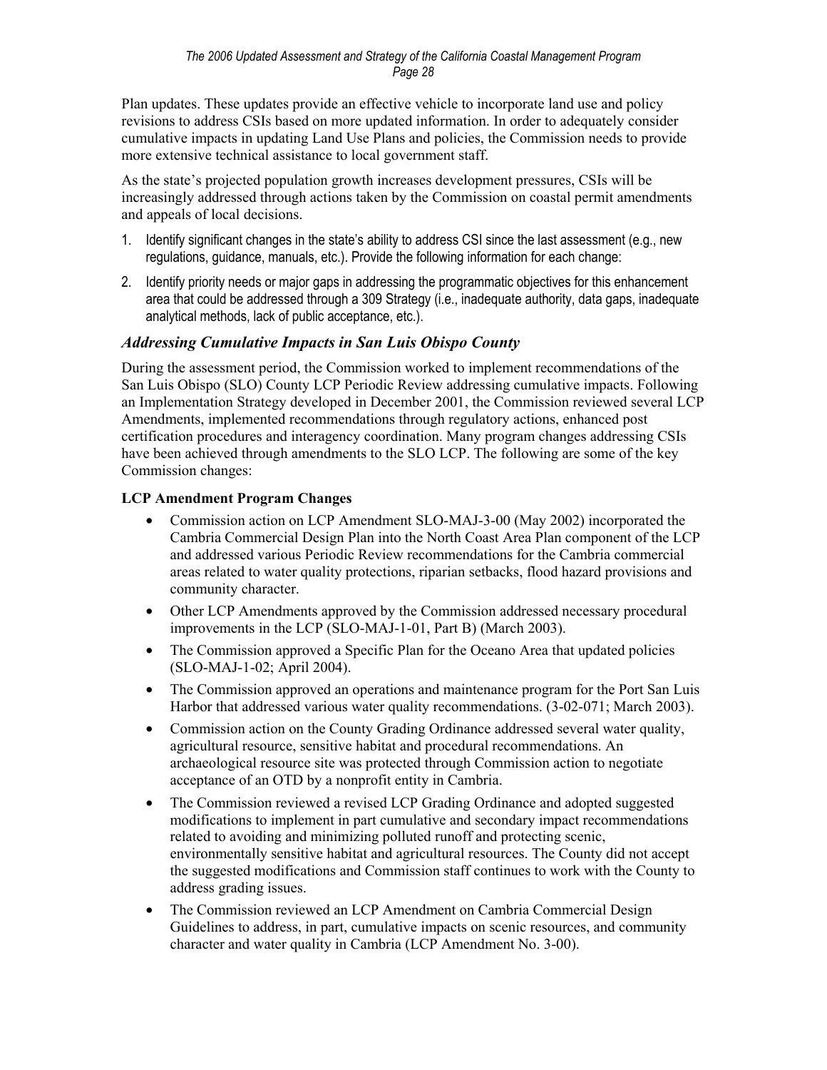Plan updates. These updates provide an effective vehicle to incorporate land use and policy revisions to address CSIs based on more updated information. In order to adequately consider cumulative impacts in updating Land Use Plans and policies, the Commission needs to provide more extensive technical assistance to local government staff.

As the state's projected population growth increases development pressures, CSIs will be increasingly addressed through actions taken by the Commission on coastal permit amendments and appeals of local decisions.

1. Identify significant changes in the state's ability to address CSI since the last assessment (e.g., new regulations, guidance, manuals, etc.). Provide the following information for each change:
2. Identify priority needs or major gaps in addressing the programmatic objectives for this enhancement area that could be addressed through a 309 Strategy (i.e., inadequate authority, data gaps, inadequate analytical methods, lack of public acceptance, etc.).

### *Addressing Cumulative Impacts in San Luis Obispo County*

During the assessment period, the Commission worked to implement recommendations of the San Luis Obispo (SLO) County LCP Periodic Review addressing cumulative impacts. Following an Implementation Strategy developed in December 2001, the Commission reviewed several LCP Amendments, implemented recommendations through regulatory actions, enhanced post certification procedures and interagency coordination. Many program changes addressing CSIs have been achieved through amendments to the SLO LCP. The following are some of the key Commission changes:

**LCP Amendment Program Changes**

- Commission action on LCP Amendment SLO-MAJ-3-00 (May 2002) incorporated the Cambria Commercial Design Plan into the North Coast Area Plan component of the LCP and addressed various Periodic Review recommendations for the Cambria commercial areas related to water quality protections, riparian setbacks, flood hazard provisions and community character.
- Other LCP Amendments approved by the Commission addressed necessary procedural improvements in the LCP (SLO-MAJ-1-01, Part B) (March 2003).
- The Commission approved a Specific Plan for the Oceano Area that updated policies (SLO-MAJ-1-02; April 2004).
- The Commission approved an operations and maintenance program for the Port San Luis Harbor that addressed various water quality recommendations. (3-02-071; March 2003).
- Commission action on the County Grading Ordinance addressed several water quality, agricultural resource, sensitive habitat and procedural recommendations. An archaeological resource site was protected through Commission action to negotiate acceptance of an OTD by a nonprofit entity in Cambria.
- The Commission reviewed a revised LCP Grading Ordinance and adopted suggested modifications to implement in part cumulative and secondary impact recommendations related to avoiding and minimizing polluted runoff and protecting scenic, environmentally sensitive habitat and agricultural resources. The County did not accept the suggested modifications and Commission staff continues to work with the County to address grading issues.
- The Commission reviewed an LCP Amendment on Cambria Commercial Design Guidelines to address, in part, cumulative impacts on scenic resources, and community character and water quality in Cambria (LCP Amendment No. 3-00).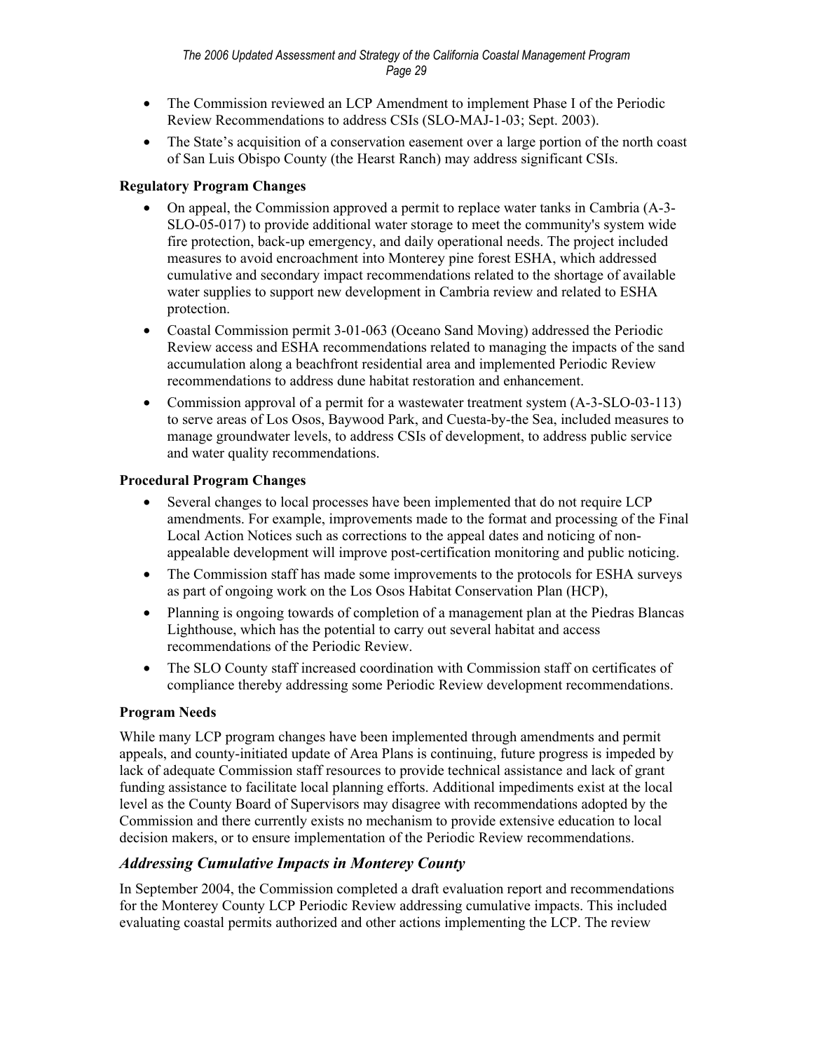- The Commission reviewed an LCP Amendment to implement Phase I of the Periodic Review Recommendations to address CSIs (SLO-MAJ-1-03; Sept. 2003).
- The State's acquisition of a conservation easement over a large portion of the north coast of San Luis Obispo County (the Hearst Ranch) may address significant CSIs.

**Regulatory Program Changes**

- On appeal, the Commission approved a permit to replace water tanks in Cambria (A-3-SLO-05-017) to provide additional water storage to meet the community's system wide fire protection, back-up emergency, and daily operational needs. The project included measures to avoid encroachment into Monterey pine forest ESHA, which addressed cumulative and secondary impact recommendations related to the shortage of available water supplies to support new development in Cambria review and related to ESHA protection.
- Coastal Commission permit 3-01-063 (Oceano Sand Moving) addressed the Periodic Review access and ESHA recommendations related to managing the impacts of the sand accumulation along a beachfront residential area and implemented Periodic Review recommendations to address dune habitat restoration and enhancement.
- Commission approval of a permit for a wastewater treatment system (A-3-SLO-03-113) to serve areas of Los Osos, Baywood Park, and Cuesta-by-the Sea, included measures to manage groundwater levels, to address CSIs of development, to address public service and water quality recommendations.

**Procedural Program Changes**

- Several changes to local processes have been implemented that do not require LCP amendments. For example, improvements made to the format and processing of the Final Local Action Notices such as corrections to the appeal dates and noticing of non-appealable development will improve post-certification monitoring and public noticing.
- The Commission staff has made some improvements to the protocols for ESHA surveys as part of ongoing work on the Los Osos Habitat Conservation Plan (HCP),
- Planning is ongoing towards of completion of a management plan at the Piedras Blancas Lighthouse, which has the potential to carry out several habitat and access recommendations of the Periodic Review.
- The SLO County staff increased coordination with Commission staff on certificates of compliance thereby addressing some Periodic Review development recommendations.

**Program Needs**

While many LCP program changes have been implemented through amendments and permit appeals, and county-initiated update of Area Plans is continuing, future progress is impeded by lack of adequate Commission staff resources to provide technical assistance and lack of grant funding assistance to facilitate local planning efforts. Additional impediments exist at the local level as the County Board of Supervisors may disagree with recommendations adopted by the Commission and there currently exists no mechanism to provide extensive education to local decision makers, or to ensure implementation of the Periodic Review recommendations.

### *Addressing Cumulative Impacts in Monterey County*

In September 2004, the Commission completed a draft evaluation report and recommendations for the Monterey County LCP Periodic Review addressing cumulative impacts. This included evaluating coastal permits authorized and other actions implementing the LCP. The review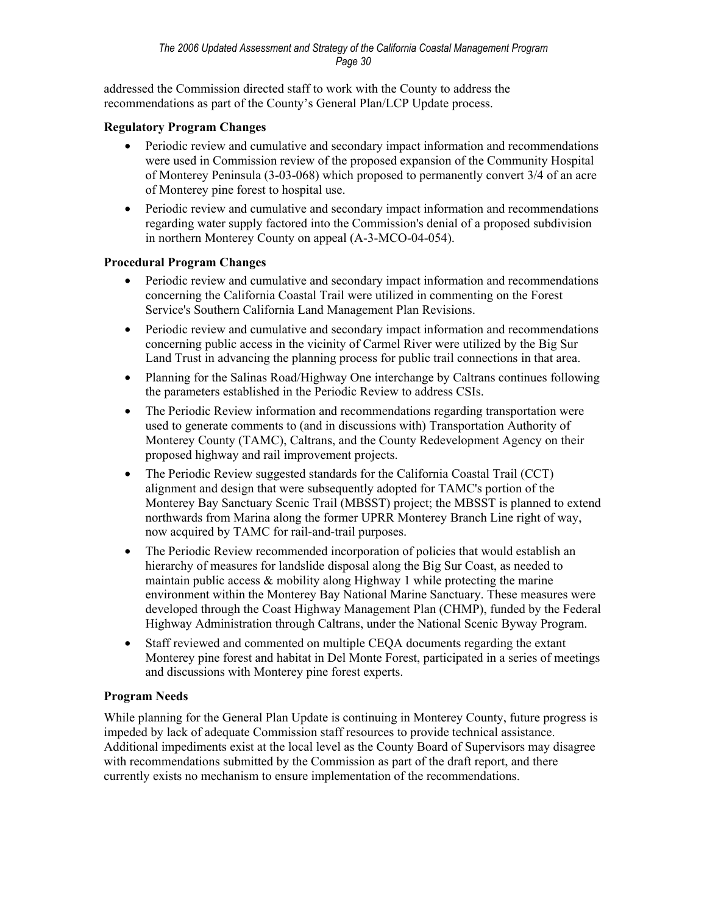addressed the Commission directed staff to work with the County to address the recommendations as part of the County's General Plan/LCP Update process.

**Regulatory Program Changes**

- Periodic review and cumulative and secondary impact information and recommendations were used in Commission review of the proposed expansion of the Community Hospital of Monterey Peninsula (3-03-068) which proposed to permanently convert 3/4 of an acre of Monterey pine forest to hospital use.
- Periodic review and cumulative and secondary impact information and recommendations regarding water supply factored into the Commission's denial of a proposed subdivision in northern Monterey County on appeal (A-3-MCO-04-054).

**Procedural Program Changes**

- Periodic review and cumulative and secondary impact information and recommendations concerning the California Coastal Trail were utilized in commenting on the Forest Service's Southern California Land Management Plan Revisions.
- Periodic review and cumulative and secondary impact information and recommendations concerning public access in the vicinity of Carmel River were utilized by the Big Sur Land Trust in advancing the planning process for public trail connections in that area.
- Planning for the Salinas Road/Highway One interchange by Caltrans continues following the parameters established in the Periodic Review to address CSIs.
- The Periodic Review information and recommendations regarding transportation were used to generate comments to (and in discussions with) Transportation Authority of Monterey County (TAMC), Caltrans, and the County Redevelopment Agency on their proposed highway and rail improvement projects.
- The Periodic Review suggested standards for the California Coastal Trail (CCT) alignment and design that were subsequently adopted for TAMC's portion of the Monterey Bay Sanctuary Scenic Trail (MBSST) project; the MBSST is planned to extend northwards from Marina along the former UPRR Monterey Branch Line right of way, now acquired by TAMC for rail-and-trail purposes.
- The Periodic Review recommended incorporation of policies that would establish an hierarchy of measures for landslide disposal along the Big Sur Coast, as needed to maintain public access & mobility along Highway 1 while protecting the marine environment within the Monterey Bay National Marine Sanctuary. These measures were developed through the Coast Highway Management Plan (CHMP), funded by the Federal Highway Administration through Caltrans, under the National Scenic Byway Program.
- Staff reviewed and commented on multiple CEQA documents regarding the extant Monterey pine forest and habitat in Del Monte Forest, participated in a series of meetings and discussions with Monterey pine forest experts.

**Program Needs**

While planning for the General Plan Update is continuing in Monterey County, future progress is impeded by lack of adequate Commission staff resources to provide technical assistance. Additional impediments exist at the local level as the County Board of Supervisors may disagree with recommendations submitted by the Commission as part of the draft report, and there currently exists no mechanism to ensure implementation of the recommendations.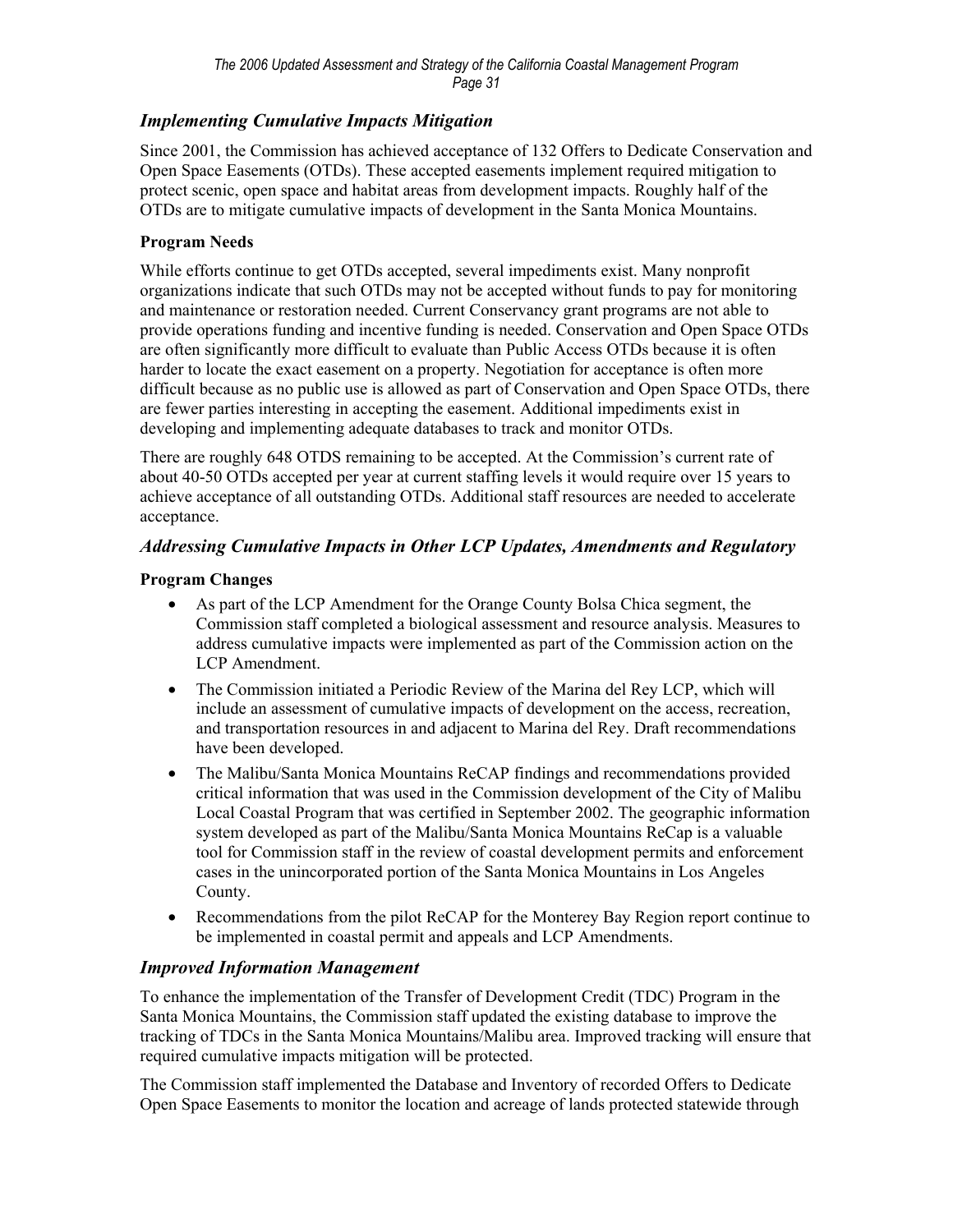### *Implementing Cumulative Impacts Mitigation*

Since 2001, the Commission has achieved acceptance of 132 Offers to Dedicate Conservation and Open Space Easements (OTDs). These accepted easements implement required mitigation to protect scenic, open space and habitat areas from development impacts. Roughly half of the OTDs are to mitigate cumulative impacts of development in the Santa Monica Mountains.

**Program Needs**

While efforts continue to get OTDs accepted, several impediments exist. Many nonprofit organizations indicate that such OTDs may not be accepted without funds to pay for monitoring and maintenance or restoration needed. Current Conservancy grant programs are not able to provide operations funding and incentive funding is needed. Conservation and Open Space OTDs are often significantly more difficult to evaluate than Public Access OTDs because it is often harder to locate the exact easement on a property. Negotiation for acceptance is often more difficult because as no public use is allowed as part of Conservation and Open Space OTDs, there are fewer parties interesting in accepting the easement. Additional impediments exist in developing and implementing adequate databases to track and monitor OTDs.

There are roughly 648 OTDS remaining to be accepted. At the Commission's current rate of about 40-50 OTDs accepted per year at current staffing levels it would require over 15 years to achieve acceptance of all outstanding OTDs. Additional staff resources are needed to accelerate acceptance.

### *Addressing Cumulative Impacts in Other LCP Updates, Amendments and Regulatory*

**Program Changes**

- As part of the LCP Amendment for the Orange County Bolsa Chica segment, the Commission staff completed a biological assessment and resource analysis. Measures to address cumulative impacts were implemented as part of the Commission action on the LCP Amendment.
- The Commission initiated a Periodic Review of the Marina del Rey LCP, which will include an assessment of cumulative impacts of development on the access, recreation, and transportation resources in and adjacent to Marina del Rey. Draft recommendations have been developed.
- The Malibu/Santa Monica Mountains ReCAP findings and recommendations provided critical information that was used in the Commission development of the City of Malibu Local Coastal Program that was certified in September 2002. The geographic information system developed as part of the Malibu/Santa Monica Mountains ReCap is a valuable tool for Commission staff in the review of coastal development permits and enforcement cases in the unincorporated portion of the Santa Monica Mountains in Los Angeles County.
- Recommendations from the pilot ReCAP for the Monterey Bay Region report continue to be implemented in coastal permit and appeals and LCP Amendments.

### *Improved Information Management*

To enhance the implementation of the Transfer of Development Credit (TDC) Program in the Santa Monica Mountains, the Commission staff updated the existing database to improve the tracking of TDCs in the Santa Monica Mountains/Malibu area. Improved tracking will ensure that required cumulative impacts mitigation will be protected.

The Commission staff implemented the Database and Inventory of recorded Offers to Dedicate Open Space Easements to monitor the location and acreage of lands protected statewide through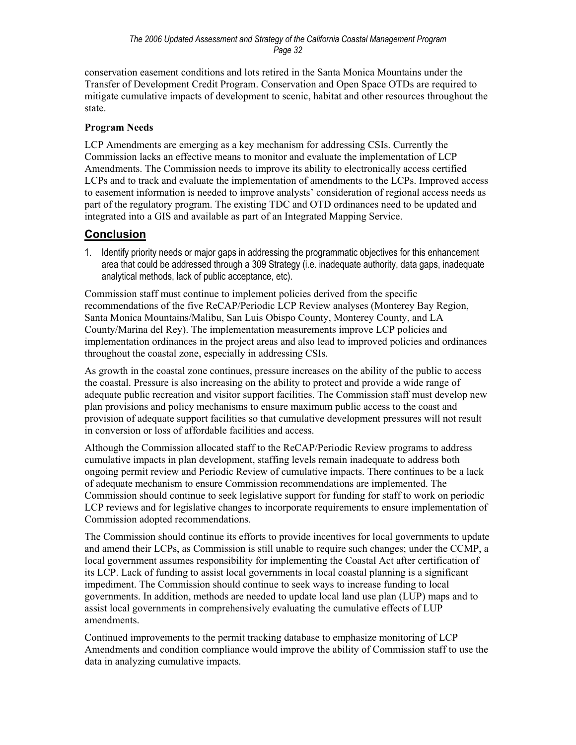conservation easement conditions and lots retired in the Santa Monica Mountains under the Transfer of Development Credit Program. Conservation and Open Space OTDs are required to mitigate cumulative impacts of development to scenic, habitat and other resources throughout the state.

**Program Needs**

LCP Amendments are emerging as a key mechanism for addressing CSIs. Currently the Commission lacks an effective means to monitor and evaluate the implementation of LCP Amendments. The Commission needs to improve its ability to electronically access certified LCPs and to track and evaluate the implementation of amendments to the LCPs. Improved access to easement information is needed to improve analysts' consideration of regional access needs as part of the regulatory program. The existing TDC and OTD ordinances need to be updated and integrated into a GIS and available as part of an Integrated Mapping Service.

## Conclusion

1. Identify priority needs or major gaps in addressing the programmatic objectives for this enhancement area that could be addressed through a 309 Strategy (i.e. inadequate authority, data gaps, inadequate analytical methods, lack of public acceptance, etc).

Commission staff must continue to implement policies derived from the specific recommendations of the five ReCAP/Periodic LCP Review analyses (Monterey Bay Region, Santa Monica Mountains/Malibu, San Luis Obispo County, Monterey County, and LA County/Marina del Rey). The implementation measurements improve LCP policies and implementation ordinances in the project areas and also lead to improved policies and ordinances throughout the coastal zone, especially in addressing CSIs.

As growth in the coastal zone continues, pressure increases on the ability of the public to access the coastal. Pressure is also increasing on the ability to protect and provide a wide range of adequate public recreation and visitor support facilities. The Commission staff must develop new plan provisions and policy mechanisms to ensure maximum public access to the coast and provision of adequate support facilities so that cumulative development pressures will not result in conversion or loss of affordable facilities and access.

Although the Commission allocated staff to the ReCAP/Periodic Review programs to address cumulative impacts in plan development, staffing levels remain inadequate to address both ongoing permit review and Periodic Review of cumulative impacts. There continues to be a lack of adequate mechanism to ensure Commission recommendations are implemented. The Commission should continue to seek legislative support for funding for staff to work on periodic LCP reviews and for legislative changes to incorporate requirements to ensure implementation of Commission adopted recommendations.

The Commission should continue its efforts to provide incentives for local governments to update and amend their LCPs, as Commission is still unable to require such changes; under the CCMP, a local government assumes responsibility for implementing the Coastal Act after certification of its LCP. Lack of funding to assist local governments in local coastal planning is a significant impediment. The Commission should continue to seek ways to increase funding to local governments. In addition, methods are needed to update local land use plan (LUP) maps and to assist local governments in comprehensively evaluating the cumulative effects of LUP amendments.

Continued improvements to the permit tracking database to emphasize monitoring of LCP Amendments and condition compliance would improve the ability of Commission staff to use the data in analyzing cumulative impacts.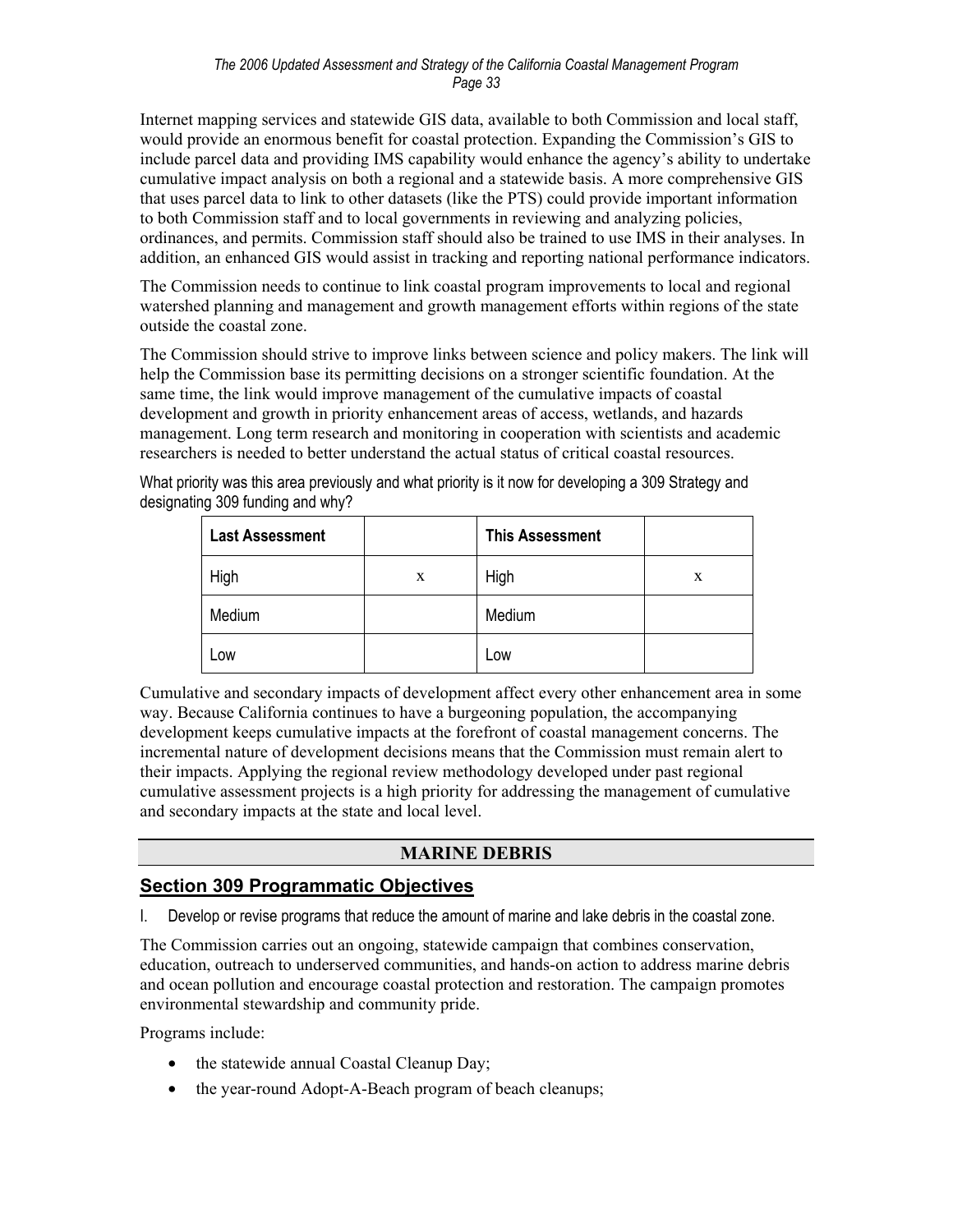Internet mapping services and statewide GIS data, available to both Commission and local staff, would provide an enormous benefit for coastal protection. Expanding the Commission's GIS to include parcel data and providing IMS capability would enhance the agency's ability to undertake cumulative impact analysis on both a regional and a statewide basis. A more comprehensive GIS that uses parcel data to link to other datasets (like the PTS) could provide important information to both Commission staff and to local governments in reviewing and analyzing policies, ordinances, and permits. Commission staff should also be trained to use IMS in their analyses. In addition, an enhanced GIS would assist in tracking and reporting national performance indicators.

The Commission needs to continue to link coastal program improvements to local and regional watershed planning and management and growth management efforts within regions of the state outside the coastal zone.

The Commission should strive to improve links between science and policy makers. The link will help the Commission base its permitting decisions on a stronger scientific foundation. At the same time, the link would improve management of the cumulative impacts of coastal development and growth in priority enhancement areas of access, wetlands, and hazards management. Long term research and monitoring in cooperation with scientists and academic researchers is needed to better understand the actual status of critical coastal resources.

What priority was this area previously and what priority is it now for developing a 309 Strategy and designating 309 funding and why?

| Last Assessment | | This Assessment | |
|---|---|---|---|
| High | x | High | x |
| Medium | | Medium | |
| Low | | Low | |

Cumulative and secondary impacts of development affect every other enhancement area in some way. Because California continues to have a burgeoning population, the accompanying development keeps cumulative impacts at the forefront of coastal management concerns. The incremental nature of development decisions means that the Commission must remain alert to their impacts. Applying the regional review methodology developed under past regional cumulative assessment projects is a high priority for addressing the management of cumulative and secondary impacts at the state and local level.

## MARINE DEBRIS

## Section 309 Programmatic Objectives

I. Develop or revise programs that reduce the amount of marine and lake debris in the coastal zone.

The Commission carries out an ongoing, statewide campaign that combines conservation, education, outreach to underserved communities, and hands-on action to address marine debris and ocean pollution and encourage coastal protection and restoration. The campaign promotes environmental stewardship and community pride.

Programs include:

- the statewide annual Coastal Cleanup Day;
- the year-round Adopt-A-Beach program of beach cleanups;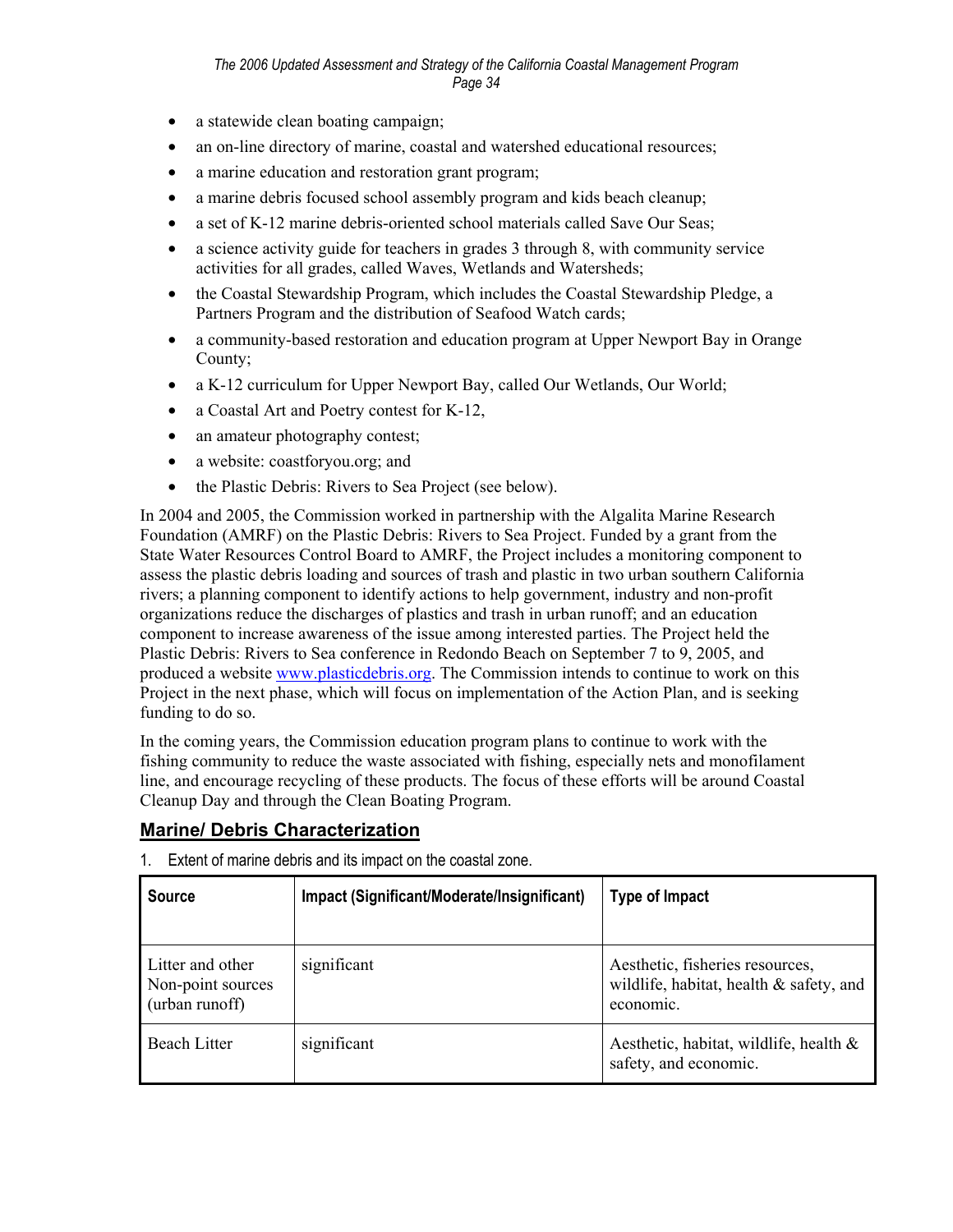- a statewide clean boating campaign;
- an on-line directory of marine, coastal and watershed educational resources;
- a marine education and restoration grant program;
- a marine debris focused school assembly program and kids beach cleanup;
- a set of K-12 marine debris-oriented school materials called Save Our Seas;
- a science activity guide for teachers in grades 3 through 8, with community service activities for all grades, called Waves, Wetlands and Watersheds;
- the Coastal Stewardship Program, which includes the Coastal Stewardship Pledge, a Partners Program and the distribution of Seafood Watch cards;
- a community-based restoration and education program at Upper Newport Bay in Orange County;
- a K-12 curriculum for Upper Newport Bay, called Our Wetlands, Our World;
- a Coastal Art and Poetry contest for K-12,
- an amateur photography contest;
- a website: coastforyou.org; and
- the Plastic Debris: Rivers to Sea Project (see below).

In 2004 and 2005, the Commission worked in partnership with the Algalita Marine Research Foundation (AMRF) on the Plastic Debris: Rivers to Sea Project. Funded by a grant from the State Water Resources Control Board to AMRF, the Project includes a monitoring component to assess the plastic debris loading and sources of trash and plastic in two urban southern California rivers; a planning component to identify actions to help government, industry and non-profit organizations reduce the discharges of plastics and trash in urban runoff; and an education component to increase awareness of the issue among interested parties. The Project held the Plastic Debris: Rivers to Sea conference in Redondo Beach on September 7 to 9, 2005, and produced a website www.plasticdebris.org. The Commission intends to continue to work on this Project in the next phase, which will focus on implementation of the Action Plan, and is seeking funding to do so.

In the coming years, the Commission education program plans to continue to work with the fishing community to reduce the waste associated with fishing, especially nets and monofilament line, and encourage recycling of these products. The focus of these efforts will be around Coastal Cleanup Day and through the Clean Boating Program.

## Marine/ Debris Characterization

1. Extent of marine debris and its impact on the coastal zone.

| Source | Impact (Significant/Moderate/Insignificant) | Type of Impact |
|---|---|---|
| Litter and other Non-point sources (urban runoff) | significant | Aesthetic, fisheries resources, wildlife, habitat, health & safety, and economic. |
| Beach Litter | significant | Aesthetic, habitat, wildlife, health & safety, and economic. |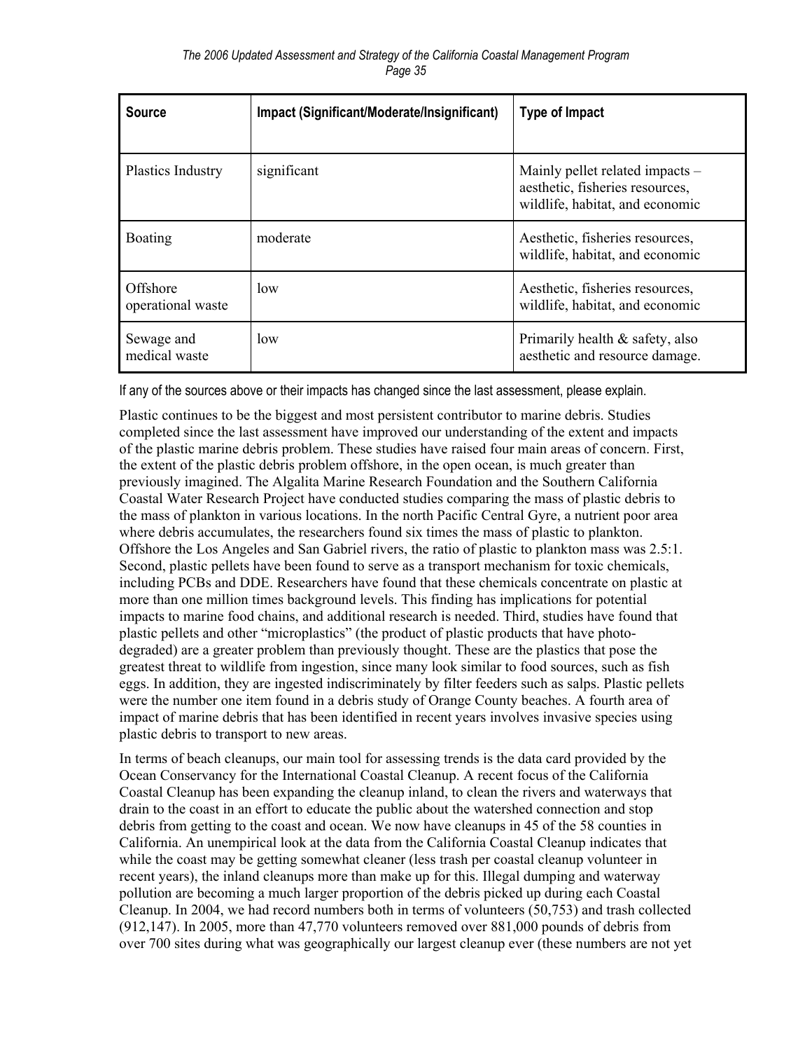| Source | Impact (Significant/Moderate/Insignificant) | Type of Impact |
|---|---|---|
| Plastics Industry | significant | Mainly pellet related impacts – aesthetic, fisheries resources, wildlife, habitat, and economic |
| Boating | moderate | Aesthetic, fisheries resources, wildlife, habitat, and economic |
| Offshore operational waste | low | Aesthetic, fisheries resources, wildlife, habitat, and economic |
| Sewage and medical waste | low | Primarily health & safety, also aesthetic and resource damage. |

If any of the sources above or their impacts has changed since the last assessment, please explain.

Plastic continues to be the biggest and most persistent contributor to marine debris. Studies completed since the last assessment have improved our understanding of the extent and impacts of the plastic marine debris problem. These studies have raised four main areas of concern. First, the extent of the plastic debris problem offshore, in the open ocean, is much greater than previously imagined. The Algalita Marine Research Foundation and the Southern California Coastal Water Research Project have conducted studies comparing the mass of plastic debris to the mass of plankton in various locations. In the north Pacific Central Gyre, a nutrient poor area where debris accumulates, the researchers found six times the mass of plastic to plankton. Offshore the Los Angeles and San Gabriel rivers, the ratio of plastic to plankton mass was 2.5:1. Second, plastic pellets have been found to serve as a transport mechanism for toxic chemicals, including PCBs and DDE. Researchers have found that these chemicals concentrate on plastic at more than one million times background levels. This finding has implications for potential impacts to marine food chains, and additional research is needed. Third, studies have found that plastic pellets and other "microplastics" (the product of plastic products that have photo-degraded) are a greater problem than previously thought. These are the plastics that pose the greatest threat to wildlife from ingestion, since many look similar to food sources, such as fish eggs. In addition, they are ingested indiscriminately by filter feeders such as salps. Plastic pellets were the number one item found in a debris study of Orange County beaches. A fourth area of impact of marine debris that has been identified in recent years involves invasive species using plastic debris to transport to new areas.

In terms of beach cleanups, our main tool for assessing trends is the data card provided by the Ocean Conservancy for the International Coastal Cleanup. A recent focus of the California Coastal Cleanup has been expanding the cleanup inland, to clean the rivers and waterways that drain to the coast in an effort to educate the public about the watershed connection and stop debris from getting to the coast and ocean. We now have cleanups in 45 of the 58 counties in California. An unempirical look at the data from the California Coastal Cleanup indicates that while the coast may be getting somewhat cleaner (less trash per coastal cleanup volunteer in recent years), the inland cleanups more than make up for this. Illegal dumping and waterway pollution are becoming a much larger proportion of the debris picked up during each Coastal Cleanup. In 2004, we had record numbers both in terms of volunteers (50,753) and trash collected (912,147). In 2005, more than 47,770 volunteers removed over 881,000 pounds of debris from over 700 sites during what was geographically our largest cleanup ever (these numbers are not yet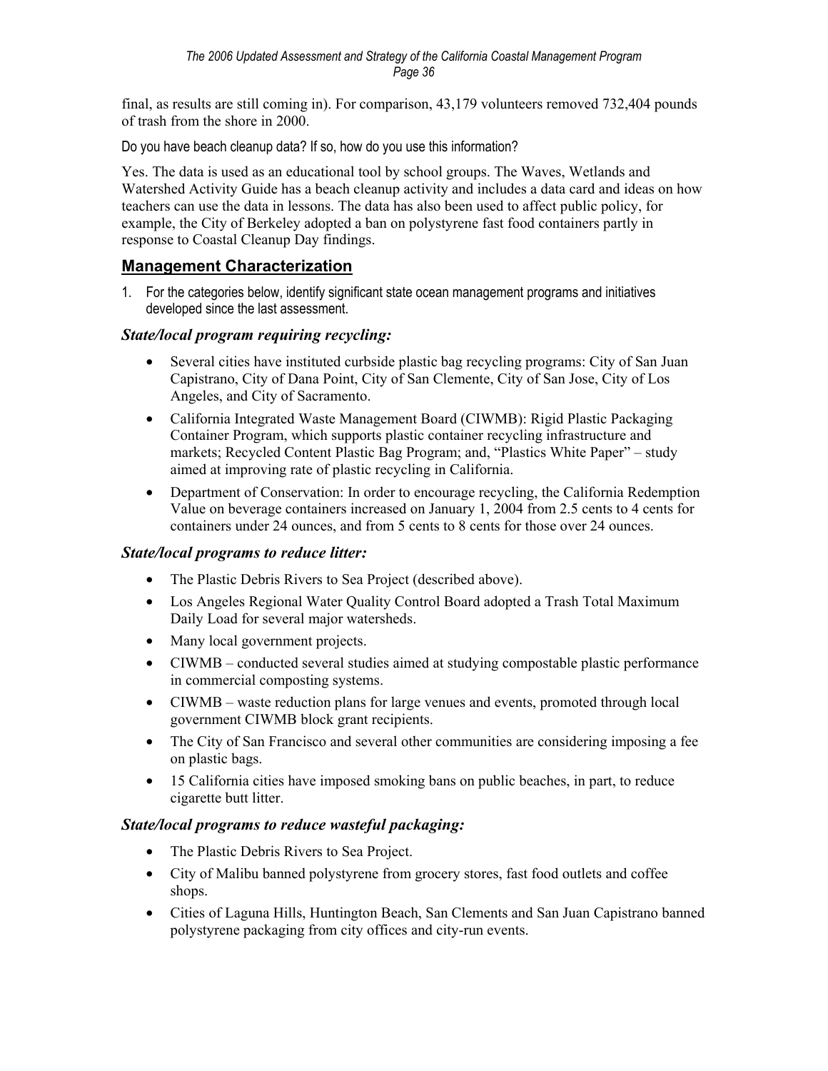final, as results are still coming in). For comparison, 43,179 volunteers removed 732,404 pounds of trash from the shore in 2000.

Do you have beach cleanup data? If so, how do you use this information?

Yes. The data is used as an educational tool by school groups. The Waves, Wetlands and Watershed Activity Guide has a beach cleanup activity and includes a data card and ideas on how teachers can use the data in lessons. The data has also been used to affect public policy, for example, the City of Berkeley adopted a ban on polystyrene fast food containers partly in response to Coastal Cleanup Day findings.

## Management Characterization

1. For the categories below, identify significant state ocean management programs and initiatives developed since the last assessment.

### *State/local program requiring recycling:*

- Several cities have instituted curbside plastic bag recycling programs: City of San Juan Capistrano, City of Dana Point, City of San Clemente, City of San Jose, City of Los Angeles, and City of Sacramento.
- California Integrated Waste Management Board (CIWMB): Rigid Plastic Packaging Container Program, which supports plastic container recycling infrastructure and markets; Recycled Content Plastic Bag Program; and, "Plastics White Paper" – study aimed at improving rate of plastic recycling in California.
- Department of Conservation: In order to encourage recycling, the California Redemption Value on beverage containers increased on January 1, 2004 from 2.5 cents to 4 cents for containers under 24 ounces, and from 5 cents to 8 cents for those over 24 ounces.

### *State/local programs to reduce litter:*

- The Plastic Debris Rivers to Sea Project (described above).
- Los Angeles Regional Water Quality Control Board adopted a Trash Total Maximum Daily Load for several major watersheds.
- Many local government projects.
- CIWMB – conducted several studies aimed at studying compostable plastic performance in commercial composting systems.
- CIWMB – waste reduction plans for large venues and events, promoted through local government CIWMB block grant recipients.
- The City of San Francisco and several other communities are considering imposing a fee on plastic bags.
- 15 California cities have imposed smoking bans on public beaches, in part, to reduce cigarette butt litter.

### *State/local programs to reduce wasteful packaging:*

- The Plastic Debris Rivers to Sea Project.
- City of Malibu banned polystyrene from grocery stores, fast food outlets and coffee shops.
- Cities of Laguna Hills, Huntington Beach, San Clements and San Juan Capistrano banned polystyrene packaging from city offices and city-run events.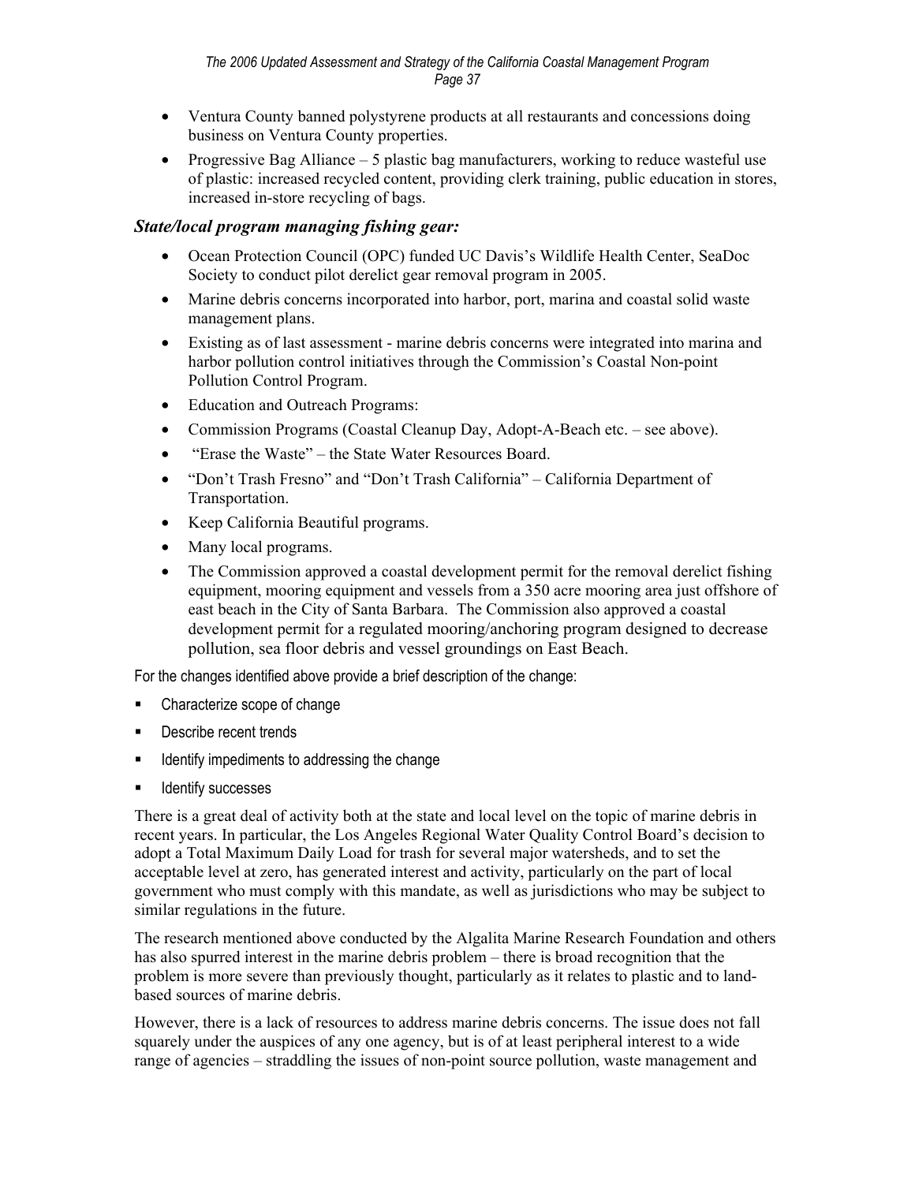- Ventura County banned polystyrene products at all restaurants and concessions doing business on Ventura County properties.
- Progressive Bag Alliance – 5 plastic bag manufacturers, working to reduce wasteful use of plastic: increased recycled content, providing clerk training, public education in stores, increased in-store recycling of bags.

### *State/local program managing fishing gear:*

- Ocean Protection Council (OPC) funded UC Davis's Wildlife Health Center, SeaDoc Society to conduct pilot derelict gear removal program in 2005.
- Marine debris concerns incorporated into harbor, port, marina and coastal solid waste management plans.
- Existing as of last assessment - marine debris concerns were integrated into marina and harbor pollution control initiatives through the Commission's Coastal Non-point Pollution Control Program.
- Education and Outreach Programs:
- Commission Programs (Coastal Cleanup Day, Adopt-A-Beach etc. – see above).
- "Erase the Waste" – the State Water Resources Board.
- "Don't Trash Fresno" and "Don't Trash California" – California Department of Transportation.
- Keep California Beautiful programs.
- Many local programs.
- The Commission approved a coastal development permit for the removal derelict fishing equipment, mooring equipment and vessels from a 350 acre mooring area just offshore of east beach in the City of Santa Barbara. The Commission also approved a coastal development permit for a regulated mooring/anchoring program designed to decrease pollution, sea floor debris and vessel groundings on East Beach.

For the changes identified above provide a brief description of the change:

- Characterize scope of change
- Describe recent trends
- Identify impediments to addressing the change
- Identify successes

There is a great deal of activity both at the state and local level on the topic of marine debris in recent years. In particular, the Los Angeles Regional Water Quality Control Board's decision to adopt a Total Maximum Daily Load for trash for several major watersheds, and to set the acceptable level at zero, has generated interest and activity, particularly on the part of local government who must comply with this mandate, as well as jurisdictions who may be subject to similar regulations in the future.

The research mentioned above conducted by the Algalita Marine Research Foundation and others has also spurred interest in the marine debris problem – there is broad recognition that the problem is more severe than previously thought, particularly as it relates to plastic and to land-based sources of marine debris.

However, there is a lack of resources to address marine debris concerns. The issue does not fall squarely under the auspices of any one agency, but is of at least peripheral interest to a wide range of agencies – straddling the issues of non-point source pollution, waste management and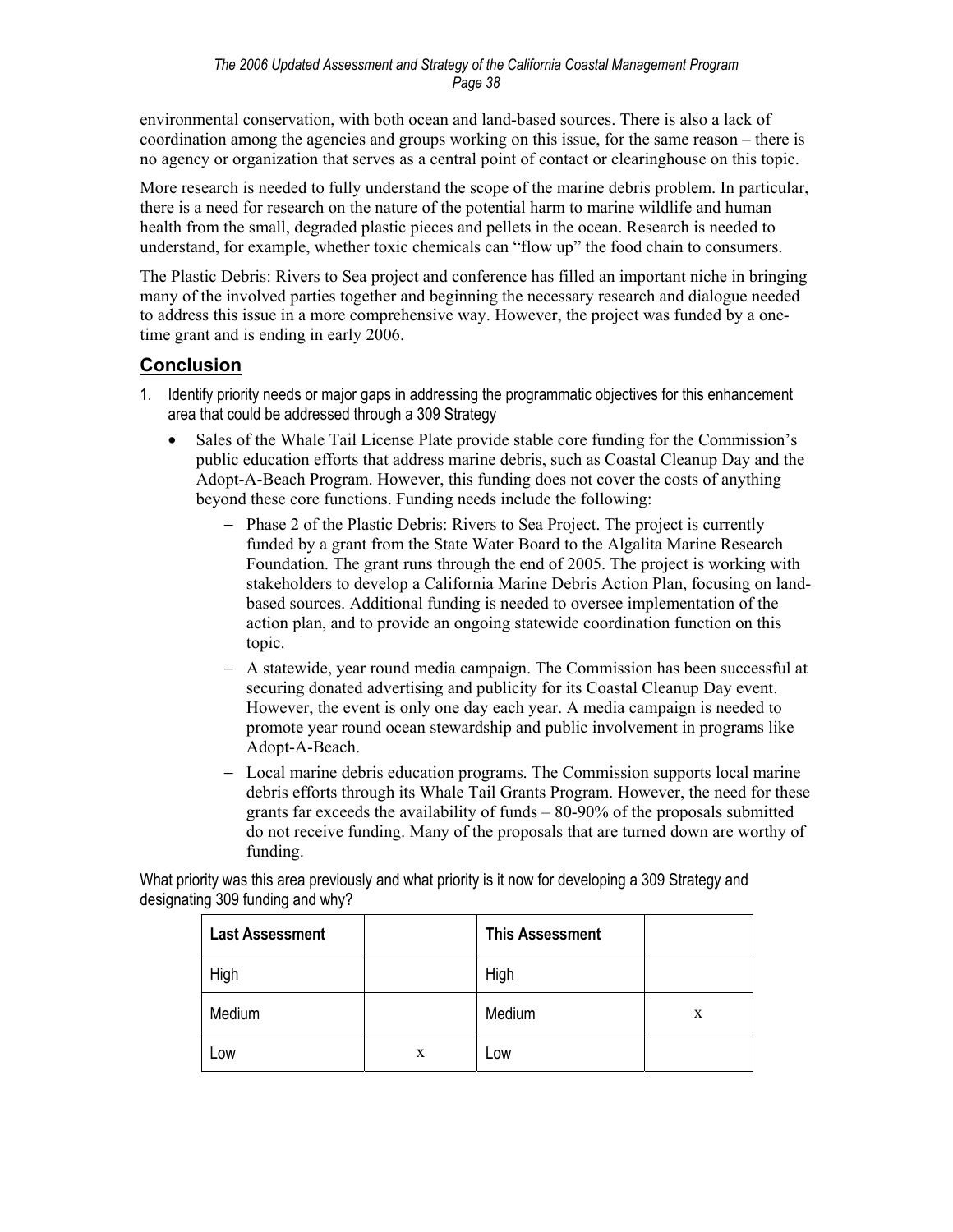environmental conservation, with both ocean and land-based sources. There is also a lack of coordination among the agencies and groups working on this issue, for the same reason – there is no agency or organization that serves as a central point of contact or clearinghouse on this topic.

More research is needed to fully understand the scope of the marine debris problem. In particular, there is a need for research on the nature of the potential harm to marine wildlife and human health from the small, degraded plastic pieces and pellets in the ocean. Research is needed to understand, for example, whether toxic chemicals can "flow up" the food chain to consumers.

The Plastic Debris: Rivers to Sea project and conference has filled an important niche in bringing many of the involved parties together and beginning the necessary research and dialogue needed to address this issue in a more comprehensive way. However, the project was funded by a one-time grant and is ending in early 2006.

## Conclusion

1. Identify priority needs or major gaps in addressing the programmatic objectives for this enhancement area that could be addressed through a 309 Strategy
   - Sales of the Whale Tail License Plate provide stable core funding for the Commission's public education efforts that address marine debris, such as Coastal Cleanup Day and the Adopt-A-Beach Program. However, this funding does not cover the costs of anything beyond these core functions. Funding needs include the following:
     - Phase 2 of the Plastic Debris: Rivers to Sea Project. The project is currently funded by a grant from the State Water Board to the Algalita Marine Research Foundation. The grant runs through the end of 2005. The project is working with stakeholders to develop a California Marine Debris Action Plan, focusing on land-based sources. Additional funding is needed to oversee implementation of the action plan, and to provide an ongoing statewide coordination function on this topic.
     - A statewide, year round media campaign. The Commission has been successful at securing donated advertising and publicity for its Coastal Cleanup Day event. However, the event is only one day each year. A media campaign is needed to promote year round ocean stewardship and public involvement in programs like Adopt-A-Beach.
     - Local marine debris education programs. The Commission supports local marine debris efforts through its Whale Tail Grants Program. However, the need for these grants far exceeds the availability of funds – 80-90% of the proposals submitted do not receive funding. Many of the proposals that are turned down are worthy of funding.

What priority was this area previously and what priority is it now for developing a 309 Strategy and designating 309 funding and why?

| Last Assessment | | This Assessment | |
|---|---|---|---|
| High | | High | |
| Medium | | Medium | x |
| Low | x | Low | |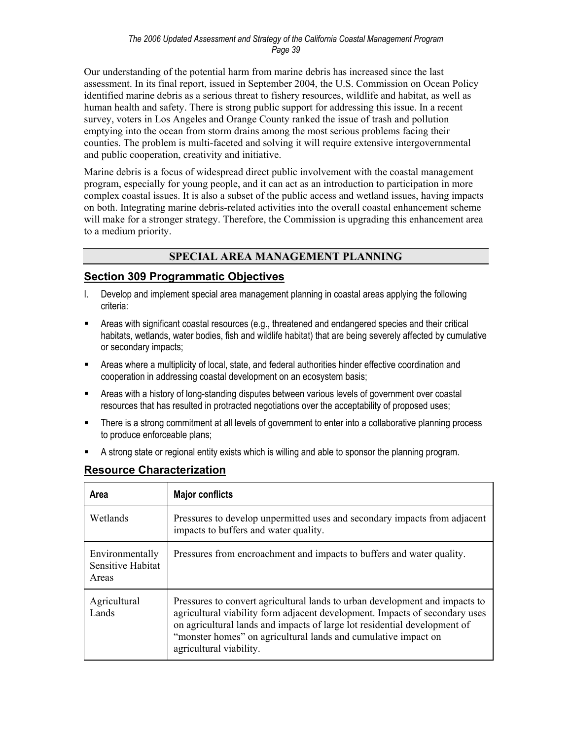Our understanding of the potential harm from marine debris has increased since the last assessment. In its final report, issued in September 2004, the U.S. Commission on Ocean Policy identified marine debris as a serious threat to fishery resources, wildlife and habitat, as well as human health and safety. There is strong public support for addressing this issue. In a recent survey, voters in Los Angeles and Orange County ranked the issue of trash and pollution emptying into the ocean from storm drains among the most serious problems facing their counties. The problem is multi-faceted and solving it will require extensive intergovernmental and public cooperation, creativity and initiative.

Marine debris is a focus of widespread direct public involvement with the coastal management program, especially for young people, and it can act as an introduction to participation in more complex coastal issues. It is also a subset of the public access and wetland issues, having impacts on both. Integrating marine debris-related activities into the overall coastal enhancement scheme will make for a stronger strategy. Therefore, the Commission is upgrading this enhancement area to a medium priority.

## SPECIAL AREA MANAGEMENT PLANNING

### Section 309 Programmatic Objectives

I. Develop and implement special area management planning in coastal areas applying the following criteria:

- Areas with significant coastal resources (e.g., threatened and endangered species and their critical habitats, wetlands, water bodies, fish and wildlife habitat) that are being severely affected by cumulative or secondary impacts;
- Areas where a multiplicity of local, state, and federal authorities hinder effective coordination and cooperation in addressing coastal development on an ecosystem basis;
- Areas with a history of long-standing disputes between various levels of government over coastal resources that has resulted in protracted negotiations over the acceptability of proposed uses;
- There is a strong commitment at all levels of government to enter into a collaborative planning process to produce enforceable plans;
- A strong state or regional entity exists which is willing and able to sponsor the planning program.

### Resource Characterization

| Area | Major conflicts |
|---|---|
| Wetlands | Pressures to develop unpermitted uses and secondary impacts from adjacent impacts to buffers and water quality. |
| Environmentally Sensitive Habitat Areas | Pressures from encroachment and impacts to buffers and water quality. |
| Agricultural Lands | Pressures to convert agricultural lands to urban development and impacts to agricultural viability form adjacent development. Impacts of secondary uses on agricultural lands and impacts of large lot residential development of "monster homes" on agricultural lands and cumulative impact on agricultural viability. |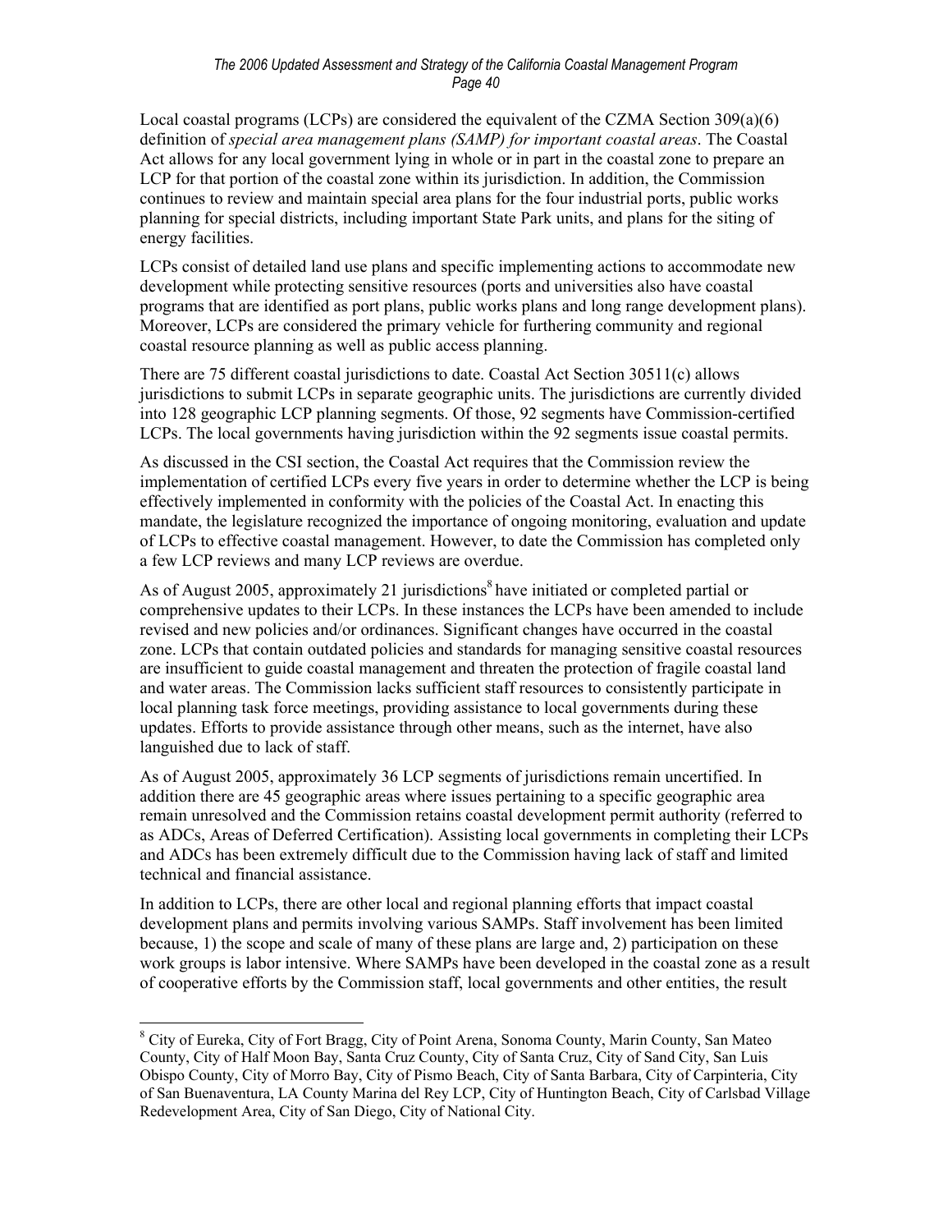Local coastal programs (LCPs) are considered the equivalent of the CZMA Section 309(a)(6) definition of *special area management plans (SAMP) for important coastal areas*. The Coastal Act allows for any local government lying in whole or in part in the coastal zone to prepare an LCP for that portion of the coastal zone within its jurisdiction. In addition, the Commission continues to review and maintain special area plans for the four industrial ports, public works planning for special districts, including important State Park units, and plans for the siting of energy facilities.

LCPs consist of detailed land use plans and specific implementing actions to accommodate new development while protecting sensitive resources (ports and universities also have coastal programs that are identified as port plans, public works plans and long range development plans). Moreover, LCPs are considered the primary vehicle for furthering community and regional coastal resource planning as well as public access planning.

There are 75 different coastal jurisdictions to date. Coastal Act Section 30511(c) allows jurisdictions to submit LCPs in separate geographic units. The jurisdictions are currently divided into 128 geographic LCP planning segments. Of those, 92 segments have Commission-certified LCPs. The local governments having jurisdiction within the 92 segments issue coastal permits.

As discussed in the CSI section, the Coastal Act requires that the Commission review the implementation of certified LCPs every five years in order to determine whether the LCP is being effectively implemented in conformity with the policies of the Coastal Act. In enacting this mandate, the legislature recognized the importance of ongoing monitoring, evaluation and update of LCPs to effective coastal management. However, to date the Commission has completed only a few LCP reviews and many LCP reviews are overdue.

As of August 2005, approximately 21 jurisdictions[8] have initiated or completed partial or comprehensive updates to their LCPs. In these instances the LCPs have been amended to include revised and new policies and/or ordinances. Significant changes have occurred in the coastal zone. LCPs that contain outdated policies and standards for managing sensitive coastal resources are insufficient to guide coastal management and threaten the protection of fragile coastal land and water areas. The Commission lacks sufficient staff resources to consistently participate in local planning task force meetings, providing assistance to local governments during these updates. Efforts to provide assistance through other means, such as the internet, have also languished due to lack of staff.

As of August 2005, approximately 36 LCP segments of jurisdictions remain uncertified. In addition there are 45 geographic areas where issues pertaining to a specific geographic area remain unresolved and the Commission retains coastal development permit authority (referred to as ADCs, Areas of Deferred Certification). Assisting local governments in completing their LCPs and ADCs has been extremely difficult due to the Commission having lack of staff and limited technical and financial assistance.

In addition to LCPs, there are other local and regional planning efforts that impact coastal development plans and permits involving various SAMPs. Staff involvement has been limited because, 1) the scope and scale of many of these plans are large and, 2) participation on these work groups is labor intensive. Where SAMPs have been developed in the coastal zone as a result of cooperative efforts by the Commission staff, local governments and other entities, the result

[8] City of Eureka, City of Fort Bragg, City of Point Arena, Sonoma County, Marin County, San Mateo County, City of Half Moon Bay, Santa Cruz County, City of Santa Cruz, City of Sand City, San Luis Obispo County, City of Morro Bay, City of Pismo Beach, City of Santa Barbara, City of Carpinteria, City of San Buenaventura, LA County Marina del Rey LCP, City of Huntington Beach, City of Carlsbad Village Redevelopment Area, City of San Diego, City of National City.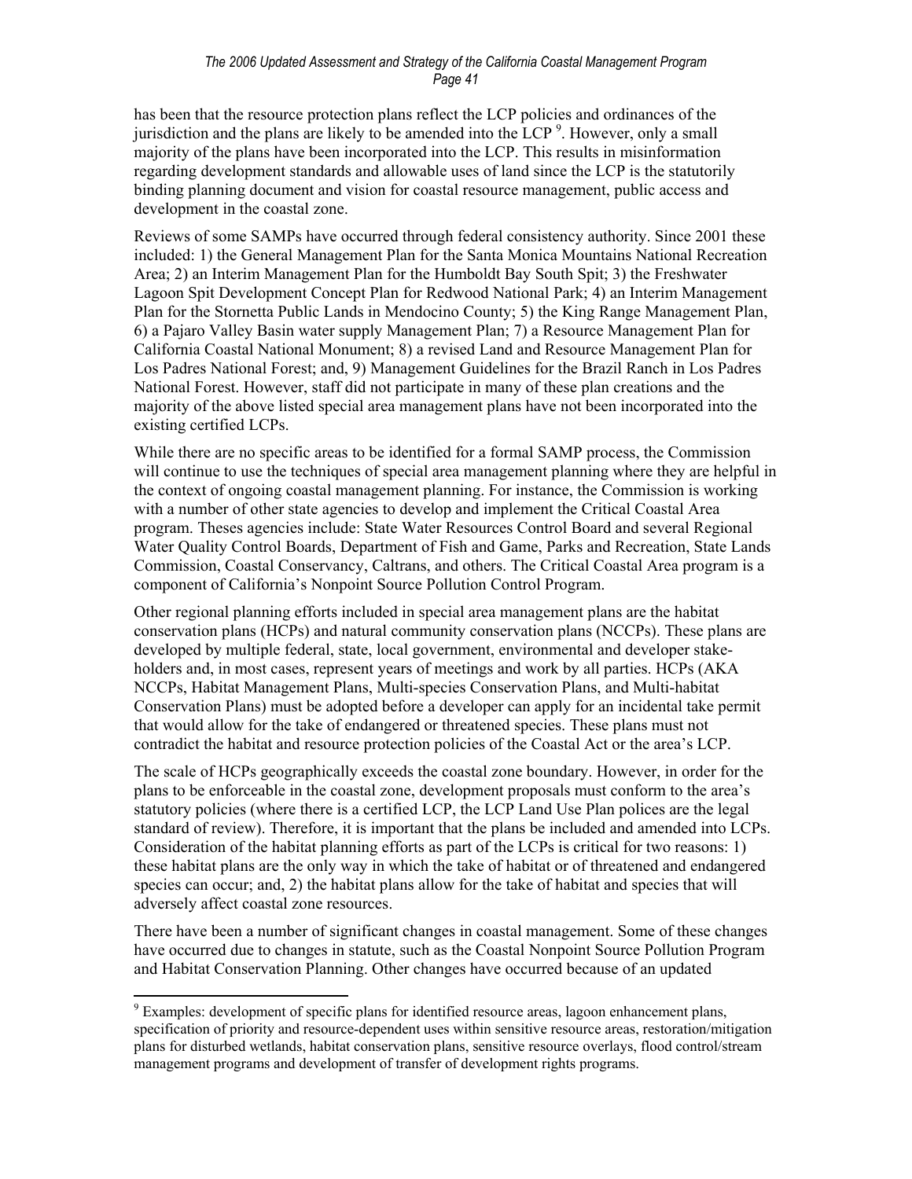has been that the resource protection plans reflect the LCP policies and ordinances of the jurisdiction and the plans are likely to be amended into the LCP [9]. However, only a small majority of the plans have been incorporated into the LCP. This results in misinformation regarding development standards and allowable uses of land since the LCP is the statutorily binding planning document and vision for coastal resource management, public access and development in the coastal zone.

Reviews of some SAMPs have occurred through federal consistency authority. Since 2001 these included: 1) the General Management Plan for the Santa Monica Mountains National Recreation Area; 2) an Interim Management Plan for the Humboldt Bay South Spit; 3) the Freshwater Lagoon Spit Development Concept Plan for Redwood National Park; 4) an Interim Management Plan for the Stornetta Public Lands in Mendocino County; 5) the King Range Management Plan, 6) a Pajaro Valley Basin water supply Management Plan; 7) a Resource Management Plan for California Coastal National Monument; 8) a revised Land and Resource Management Plan for Los Padres National Forest; and, 9) Management Guidelines for the Brazil Ranch in Los Padres National Forest. However, staff did not participate in many of these plan creations and the majority of the above listed special area management plans have not been incorporated into the existing certified LCPs.

While there are no specific areas to be identified for a formal SAMP process, the Commission will continue to use the techniques of special area management planning where they are helpful in the context of ongoing coastal management planning. For instance, the Commission is working with a number of other state agencies to develop and implement the Critical Coastal Area program. Theses agencies include: State Water Resources Control Board and several Regional Water Quality Control Boards, Department of Fish and Game, Parks and Recreation, State Lands Commission, Coastal Conservancy, Caltrans, and others. The Critical Coastal Area program is a component of California's Nonpoint Source Pollution Control Program.

Other regional planning efforts included in special area management plans are the habitat conservation plans (HCPs) and natural community conservation plans (NCCPs). These plans are developed by multiple federal, state, local government, environmental and developer stake-holders and, in most cases, represent years of meetings and work by all parties. HCPs (AKA NCCPs, Habitat Management Plans, Multi-species Conservation Plans, and Multi-habitat Conservation Plans) must be adopted before a developer can apply for an incidental take permit that would allow for the take of endangered or threatened species. These plans must not contradict the habitat and resource protection policies of the Coastal Act or the area's LCP.

The scale of HCPs geographically exceeds the coastal zone boundary. However, in order for the plans to be enforceable in the coastal zone, development proposals must conform to the area's statutory policies (where there is a certified LCP, the LCP Land Use Plan polices are the legal standard of review). Therefore, it is important that the plans be included and amended into LCPs. Consideration of the habitat planning efforts as part of the LCPs is critical for two reasons: 1) these habitat plans are the only way in which the take of habitat or of threatened and endangered species can occur; and, 2) the habitat plans allow for the take of habitat and species that will adversely affect coastal zone resources.

There have been a number of significant changes in coastal management. Some of these changes have occurred due to changes in statute, such as the Coastal Nonpoint Source Pollution Program and Habitat Conservation Planning. Other changes have occurred because of an updated

[9] Examples: development of specific plans for identified resource areas, lagoon enhancement plans, specification of priority and resource-dependent uses within sensitive resource areas, restoration/mitigation plans for disturbed wetlands, habitat conservation plans, sensitive resource overlays, flood control/stream management programs and development of transfer of development rights programs.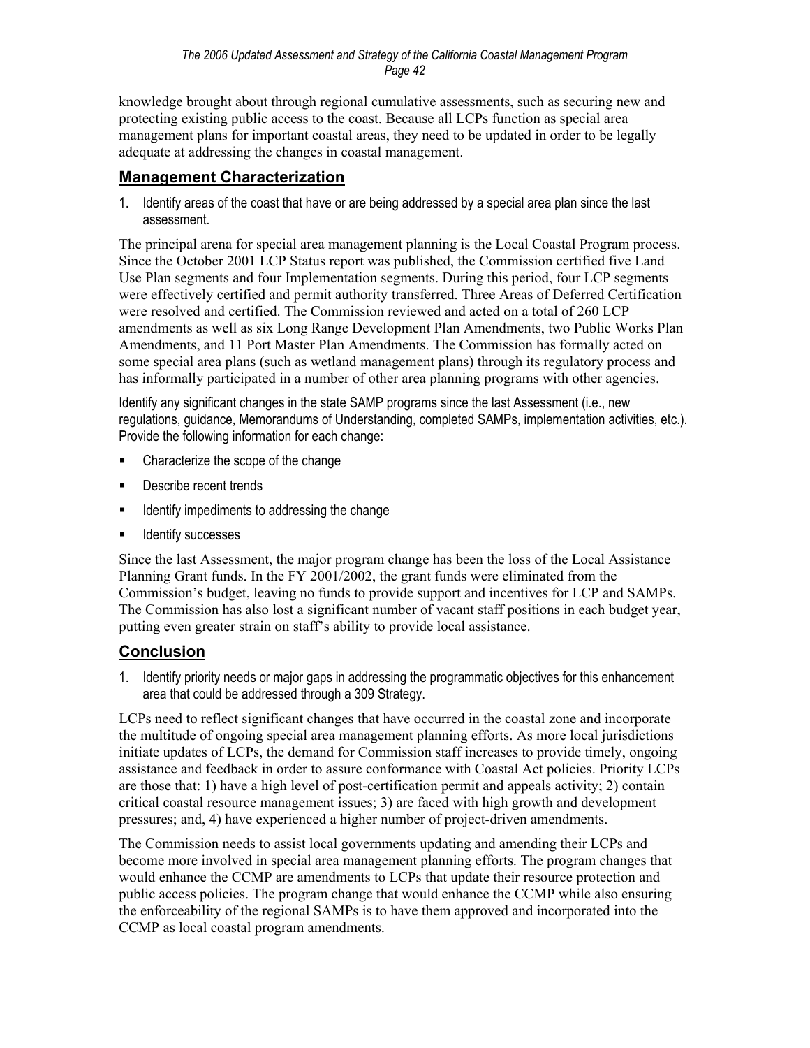knowledge brought about through regional cumulative assessments, such as securing new and protecting existing public access to the coast. Because all LCPs function as special area management plans for important coastal areas, they need to be updated in order to be legally adequate at addressing the changes in coastal management.

## Management Characterization

1. Identify areas of the coast that have or are being addressed by a special area plan since the last assessment.

The principal arena for special area management planning is the Local Coastal Program process. Since the October 2001 LCP Status report was published, the Commission certified five Land Use Plan segments and four Implementation segments. During this period, four LCP segments were effectively certified and permit authority transferred. Three Areas of Deferred Certification were resolved and certified. The Commission reviewed and acted on a total of 260 LCP amendments as well as six Long Range Development Plan Amendments, two Public Works Plan Amendments, and 11 Port Master Plan Amendments. The Commission has formally acted on some special area plans (such as wetland management plans) through its regulatory process and has informally participated in a number of other area planning programs with other agencies.

Identify any significant changes in the state SAMP programs since the last Assessment (i.e., new regulations, guidance, Memorandums of Understanding, completed SAMPs, implementation activities, etc.). Provide the following information for each change:

- Characterize the scope of the change
- Describe recent trends
- Identify impediments to addressing the change
- Identify successes

Since the last Assessment, the major program change has been the loss of the Local Assistance Planning Grant funds. In the FY 2001/2002, the grant funds were eliminated from the Commission's budget, leaving no funds to provide support and incentives for LCP and SAMPs. The Commission has also lost a significant number of vacant staff positions in each budget year, putting even greater strain on staff's ability to provide local assistance.

## Conclusion

1. Identify priority needs or major gaps in addressing the programmatic objectives for this enhancement area that could be addressed through a 309 Strategy.

LCPs need to reflect significant changes that have occurred in the coastal zone and incorporate the multitude of ongoing special area management planning efforts. As more local jurisdictions initiate updates of LCPs, the demand for Commission staff increases to provide timely, ongoing assistance and feedback in order to assure conformance with Coastal Act policies. Priority LCPs are those that: 1) have a high level of post-certification permit and appeals activity; 2) contain critical coastal resource management issues; 3) are faced with high growth and development pressures; and, 4) have experienced a higher number of project-driven amendments.

The Commission needs to assist local governments updating and amending their LCPs and become more involved in special area management planning efforts. The program changes that would enhance the CCMP are amendments to LCPs that update their resource protection and public access policies. The program change that would enhance the CCMP while also ensuring the enforceability of the regional SAMPs is to have them approved and incorporated into the CCMP as local coastal program amendments.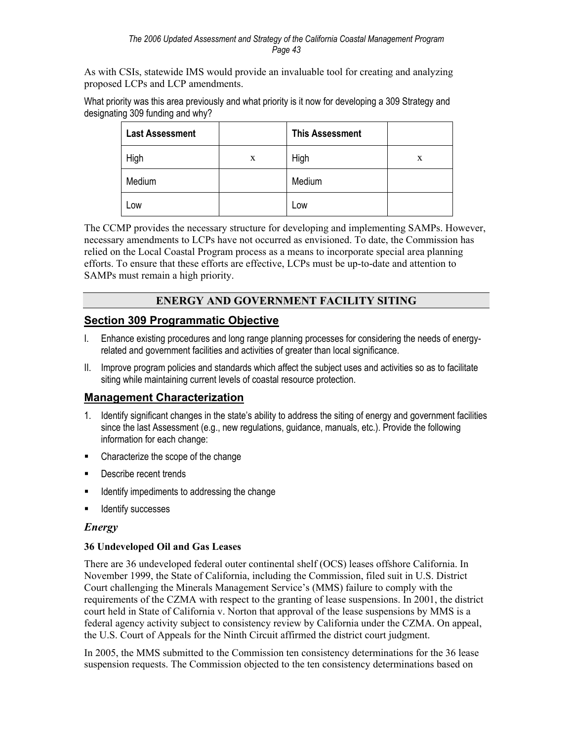As with CSIs, statewide IMS would provide an invaluable tool for creating and analyzing proposed LCPs and LCP amendments.

What priority was this area previously and what priority is it now for developing a 309 Strategy and designating 309 funding and why?

| Last Assessment | | This Assessment | |
|---|---|---|---|
| High | x | High | x |
| Medium | | Medium | |
| Low | | Low | |

The CCMP provides the necessary structure for developing and implementing SAMPs. However, necessary amendments to LCPs have not occurred as envisioned. To date, the Commission has relied on the Local Coastal Program process as a means to incorporate special area planning efforts. To ensure that these efforts are effective, LCPs must be up-to-date and attention to SAMPs must remain a high priority.

## ENERGY AND GOVERNMENT FACILITY SITING

## Section 309 Programmatic Objective

I. Enhance existing procedures and long range planning processes for considering the needs of energy-related and government facilities and activities of greater than local significance.

II. Improve program policies and standards which affect the subject uses and activities so as to facilitate siting while maintaining current levels of coastal resource protection.

## Management Characterization

1. Identify significant changes in the state's ability to address the siting of energy and government facilities since the last Assessment (e.g., new regulations, guidance, manuals, etc.). Provide the following information for each change:

- Characterize the scope of the change
- Describe recent trends
- Identify impediments to addressing the change
- Identify successes

### *Energy*

**36 Undeveloped Oil and Gas Leases**

There are 36 undeveloped federal outer continental shelf (OCS) leases offshore California. In November 1999, the State of California, including the Commission, filed suit in U.S. District Court challenging the Minerals Management Service's (MMS) failure to comply with the requirements of the CZMA with respect to the granting of lease suspensions. In 2001, the district court held in State of California v. Norton that approval of the lease suspensions by MMS is a federal agency activity subject to consistency review by California under the CZMA. On appeal, the U.S. Court of Appeals for the Ninth Circuit affirmed the district court judgment.

In 2005, the MMS submitted to the Commission ten consistency determinations for the 36 lease suspension requests. The Commission objected to the ten consistency determinations based on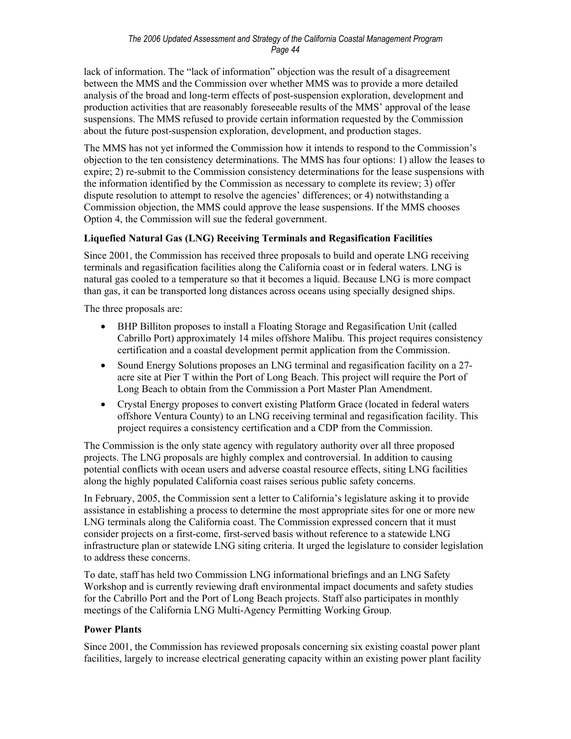lack of information. The "lack of information" objection was the result of a disagreement between the MMS and the Commission over whether MMS was to provide a more detailed analysis of the broad and long-term effects of post-suspension exploration, development and production activities that are reasonably foreseeable results of the MMS' approval of the lease suspensions. The MMS refused to provide certain information requested by the Commission about the future post-suspension exploration, development, and production stages.

The MMS has not yet informed the Commission how it intends to respond to the Commission's objection to the ten consistency determinations. The MMS has four options: 1) allow the leases to expire; 2) re-submit to the Commission consistency determinations for the lease suspensions with the information identified by the Commission as necessary to complete its review; 3) offer dispute resolution to attempt to resolve the agencies' differences; or 4) notwithstanding a Commission objection, the MMS could approve the lease suspensions. If the MMS chooses Option 4, the Commission will sue the federal government.

**Liquefied Natural Gas (LNG) Receiving Terminals and Regasification Facilities**

Since 2001, the Commission has received three proposals to build and operate LNG receiving terminals and regasification facilities along the California coast or in federal waters. LNG is natural gas cooled to a temperature so that it becomes a liquid. Because LNG is more compact than gas, it can be transported long distances across oceans using specially designed ships.

The three proposals are:

- BHP Billiton proposes to install a Floating Storage and Regasification Unit (called Cabrillo Port) approximately 14 miles offshore Malibu. This project requires consistency certification and a coastal development permit application from the Commission.
- Sound Energy Solutions proposes an LNG terminal and regasification facility on a 27-acre site at Pier T within the Port of Long Beach. This project will require the Port of Long Beach to obtain from the Commission a Port Master Plan Amendment.
- Crystal Energy proposes to convert existing Platform Grace (located in federal waters offshore Ventura County) to an LNG receiving terminal and regasification facility. This project requires a consistency certification and a CDP from the Commission.

The Commission is the only state agency with regulatory authority over all three proposed projects. The LNG proposals are highly complex and controversial. In addition to causing potential conflicts with ocean users and adverse coastal resource effects, siting LNG facilities along the highly populated California coast raises serious public safety concerns.

In February, 2005, the Commission sent a letter to California's legislature asking it to provide assistance in establishing a process to determine the most appropriate sites for one or more new LNG terminals along the California coast. The Commission expressed concern that it must consider projects on a first-come, first-served basis without reference to a statewide LNG infrastructure plan or statewide LNG siting criteria. It urged the legislature to consider legislation to address these concerns.

To date, staff has held two Commission LNG informational briefings and an LNG Safety Workshop and is currently reviewing draft environmental impact documents and safety studies for the Cabrillo Port and the Port of Long Beach projects. Staff also participates in monthly meetings of the California LNG Multi-Agency Permitting Working Group.

**Power Plants**

Since 2001, the Commission has reviewed proposals concerning six existing coastal power plant facilities, largely to increase electrical generating capacity within an existing power plant facility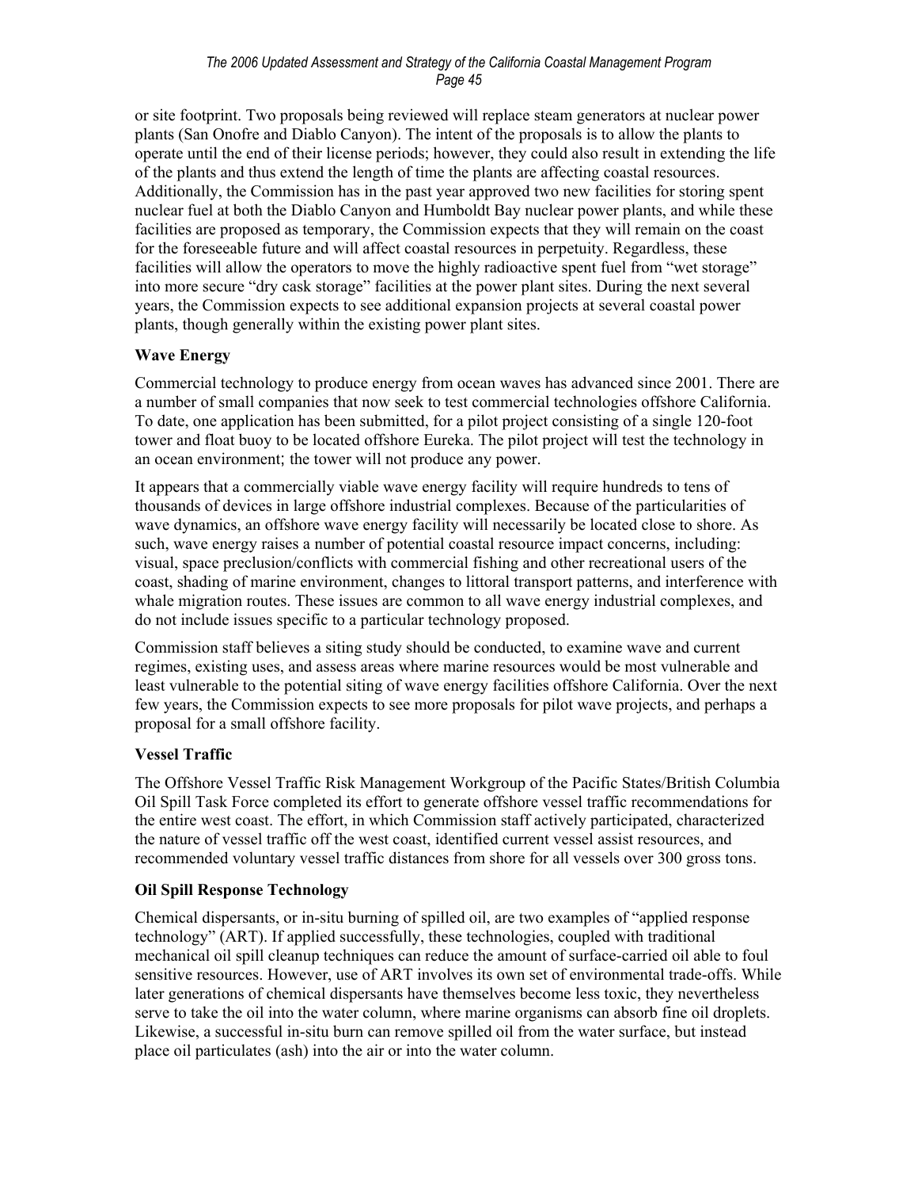or site footprint. Two proposals being reviewed will replace steam generators at nuclear power plants (San Onofre and Diablo Canyon). The intent of the proposals is to allow the plants to operate until the end of their license periods; however, they could also result in extending the life of the plants and thus extend the length of time the plants are affecting coastal resources. Additionally, the Commission has in the past year approved two new facilities for storing spent nuclear fuel at both the Diablo Canyon and Humboldt Bay nuclear power plants, and while these facilities are proposed as temporary, the Commission expects that they will remain on the coast for the foreseeable future and will affect coastal resources in perpetuity. Regardless, these facilities will allow the operators to move the highly radioactive spent fuel from "wet storage" into more secure "dry cask storage" facilities at the power plant sites. During the next several years, the Commission expects to see additional expansion projects at several coastal power plants, though generally within the existing power plant sites.

**Wave Energy**

Commercial technology to produce energy from ocean waves has advanced since 2001. There are a number of small companies that now seek to test commercial technologies offshore California. To date, one application has been submitted, for a pilot project consisting of a single 120-foot tower and float buoy to be located offshore Eureka. The pilot project will test the technology in an ocean environment; the tower will not produce any power.

It appears that a commercially viable wave energy facility will require hundreds to tens of thousands of devices in large offshore industrial complexes. Because of the particularities of wave dynamics, an offshore wave energy facility will necessarily be located close to shore. As such, wave energy raises a number of potential coastal resource impact concerns, including: visual, space preclusion/conflicts with commercial fishing and other recreational users of the coast, shading of marine environment, changes to littoral transport patterns, and interference with whale migration routes. These issues are common to all wave energy industrial complexes, and do not include issues specific to a particular technology proposed.

Commission staff believes a siting study should be conducted, to examine wave and current regimes, existing uses, and assess areas where marine resources would be most vulnerable and least vulnerable to the potential siting of wave energy facilities offshore California. Over the next few years, the Commission expects to see more proposals for pilot wave projects, and perhaps a proposal for a small offshore facility.

**Vessel Traffic**

The Offshore Vessel Traffic Risk Management Workgroup of the Pacific States/British Columbia Oil Spill Task Force completed its effort to generate offshore vessel traffic recommendations for the entire west coast. The effort, in which Commission staff actively participated, characterized the nature of vessel traffic off the west coast, identified current vessel assist resources, and recommended voluntary vessel traffic distances from shore for all vessels over 300 gross tons.

**Oil Spill Response Technology**

Chemical dispersants, or in-situ burning of spilled oil, are two examples of "applied response technology" (ART). If applied successfully, these technologies, coupled with traditional mechanical oil spill cleanup techniques can reduce the amount of surface-carried oil able to foul sensitive resources. However, use of ART involves its own set of environmental trade-offs. While later generations of chemical dispersants have themselves become less toxic, they nevertheless serve to take the oil into the water column, where marine organisms can absorb fine oil droplets. Likewise, a successful in-situ burn can remove spilled oil from the water surface, but instead place oil particulates (ash) into the air or into the water column.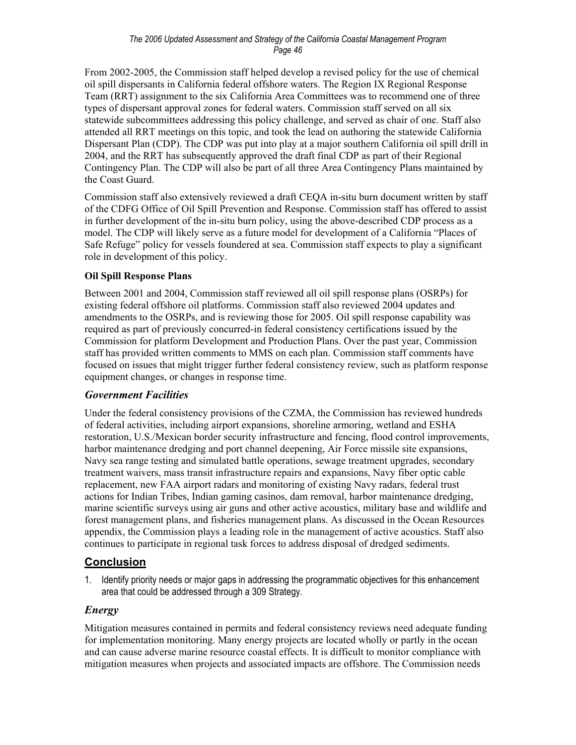From 2002-2005, the Commission staff helped develop a revised policy for the use of chemical oil spill dispersants in California federal offshore waters. The Region IX Regional Response Team (RRT) assignment to the six California Area Committees was to recommend one of three types of dispersant approval zones for federal waters. Commission staff served on all six statewide subcommittees addressing this policy challenge, and served as chair of one. Staff also attended all RRT meetings on this topic, and took the lead on authoring the statewide California Dispersant Plan (CDP). The CDP was put into play at a major southern California oil spill drill in 2004, and the RRT has subsequently approved the draft final CDP as part of their Regional Contingency Plan. The CDP will also be part of all three Area Contingency Plans maintained by the Coast Guard.

Commission staff also extensively reviewed a draft CEQA in-situ burn document written by staff of the CDFG Office of Oil Spill Prevention and Response. Commission staff has offered to assist in further development of the in-situ burn policy, using the above-described CDP process as a model. The CDP will likely serve as a future model for development of a California "Places of Safe Refuge" policy for vessels foundered at sea. Commission staff expects to play a significant role in development of this policy.

**Oil Spill Response Plans**

Between 2001 and 2004, Commission staff reviewed all oil spill response plans (OSRPs) for existing federal offshore oil platforms. Commission staff also reviewed 2004 updates and amendments to the OSRPs, and is reviewing those for 2005. Oil spill response capability was required as part of previously concurred-in federal consistency certifications issued by the Commission for platform Development and Production Plans. Over the past year, Commission staff has provided written comments to MMS on each plan. Commission staff comments have focused on issues that might trigger further federal consistency review, such as platform response equipment changes, or changes in response time.

### *Government Facilities*

Under the federal consistency provisions of the CZMA, the Commission has reviewed hundreds of federal activities, including airport expansions, shoreline armoring, wetland and ESHA restoration, U.S./Mexican border security infrastructure and fencing, flood control improvements, harbor maintenance dredging and port channel deepening, Air Force missile site expansions, Navy sea range testing and simulated battle operations, sewage treatment upgrades, secondary treatment waivers, mass transit infrastructure repairs and expansions, Navy fiber optic cable replacement, new FAA airport radars and monitoring of existing Navy radars, federal trust actions for Indian Tribes, Indian gaming casinos, dam removal, harbor maintenance dredging, marine scientific surveys using air guns and other active acoustics, military base and wildlife and forest management plans, and fisheries management plans. As discussed in the Ocean Resources appendix, the Commission plays a leading role in the management of active acoustics. Staff also continues to participate in regional task forces to address disposal of dredged sediments.

## Conclusion

1. Identify priority needs or major gaps in addressing the programmatic objectives for this enhancement area that could be addressed through a 309 Strategy.

### *Energy*

Mitigation measures contained in permits and federal consistency reviews need adequate funding for implementation monitoring. Many energy projects are located wholly or partly in the ocean and can cause adverse marine resource coastal effects. It is difficult to monitor compliance with mitigation measures when projects and associated impacts are offshore. The Commission needs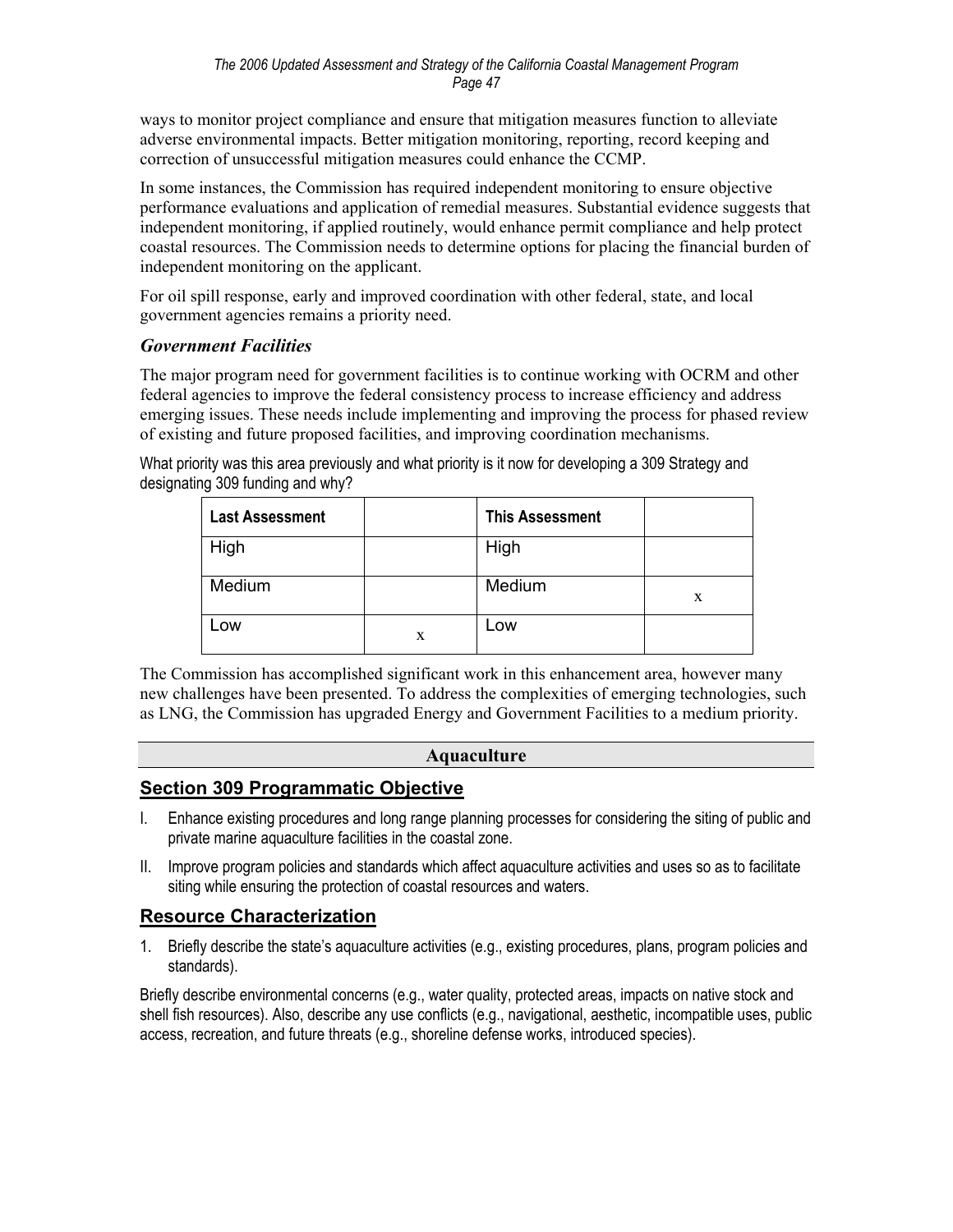ways to monitor project compliance and ensure that mitigation measures function to alleviate adverse environmental impacts. Better mitigation monitoring, reporting, record keeping and correction of unsuccessful mitigation measures could enhance the CCMP.

In some instances, the Commission has required independent monitoring to ensure objective performance evaluations and application of remedial measures. Substantial evidence suggests that independent monitoring, if applied routinely, would enhance permit compliance and help protect coastal resources. The Commission needs to determine options for placing the financial burden of independent monitoring on the applicant.

For oil spill response, early and improved coordination with other federal, state, and local government agencies remains a priority need.

### *Government Facilities*

The major program need for government facilities is to continue working with OCRM and other federal agencies to improve the federal consistency process to increase efficiency and address emerging issues. These needs include implementing and improving the process for phased review of existing and future proposed facilities, and improving coordination mechanisms.

What priority was this area previously and what priority is it now for developing a 309 Strategy and designating 309 funding and why?

| **Last Assessment** | | **This Assessment** | |
|---|---|---|---|
| High | | High | |
| Medium | | Medium | x |
| Low | x | Low | |

The Commission has accomplished significant work in this enhancement area, however many new challenges have been presented. To address the complexities of emerging technologies, such as LNG, the Commission has upgraded Energy and Government Facilities to a medium priority.

## Aquaculture

## Section 309 Programmatic Objective

I. Enhance existing procedures and long range planning processes for considering the siting of public and private marine aquaculture facilities in the coastal zone.

II. Improve program policies and standards which affect aquaculture activities and uses so as to facilitate siting while ensuring the protection of coastal resources and waters.

## Resource Characterization

1. Briefly describe the state's aquaculture activities (e.g., existing procedures, plans, program policies and standards).

Briefly describe environmental concerns (e.g., water quality, protected areas, impacts on native stock and shell fish resources). Also, describe any use conflicts (e.g., navigational, aesthetic, incompatible uses, public access, recreation, and future threats (e.g., shoreline defense works, introduced species).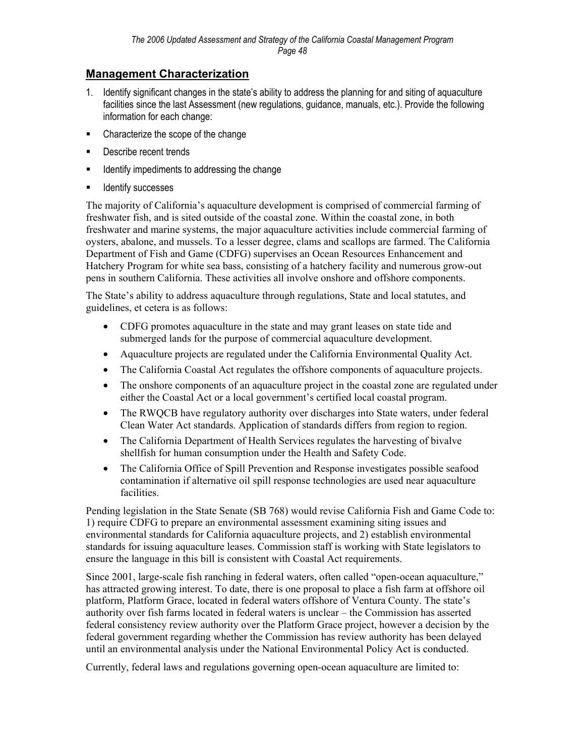## Management Characterization

1. Identify significant changes in the state's ability to address the planning for and siting of aquaculture facilities since the last Assessment (new regulations, guidance, manuals, etc.). Provide the following information for each change:

- Characterize the scope of the change
- Describe recent trends
- Identify impediments to addressing the change
- Identify successes

The majority of California's aquaculture development is comprised of commercial farming of freshwater fish, and is sited outside of the coastal zone. Within the coastal zone, in both freshwater and marine systems, the major aquaculture activities include commercial farming of oysters, abalone, and mussels. To a lesser degree, clams and scallops are farmed. The California Department of Fish and Game (CDFG) supervises an Ocean Resources Enhancement and Hatchery Program for white sea bass, consisting of a hatchery facility and numerous grow-out pens in southern California. These activities all involve onshore and offshore components.

The State's ability to address aquaculture through regulations, State and local statutes, and guidelines, et cetera is as follows:

- CDFG promotes aquaculture in the state and may grant leases on state tide and submerged lands for the purpose of commercial aquaculture development.
- Aquaculture projects are regulated under the California Environmental Quality Act.
- The California Coastal Act regulates the offshore components of aquaculture projects.
- The onshore components of an aquaculture project in the coastal zone are regulated under either the Coastal Act or a local government's certified local coastal program.
- The RWQCB have regulatory authority over discharges into State waters, under federal Clean Water Act standards. Application of standards differs from region to region.
- The California Department of Health Services regulates the harvesting of bivalve shellfish for human consumption under the Health and Safety Code.
- The California Office of Spill Prevention and Response investigates possible seafood contamination if alternative oil spill response technologies are used near aquaculture facilities.

Pending legislation in the State Senate (SB 768) would revise California Fish and Game Code to: 1) require CDFG to prepare an environmental assessment examining siting issues and environmental standards for California aquaculture projects, and 2) establish environmental standards for issuing aquaculture leases. Commission staff is working with State legislators to ensure the language in this bill is consistent with Coastal Act requirements.

Since 2001, large-scale fish ranching in federal waters, often called "open-ocean aquaculture," has attracted growing interest. To date, there is one proposal to place a fish farm at offshore oil platform, Platform Grace, located in federal waters offshore of Ventura County. The state's authority over fish farms located in federal waters is unclear – the Commission has asserted federal consistency review authority over the Platform Grace project, however a decision by the federal government regarding whether the Commission has review authority has been delayed until an environmental analysis under the National Environmental Policy Act is conducted.

Currently, federal laws and regulations governing open-ocean aquaculture are limited to: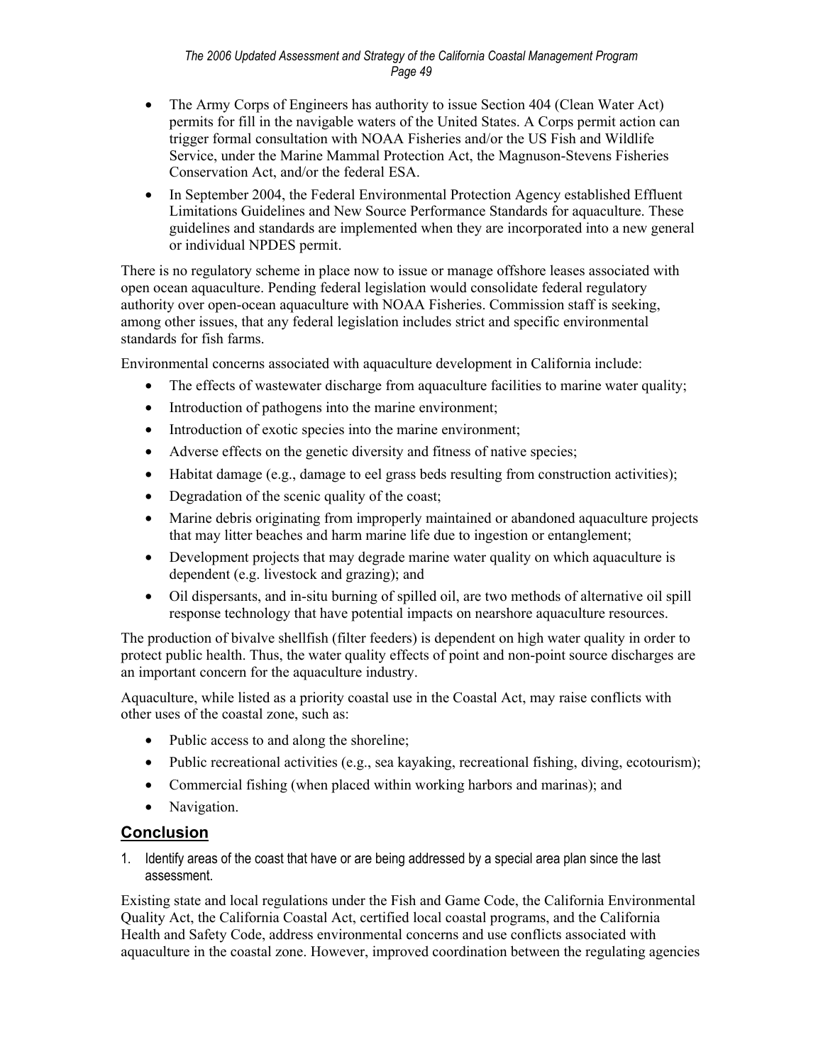- The Army Corps of Engineers has authority to issue Section 404 (Clean Water Act) permits for fill in the navigable waters of the United States. A Corps permit action can trigger formal consultation with NOAA Fisheries and/or the US Fish and Wildlife Service, under the Marine Mammal Protection Act, the Magnuson-Stevens Fisheries Conservation Act, and/or the federal ESA.
- In September 2004, the Federal Environmental Protection Agency established Effluent Limitations Guidelines and New Source Performance Standards for aquaculture. These guidelines and standards are implemented when they are incorporated into a new general or individual NPDES permit.

There is no regulatory scheme in place now to issue or manage offshore leases associated with open ocean aquaculture. Pending federal legislation would consolidate federal regulatory authority over open-ocean aquaculture with NOAA Fisheries. Commission staff is seeking, among other issues, that any federal legislation includes strict and specific environmental standards for fish farms.

Environmental concerns associated with aquaculture development in California include:

- The effects of wastewater discharge from aquaculture facilities to marine water quality;
- Introduction of pathogens into the marine environment;
- Introduction of exotic species into the marine environment;
- Adverse effects on the genetic diversity and fitness of native species;
- Habitat damage (e.g., damage to eel grass beds resulting from construction activities);
- Degradation of the scenic quality of the coast;
- Marine debris originating from improperly maintained or abandoned aquaculture projects that may litter beaches and harm marine life due to ingestion or entanglement;
- Development projects that may degrade marine water quality on which aquaculture is dependent (e.g. livestock and grazing); and
- Oil dispersants, and in-situ burning of spilled oil, are two methods of alternative oil spill response technology that have potential impacts on nearshore aquaculture resources.

The production of bivalve shellfish (filter feeders) is dependent on high water quality in order to protect public health. Thus, the water quality effects of point and non-point source discharges are an important concern for the aquaculture industry.

Aquaculture, while listed as a priority coastal use in the Coastal Act, may raise conflicts with other uses of the coastal zone, such as:

- Public access to and along the shoreline;
- Public recreational activities (e.g., sea kayaking, recreational fishing, diving, ecotourism);
- Commercial fishing (when placed within working harbors and marinas); and
- Navigation.

## Conclusion

1. Identify areas of the coast that have or are being addressed by a special area plan since the last assessment.

Existing state and local regulations under the Fish and Game Code, the California Environmental Quality Act, the California Coastal Act, certified local coastal programs, and the California Health and Safety Code, address environmental concerns and use conflicts associated with aquaculture in the coastal zone. However, improved coordination between the regulating agencies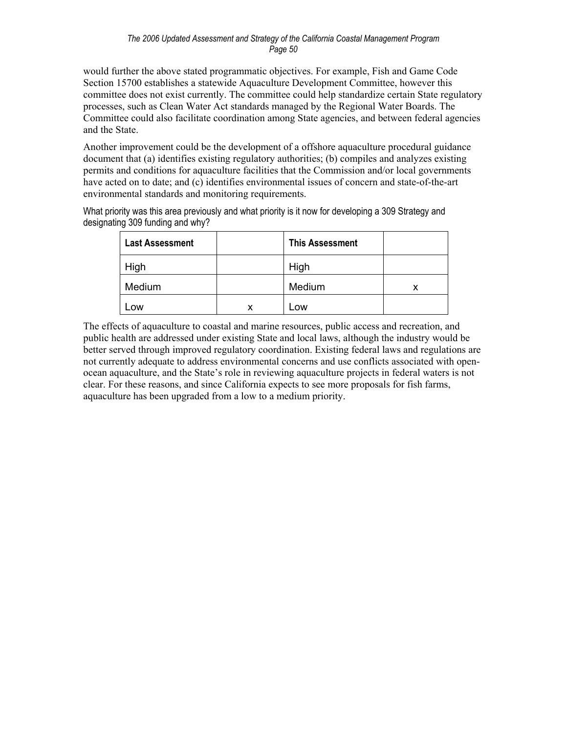would further the above stated programmatic objectives. For example, Fish and Game Code Section 15700 establishes a statewide Aquaculture Development Committee, however this committee does not exist currently. The committee could help standardize certain State regulatory processes, such as Clean Water Act standards managed by the Regional Water Boards. The Committee could also facilitate coordination among State agencies, and between federal agencies and the State.

Another improvement could be the development of a offshore aquaculture procedural guidance document that (a) identifies existing regulatory authorities; (b) compiles and analyzes existing permits and conditions for aquaculture facilities that the Commission and/or local governments have acted on to date; and (c) identifies environmental issues of concern and state-of-the-art environmental standards and monitoring requirements.

What priority was this area previously and what priority is it now for developing a 309 Strategy and designating 309 funding and why?

| **Last Assessment** | | **This Assessment** | |
|---|---|---|---|
| High | | High | |
| Medium | | Medium | x |
| Low | x | Low | |

The effects of aquaculture to coastal and marine resources, public access and recreation, and public health are addressed under existing State and local laws, although the industry would be better served through improved regulatory coordination. Existing federal laws and regulations are not currently adequate to address environmental concerns and use conflicts associated with open-ocean aquaculture, and the State's role in reviewing aquaculture projects in federal waters is not clear. For these reasons, and since California expects to see more proposals for fish farms, aquaculture has been upgraded from a low to a medium priority.